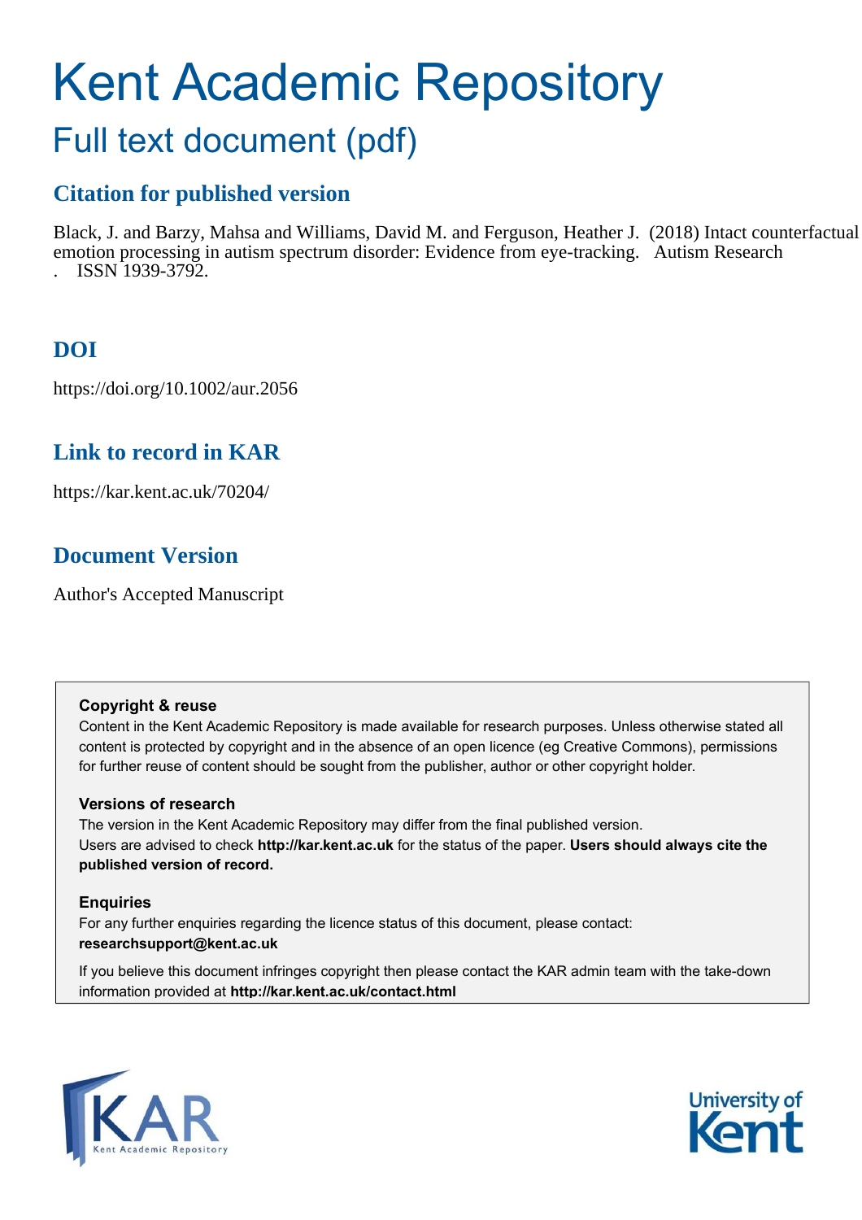# Kent Academic Repository

## Full text document (pdf)

### Citation for published version

Black, J. and Barzy, Mahsa and Williams, David M. and Ferguson, Heather J. (2018) Intact counterfactual emotion processing in autism spectrum disorder: Evidence from eye-tracking. Autism Research . ISSN 1939-3792.

### DOI

https://doi.org/10.1002/aur.2056

### Link to record in KAR

https://kar.kent.ac.uk/70204/

### Document Version

Author's Accepted Manuscript

**Copyright & reuse**
Content in the Kent Academic Repository is made available for research purposes. Unless otherwise stated all content is protected by copyright and in the absence of an open licence (eg Creative Commons), permissions for further reuse of content should be sought from the publisher, author or other copyright holder.

**Versions of research**
The version in the Kent Academic Repository may differ from the final published version.
Users are advised to check **http://kar.kent.ac.uk** for the status of the paper. **Users should always cite the published version of record.**

**Enquiries**
For any further enquiries regarding the licence status of this document, please contact:
**researchsupport@kent.ac.uk**

If you believe this document infringes copyright then please contact the KAR admin team with the take-down information provided at **http://kar.kent.ac.uk/contact.html**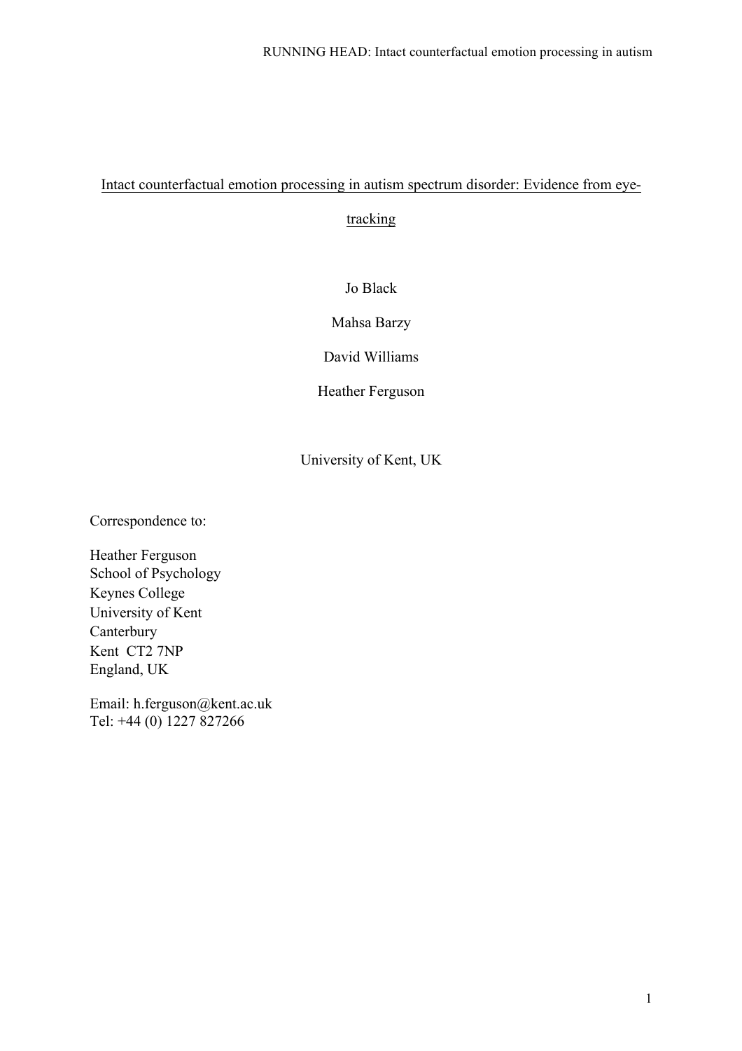Intact counterfactual emotion processing in autism spectrum disorder: Evidence from eye-tracking

Jo Black

Mahsa Barzy

David Williams

Heather Ferguson

University of Kent, UK

Correspondence to:

Heather Ferguson
School of Psychology
Keynes College
University of Kent
Canterbury
Kent CT2 7NP
England, UK

Email: h.ferguson@kent.ac.uk
Tel: +44 (0) 1227 827266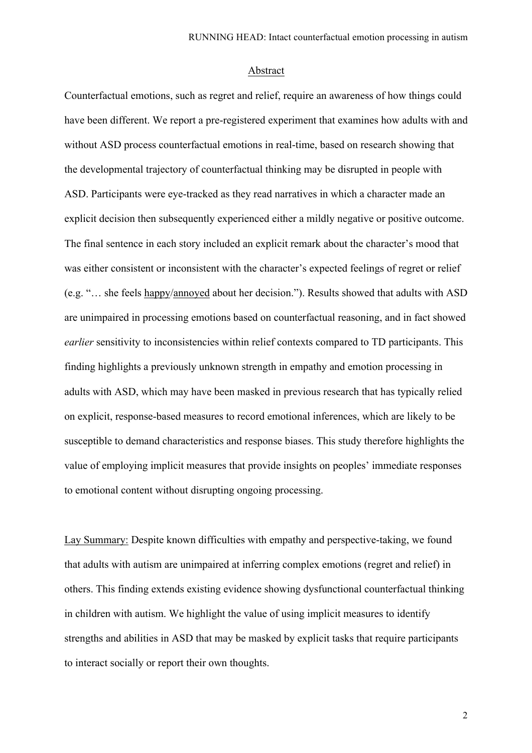## Abstract

Counterfactual emotions, such as regret and relief, require an awareness of how things could have been different. We report a pre-registered experiment that examines how adults with and without ASD process counterfactual emotions in real-time, based on research showing that the developmental trajectory of counterfactual thinking may be disrupted in people with ASD. Participants were eye-tracked as they read narratives in which a character made an explicit decision then subsequently experienced either a mildly negative or positive outcome. The final sentence in each story included an explicit remark about the character's mood that was either consistent or inconsistent with the character's expected feelings of regret or relief (e.g. "… she feels happy/annoyed about her decision."). Results showed that adults with ASD are unimpaired in processing emotions based on counterfactual reasoning, and in fact showed *earlier* sensitivity to inconsistencies within relief contexts compared to TD participants. This finding highlights a previously unknown strength in empathy and emotion processing in adults with ASD, which may have been masked in previous research that has typically relied on explicit, response-based measures to record emotional inferences, which are likely to be susceptible to demand characteristics and response biases. This study therefore highlights the value of employing implicit measures that provide insights on peoples' immediate responses to emotional content without disrupting ongoing processing.

Lay Summary: Despite known difficulties with empathy and perspective-taking, we found that adults with autism are unimpaired at inferring complex emotions (regret and relief) in others. This finding extends existing evidence showing dysfunctional counterfactual thinking in children with autism. We highlight the value of using implicit measures to identify strengths and abilities in ASD that may be masked by explicit tasks that require participants to interact socially or report their own thoughts.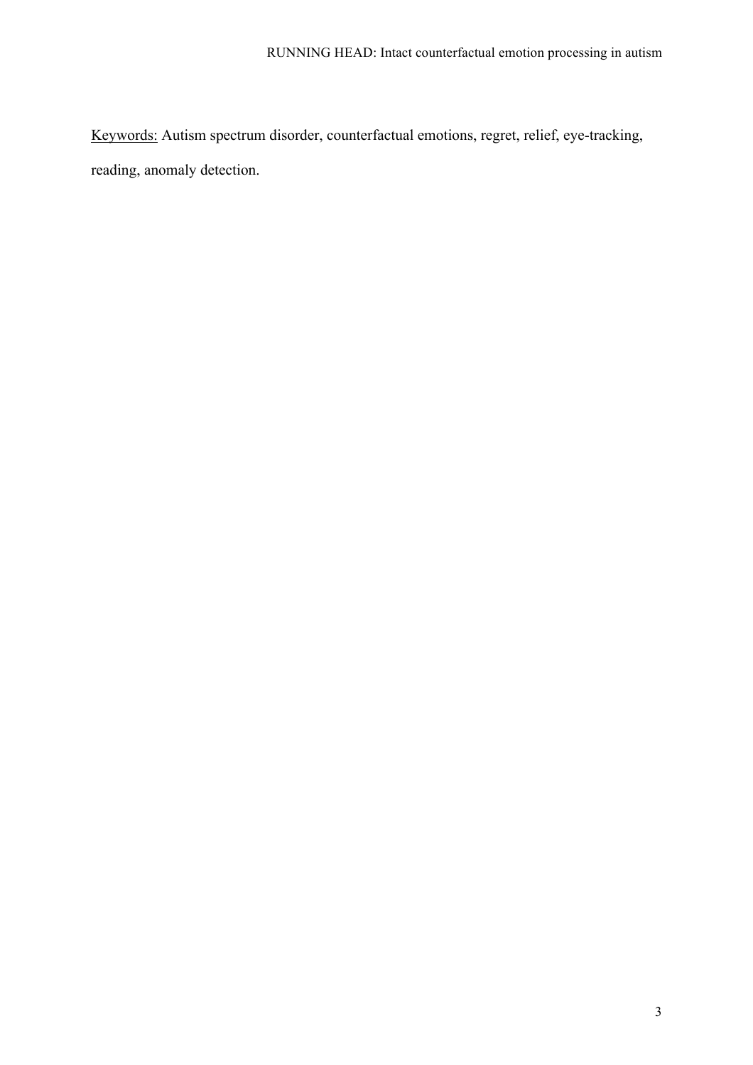<u>Keywords:</u> Autism spectrum disorder, counterfactual emotions, regret, relief, eye-tracking, reading, anomaly detection.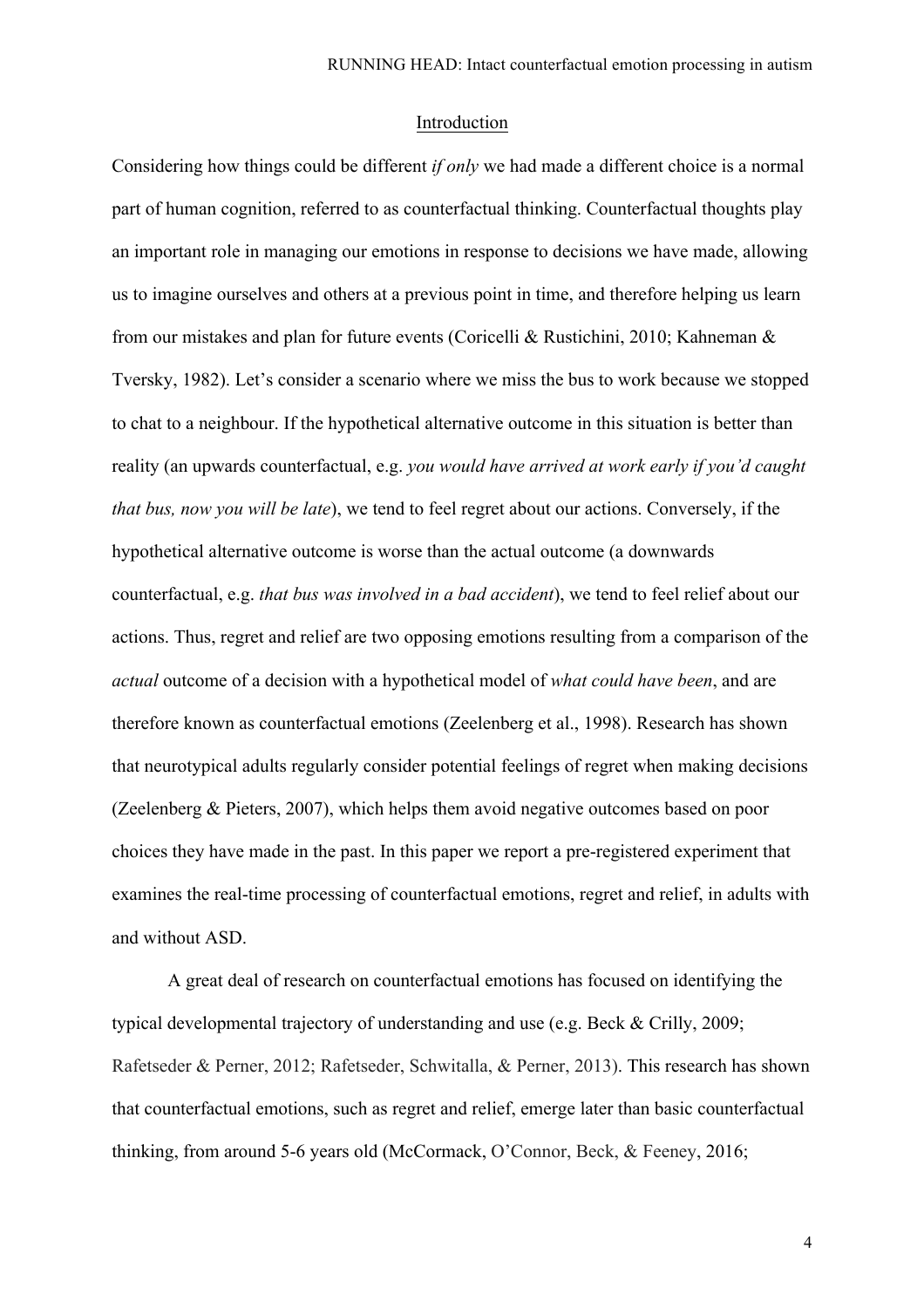## Introduction

Considering how things could be different *if only* we had made a different choice is a normal part of human cognition, referred to as counterfactual thinking. Counterfactual thoughts play an important role in managing our emotions in response to decisions we have made, allowing us to imagine ourselves and others at a previous point in time, and therefore helping us learn from our mistakes and plan for future events (Coricelli & Rustichini, 2010; Kahneman & Tversky, 1982). Let's consider a scenario where we miss the bus to work because we stopped to chat to a neighbour. If the hypothetical alternative outcome in this situation is better than reality (an upwards counterfactual, e.g. *you would have arrived at work early if you'd caught that bus, now you will be late*), we tend to feel regret about our actions. Conversely, if the hypothetical alternative outcome is worse than the actual outcome (a downwards counterfactual, e.g. *that bus was involved in a bad accident*), we tend to feel relief about our actions. Thus, regret and relief are two opposing emotions resulting from a comparison of the *actual* outcome of a decision with a hypothetical model of *what could have been*, and are therefore known as counterfactual emotions (Zeelenberg et al., 1998). Research has shown that neurotypical adults regularly consider potential feelings of regret when making decisions (Zeelenberg & Pieters, 2007), which helps them avoid negative outcomes based on poor choices they have made in the past. In this paper we report a pre-registered experiment that examines the real-time processing of counterfactual emotions, regret and relief, in adults with and without ASD.

A great deal of research on counterfactual emotions has focused on identifying the typical developmental trajectory of understanding and use (e.g. Beck & Crilly, 2009; Rafetseder & Perner, 2012; Rafetseder, Schwitalla, & Perner, 2013). This research has shown that counterfactual emotions, such as regret and relief, emerge later than basic counterfactual thinking, from around 5-6 years old (McCormack, O'Connor, Beck, & Feeney, 2016;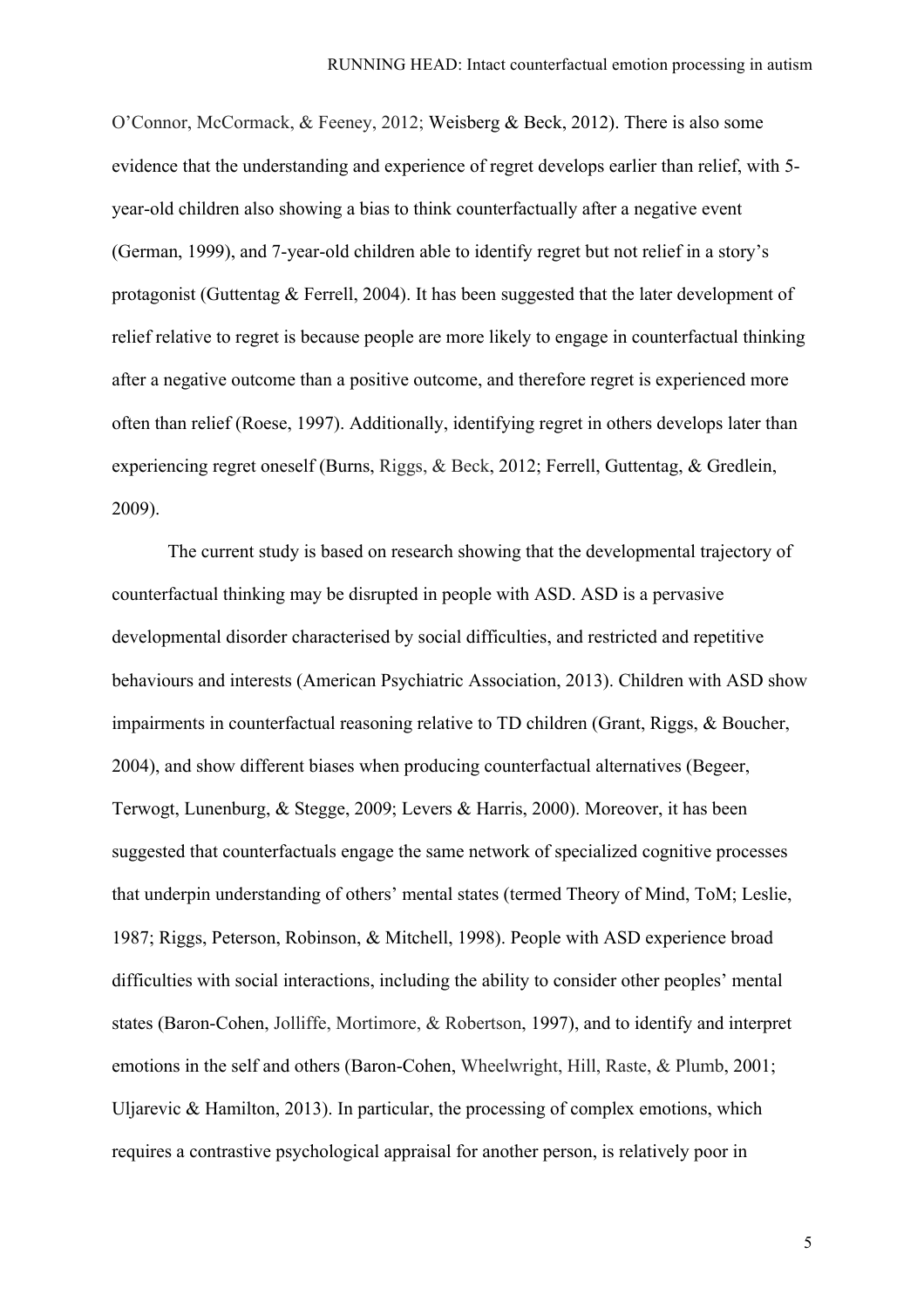O'Connor, McCormack, & Feeney, 2012; Weisberg & Beck, 2012). There is also some evidence that the understanding and experience of regret develops earlier than relief, with 5-year-old children also showing a bias to think counterfactually after a negative event (German, 1999), and 7-year-old children able to identify regret but not relief in a story's protagonist (Guttentag & Ferrell, 2004). It has been suggested that the later development of relief relative to regret is because people are more likely to engage in counterfactual thinking after a negative outcome than a positive outcome, and therefore regret is experienced more often than relief (Roese, 1997). Additionally, identifying regret in others develops later than experiencing regret oneself (Burns, Riggs, & Beck, 2012; Ferrell, Guttentag, & Gredlein, 2009).

The current study is based on research showing that the developmental trajectory of counterfactual thinking may be disrupted in people with ASD. ASD is a pervasive developmental disorder characterised by social difficulties, and restricted and repetitive behaviours and interests (American Psychiatric Association, 2013). Children with ASD show impairments in counterfactual reasoning relative to TD children (Grant, Riggs, & Boucher, 2004), and show different biases when producing counterfactual alternatives (Begeer, Terwogt, Lunenburg, & Stegge, 2009; Levers & Harris, 2000). Moreover, it has been suggested that counterfactuals engage the same network of specialized cognitive processes that underpin understanding of others' mental states (termed Theory of Mind, ToM; Leslie, 1987; Riggs, Peterson, Robinson, & Mitchell, 1998). People with ASD experience broad difficulties with social interactions, including the ability to consider other peoples' mental states (Baron-Cohen, Jolliffe, Mortimore, & Robertson, 1997), and to identify and interpret emotions in the self and others (Baron-Cohen, Wheelwright, Hill, Raste, & Plumb, 2001; Uljarevic & Hamilton, 2013). In particular, the processing of complex emotions, which requires a contrastive psychological appraisal for another person, is relatively poor in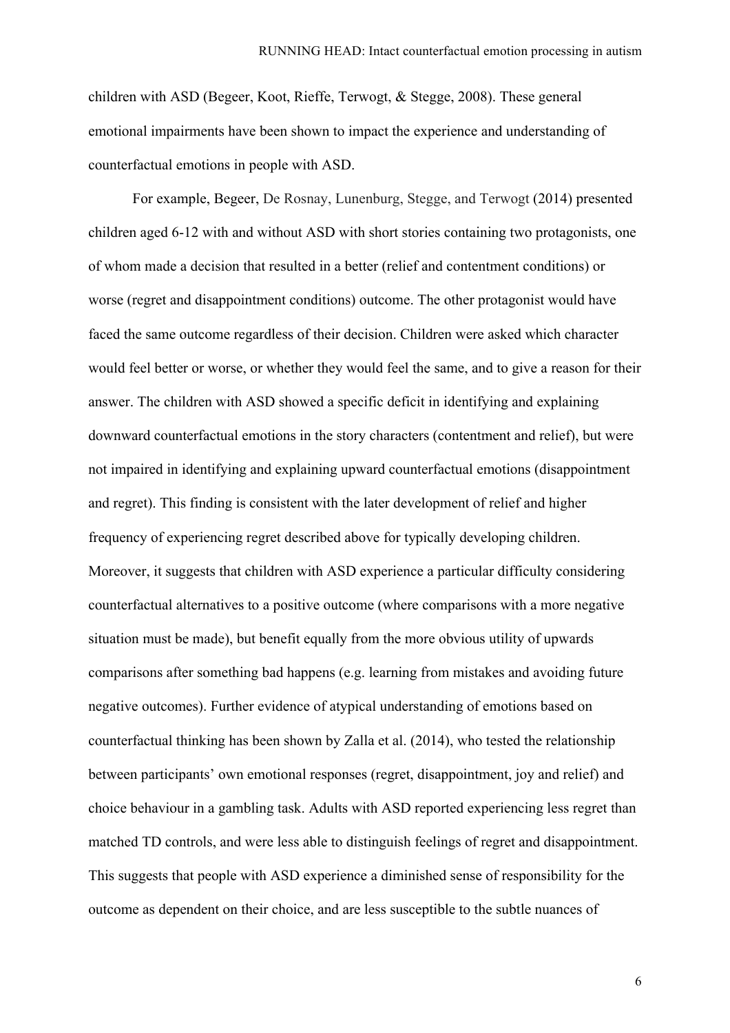children with ASD (Begeer, Koot, Rieffe, Terwogt, & Stegge, 2008). These general emotional impairments have been shown to impact the experience and understanding of counterfactual emotions in people with ASD.

For example, Begeer, De Rosnay, Lunenburg, Stegge, and Terwogt (2014) presented children aged 6-12 with and without ASD with short stories containing two protagonists, one of whom made a decision that resulted in a better (relief and contentment conditions) or worse (regret and disappointment conditions) outcome. The other protagonist would have faced the same outcome regardless of their decision. Children were asked which character would feel better or worse, or whether they would feel the same, and to give a reason for their answer. The children with ASD showed a specific deficit in identifying and explaining downward counterfactual emotions in the story characters (contentment and relief), but were not impaired in identifying and explaining upward counterfactual emotions (disappointment and regret). This finding is consistent with the later development of relief and higher frequency of experiencing regret described above for typically developing children. Moreover, it suggests that children with ASD experience a particular difficulty considering counterfactual alternatives to a positive outcome (where comparisons with a more negative situation must be made), but benefit equally from the more obvious utility of upwards comparisons after something bad happens (e.g. learning from mistakes and avoiding future negative outcomes). Further evidence of atypical understanding of emotions based on counterfactual thinking has been shown by Zalla et al. (2014), who tested the relationship between participants' own emotional responses (regret, disappointment, joy and relief) and choice behaviour in a gambling task. Adults with ASD reported experiencing less regret than matched TD controls, and were less able to distinguish feelings of regret and disappointment. This suggests that people with ASD experience a diminished sense of responsibility for the outcome as dependent on their choice, and are less susceptible to the subtle nuances of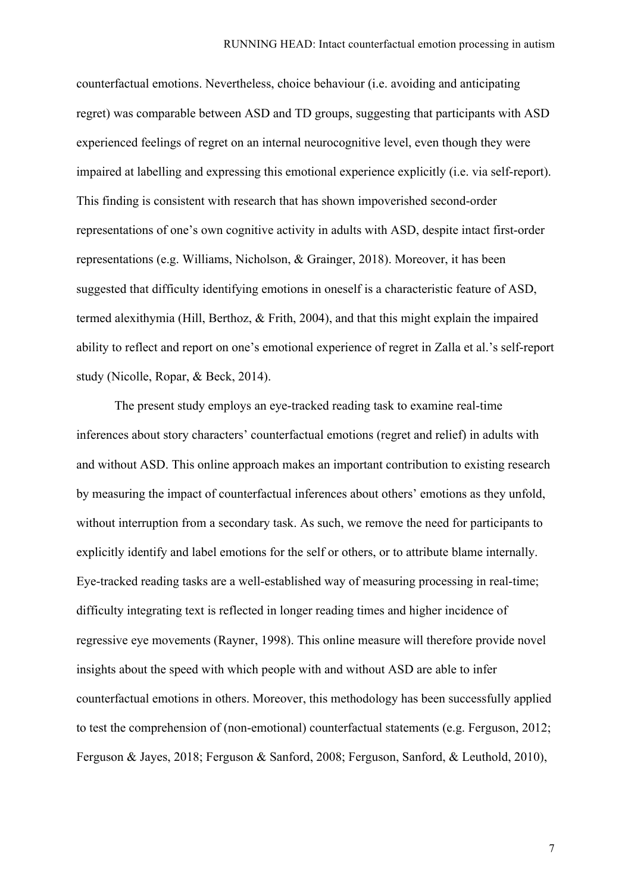counterfactual emotions. Nevertheless, choice behaviour (i.e. avoiding and anticipating regret) was comparable between ASD and TD groups, suggesting that participants with ASD experienced feelings of regret on an internal neurocognitive level, even though they were impaired at labelling and expressing this emotional experience explicitly (i.e. via self-report). This finding is consistent with research that has shown impoverished second-order representations of one's own cognitive activity in adults with ASD, despite intact first-order representations (e.g. Williams, Nicholson, & Grainger, 2018). Moreover, it has been suggested that difficulty identifying emotions in oneself is a characteristic feature of ASD, termed alexithymia (Hill, Berthoz, & Frith, 2004), and that this might explain the impaired ability to reflect and report on one's emotional experience of regret in Zalla et al.'s self-report study (Nicolle, Ropar, & Beck, 2014).

The present study employs an eye-tracked reading task to examine real-time inferences about story characters' counterfactual emotions (regret and relief) in adults with and without ASD. This online approach makes an important contribution to existing research by measuring the impact of counterfactual inferences about others' emotions as they unfold, without interruption from a secondary task. As such, we remove the need for participants to explicitly identify and label emotions for the self or others, or to attribute blame internally. Eye-tracked reading tasks are a well-established way of measuring processing in real-time; difficulty integrating text is reflected in longer reading times and higher incidence of regressive eye movements (Rayner, 1998). This online measure will therefore provide novel insights about the speed with which people with and without ASD are able to infer counterfactual emotions in others. Moreover, this methodology has been successfully applied to test the comprehension of (non-emotional) counterfactual statements (e.g. Ferguson, 2012; Ferguson & Jayes, 2018; Ferguson & Sanford, 2008; Ferguson, Sanford, & Leuthold, 2010),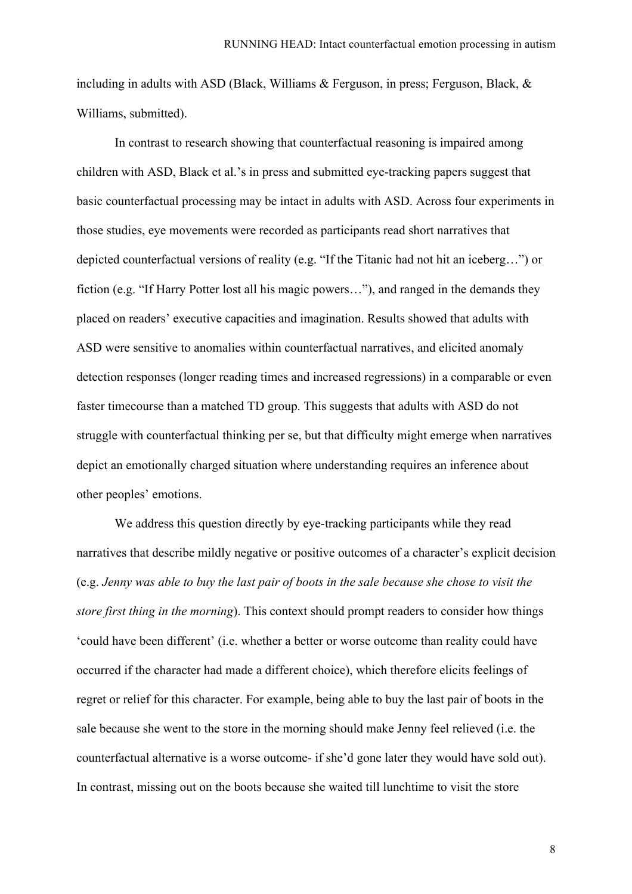including in adults with ASD (Black, Williams & Ferguson, in press; Ferguson, Black, & Williams, submitted).

In contrast to research showing that counterfactual reasoning is impaired among children with ASD, Black et al.'s in press and submitted eye-tracking papers suggest that basic counterfactual processing may be intact in adults with ASD. Across four experiments in those studies, eye movements were recorded as participants read short narratives that depicted counterfactual versions of reality (e.g. "If the Titanic had not hit an iceberg…") or fiction (e.g. "If Harry Potter lost all his magic powers…"), and ranged in the demands they placed on readers' executive capacities and imagination. Results showed that adults with ASD were sensitive to anomalies within counterfactual narratives, and elicited anomaly detection responses (longer reading times and increased regressions) in a comparable or even faster timecourse than a matched TD group. This suggests that adults with ASD do not struggle with counterfactual thinking per se, but that difficulty might emerge when narratives depict an emotionally charged situation where understanding requires an inference about other peoples' emotions.

We address this question directly by eye-tracking participants while they read narratives that describe mildly negative or positive outcomes of a character's explicit decision (e.g. *Jenny was able to buy the last pair of boots in the sale because she chose to visit the store first thing in the morning*). This context should prompt readers to consider how things 'could have been different' (i.e. whether a better or worse outcome than reality could have occurred if the character had made a different choice), which therefore elicits feelings of regret or relief for this character. For example, being able to buy the last pair of boots in the sale because she went to the store in the morning should make Jenny feel relieved (i.e. the counterfactual alternative is a worse outcome- if she'd gone later they would have sold out). In contrast, missing out on the boots because she waited till lunchtime to visit the store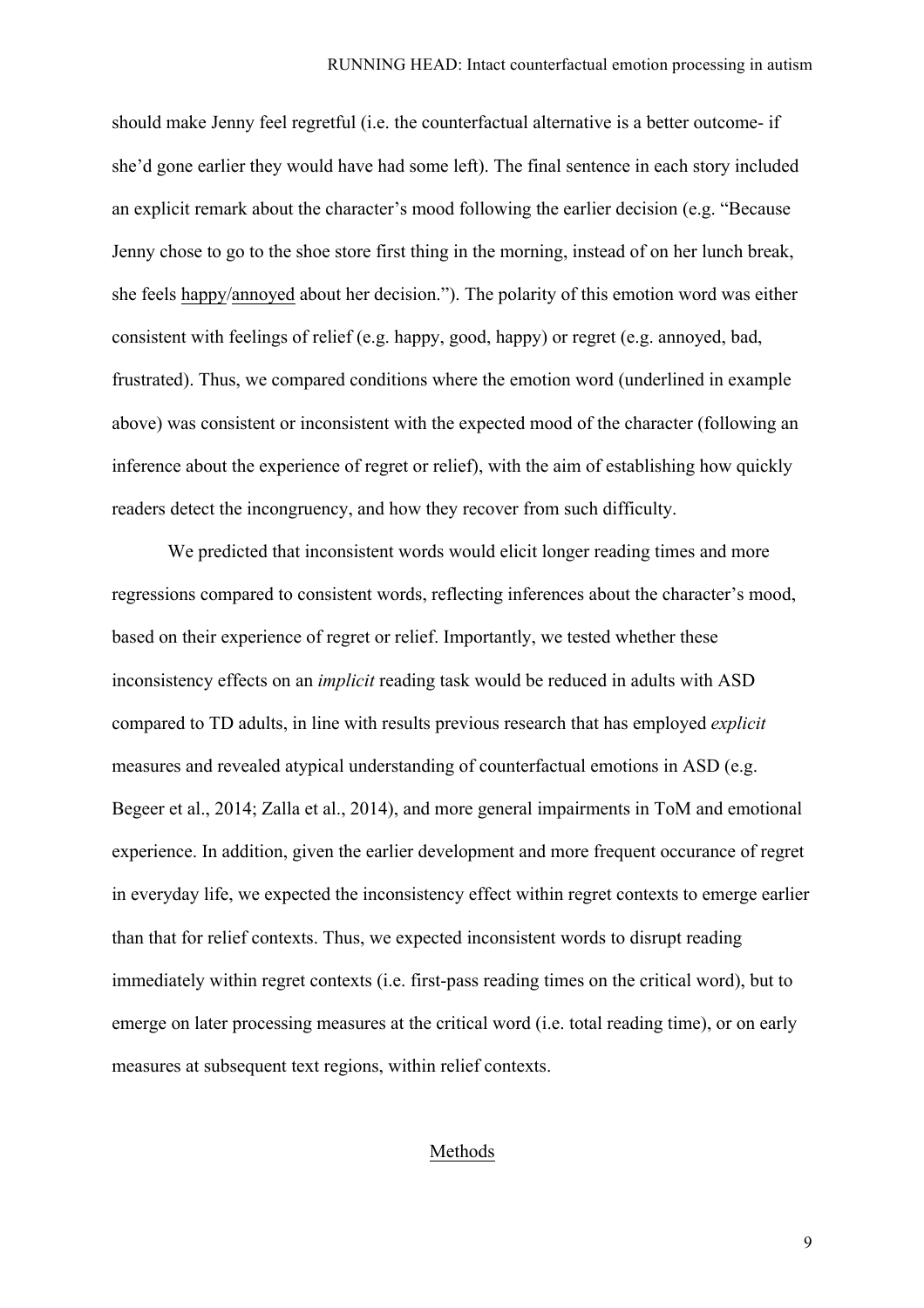should make Jenny feel regretful (i.e. the counterfactual alternative is a better outcome- if she'd gone earlier they would have had some left). The final sentence in each story included an explicit remark about the character's mood following the earlier decision (e.g. "Because Jenny chose to go to the shoe store first thing in the morning, instead of on her lunch break, she feels happy/annoyed about her decision."). The polarity of this emotion word was either consistent with feelings of relief (e.g. happy, good, happy) or regret (e.g. annoyed, bad, frustrated). Thus, we compared conditions where the emotion word (underlined in example above) was consistent or inconsistent with the expected mood of the character (following an inference about the experience of regret or relief), with the aim of establishing how quickly readers detect the incongruency, and how they recover from such difficulty.

We predicted that inconsistent words would elicit longer reading times and more regressions compared to consistent words, reflecting inferences about the character's mood, based on their experience of regret or relief. Importantly, we tested whether these inconsistency effects on an *implicit* reading task would be reduced in adults with ASD compared to TD adults, in line with results previous research that has employed *explicit* measures and revealed atypical understanding of counterfactual emotions in ASD (e.g. Begeer et al., 2014; Zalla et al., 2014), and more general impairments in ToM and emotional experience. In addition, given the earlier development and more frequent occurance of regret in everyday life, we expected the inconsistency effect within regret contexts to emerge earlier than that for relief contexts. Thus, we expected inconsistent words to disrupt reading immediately within regret contexts (i.e. first-pass reading times on the critical word), but to emerge on later processing measures at the critical word (i.e. total reading time), or on early measures at subsequent text regions, within relief contexts.

## Methods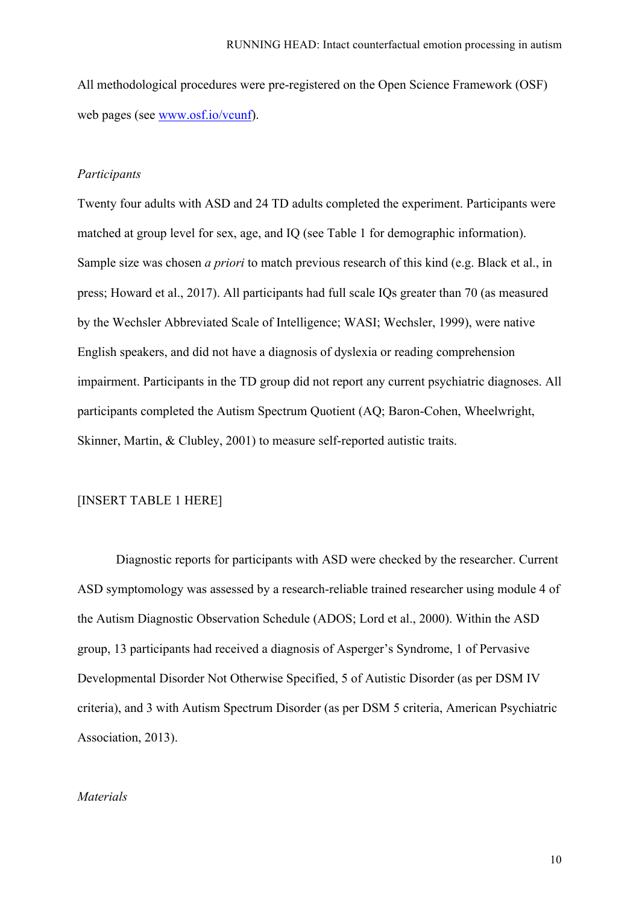All methodological procedures were pre-registered on the Open Science Framework (OSF) web pages (see [www.osf.io/vcunf](www.osf.io/vcunf)).

*Participants*

Twenty four adults with ASD and 24 TD adults completed the experiment. Participants were matched at group level for sex, age, and IQ (see Table 1 for demographic information). Sample size was chosen *a priori* to match previous research of this kind (e.g. Black et al., in press; Howard et al., 2017). All participants had full scale IQs greater than 70 (as measured by the Wechsler Abbreviated Scale of Intelligence; WASI; Wechsler, 1999), were native English speakers, and did not have a diagnosis of dyslexia or reading comprehension impairment. Participants in the TD group did not report any current psychiatric diagnoses. All participants completed the Autism Spectrum Quotient (AQ; Baron-Cohen, Wheelwright, Skinner, Martin, & Clubley, 2001) to measure self-reported autistic traits.

[INSERT TABLE 1 HERE]

Diagnostic reports for participants with ASD were checked by the researcher. Current ASD symptomology was assessed by a research-reliable trained researcher using module 4 of the Autism Diagnostic Observation Schedule (ADOS; Lord et al., 2000). Within the ASD group, 13 participants had received a diagnosis of Asperger's Syndrome, 1 of Pervasive Developmental Disorder Not Otherwise Specified, 5 of Autistic Disorder (as per DSM IV criteria), and 3 with Autism Spectrum Disorder (as per DSM 5 criteria, American Psychiatric Association, 2013).

*Materials*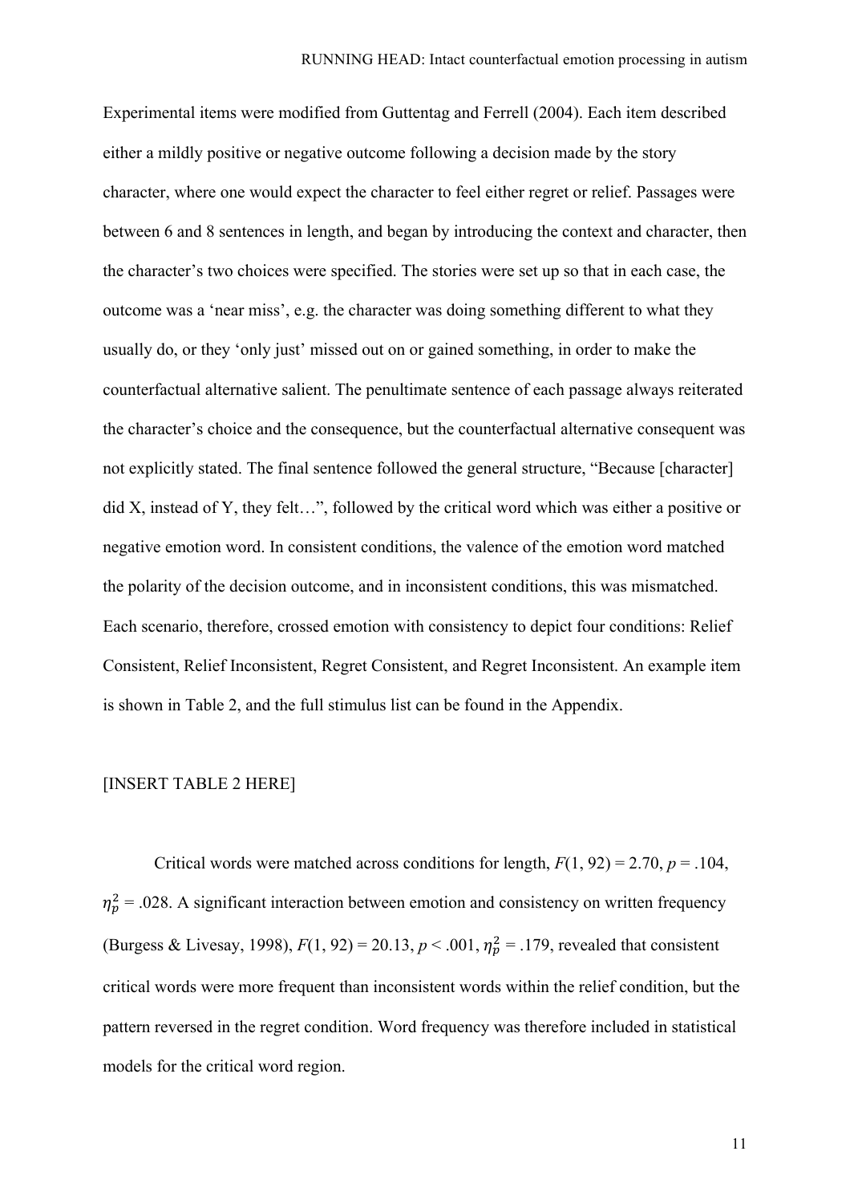Experimental items were modified from Guttentag and Ferrell (2004). Each item described either a mildly positive or negative outcome following a decision made by the story character, where one would expect the character to feel either regret or relief. Passages were between 6 and 8 sentences in length, and began by introducing the context and character, then the character's two choices were specified. The stories were set up so that in each case, the outcome was a 'near miss', e.g. the character was doing something different to what they usually do, or they 'only just' missed out on or gained something, in order to make the counterfactual alternative salient. The penultimate sentence of each passage always reiterated the character's choice and the consequence, but the counterfactual alternative consequent was not explicitly stated. The final sentence followed the general structure, "Because [character] did X, instead of Y, they felt…", followed by the critical word which was either a positive or negative emotion word. In consistent conditions, the valence of the emotion word matched the polarity of the decision outcome, and in inconsistent conditions, this was mismatched. Each scenario, therefore, crossed emotion with consistency to depict four conditions: Relief Consistent, Relief Inconsistent, Regret Consistent, and Regret Inconsistent. An example item is shown in Table 2, and the full stimulus list can be found in the Appendix.

[INSERT TABLE 2 HERE]

Critical words were matched across conditions for length, $F(1, 92) = 2.70$, $p = .104$, $\eta_p^2 = .028$. A significant interaction between emotion and consistency on written frequency (Burgess & Livesay, 1998), $F(1, 92) = 20.13$, $p < .001$, $\eta_p^2 = .179$, revealed that consistent critical words were more frequent than inconsistent words within the relief condition, but the pattern reversed in the regret condition. Word frequency was therefore included in statistical models for the critical word region.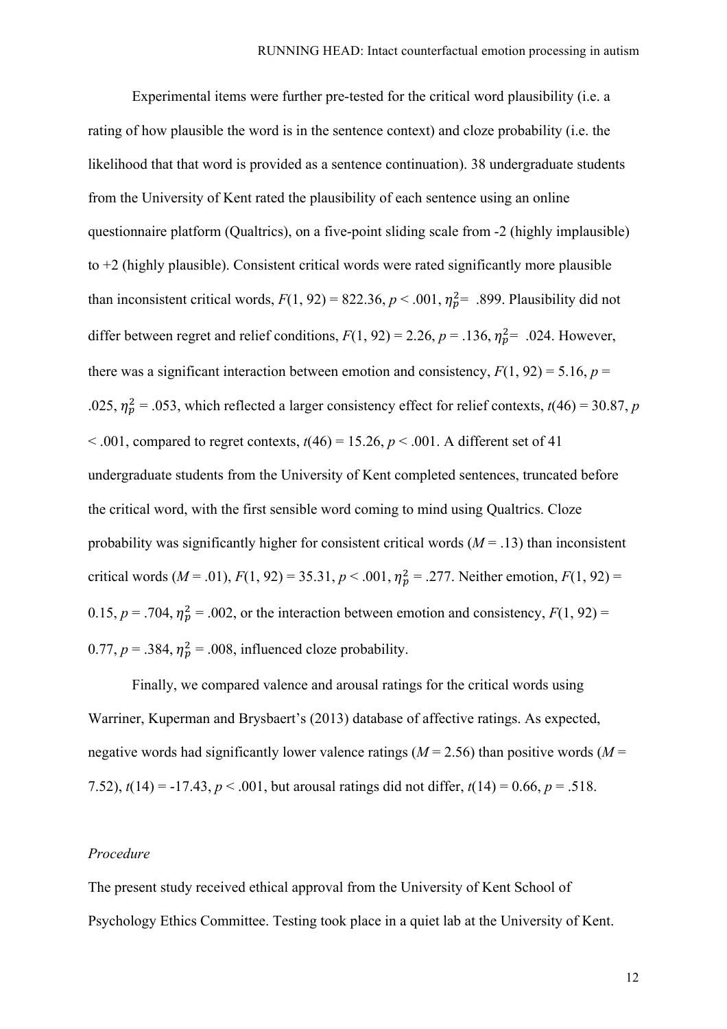Experimental items were further pre-tested for the critical word plausibility (i.e. a rating of how plausible the word is in the sentence context) and cloze probability (i.e. the likelihood that that word is provided as a sentence continuation). 38 undergraduate students from the University of Kent rated the plausibility of each sentence using an online questionnaire platform (Qualtrics), on a five-point sliding scale from -2 (highly implausible) to +2 (highly plausible). Consistent critical words were rated significantly more plausible than inconsistent critical words, $F(1, 92) = 822.36$, $p < .001$, $\eta_p^2 = .899$. Plausibility did not differ between regret and relief conditions, $F(1, 92) = 2.26$, $p = .136$, $\eta_p^2 = .024$. However, there was a significant interaction between emotion and consistency, $F(1, 92) = 5.16$, $p = .025$, $\eta_p^2 = .053$, which reflected a larger consistency effect for relief contexts, $t(46) = 30.87$, $p < .001$, compared to regret contexts, $t(46) = 15.26$, $p < .001$. A different set of 41 undergraduate students from the University of Kent completed sentences, truncated before the critical word, with the first sensible word coming to mind using Qualtrics. Cloze probability was significantly higher for consistent critical words ($M = .13$) than inconsistent critical words ($M = .01$), $F(1, 92) = 35.31$, $p < .001$, $\eta_p^2 = .277$. Neither emotion, $F(1, 92) = 0.15$, $p = .704$, $\eta_p^2 = .002$, or the interaction between emotion and consistency, $F(1, 92) = 0.77$, $p = .384$, $\eta_p^2 = .008$, influenced cloze probability.

Finally, we compared valence and arousal ratings for the critical words using Warriner, Kuperman and Brysbaert's (2013) database of affective ratings. As expected, negative words had significantly lower valence ratings ($M = 2.56$) than positive words ($M = 7.52$), $t(14) = -17.43$, $p < .001$, but arousal ratings did not differ, $t(14) = 0.66$, $p = .518$.

*Procedure*

The present study received ethical approval from the University of Kent School of Psychology Ethics Committee. Testing took place in a quiet lab at the University of Kent.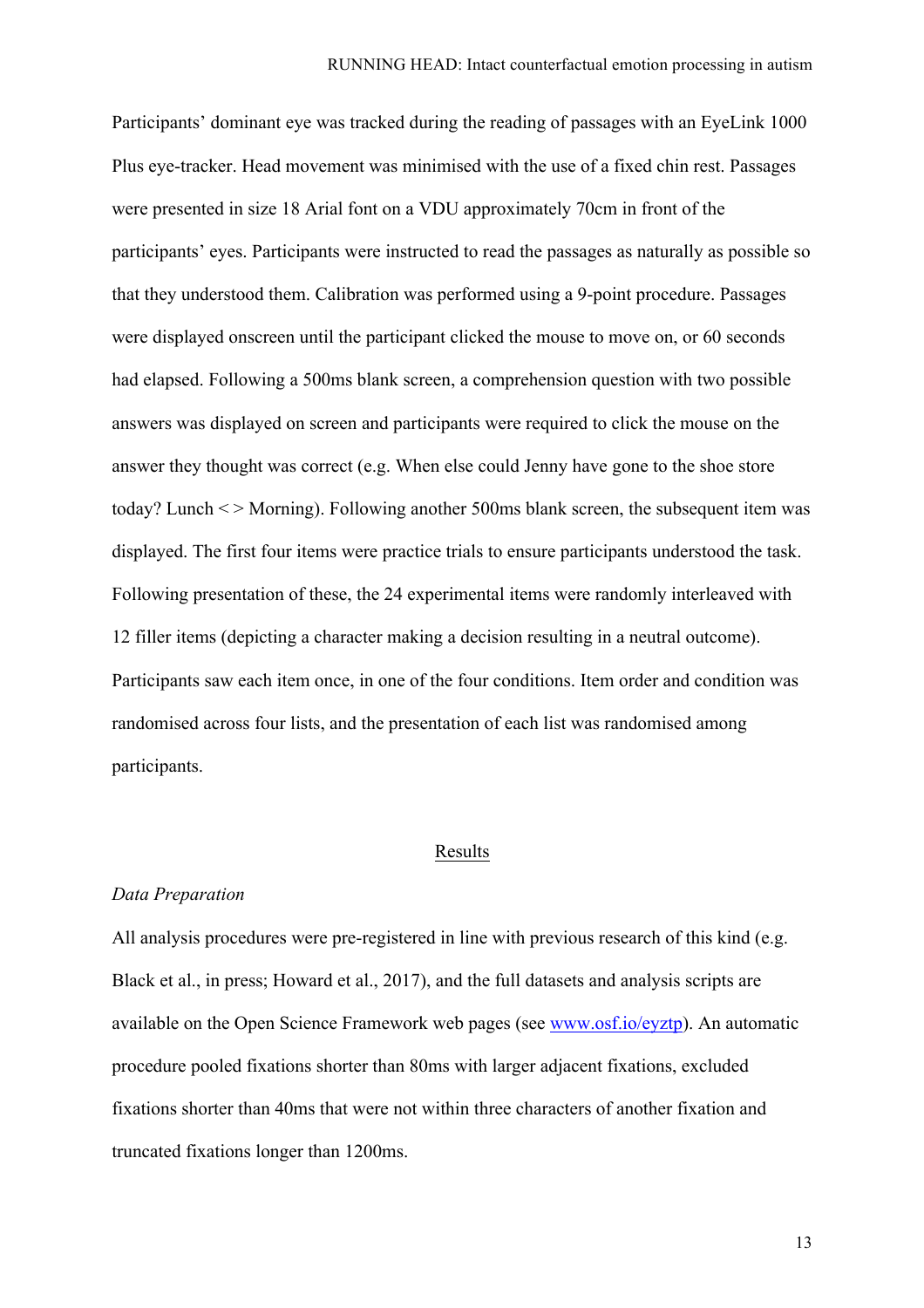Participants' dominant eye was tracked during the reading of passages with an EyeLink 1000 Plus eye-tracker. Head movement was minimised with the use of a fixed chin rest. Passages were presented in size 18 Arial font on a VDU approximately 70cm in front of the participants' eyes. Participants were instructed to read the passages as naturally as possible so that they understood them. Calibration was performed using a 9-point procedure. Passages were displayed onscreen until the participant clicked the mouse to move on, or 60 seconds had elapsed. Following a 500ms blank screen, a comprehension question with two possible answers was displayed on screen and participants were required to click the mouse on the answer they thought was correct (e.g. When else could Jenny have gone to the shoe store today? Lunch < > Morning). Following another 500ms blank screen, the subsequent item was displayed. The first four items were practice trials to ensure participants understood the task. Following presentation of these, the 24 experimental items were randomly interleaved with 12 filler items (depicting a character making a decision resulting in a neutral outcome). Participants saw each item once, in one of the four conditions. Item order and condition was randomised across four lists, and the presentation of each list was randomised among participants.

## Results

### *Data Preparation*

All analysis procedures were pre-registered in line with previous research of this kind (e.g. Black et al., in press; Howard et al., 2017), and the full datasets and analysis scripts are available on the Open Science Framework web pages (see www.osf.io/eyztp). An automatic procedure pooled fixations shorter than 80ms with larger adjacent fixations, excluded fixations shorter than 40ms that were not within three characters of another fixation and truncated fixations longer than 1200ms.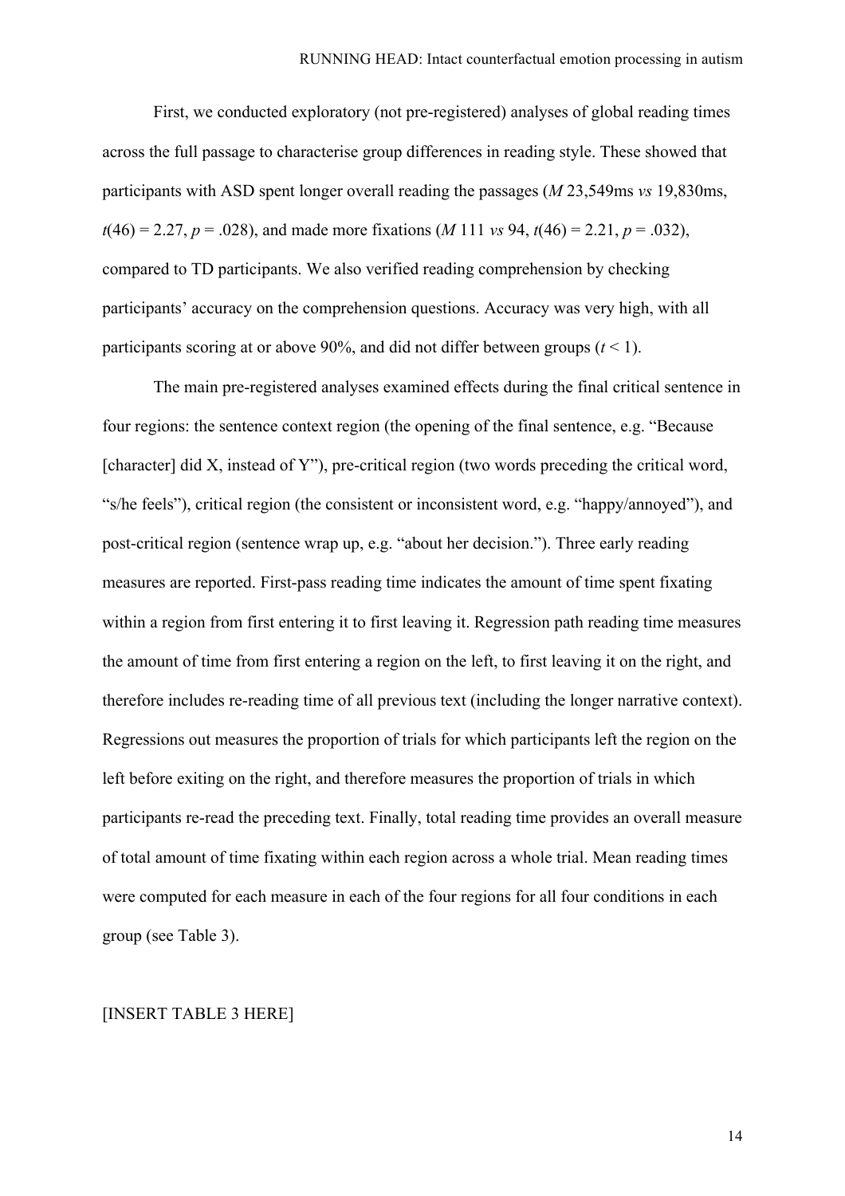First, we conducted exploratory (not pre-registered) analyses of global reading times across the full passage to characterise group differences in reading style. These showed that participants with ASD spent longer overall reading the passages (*M* 23,549ms *vs* 19,830ms, $t(46) = 2.27$, $p = .028$), and made more fixations (*M* 111 *vs* 94, $t(46) = 2.21$, $p = .032$), compared to TD participants. We also verified reading comprehension by checking participants' accuracy on the comprehension questions. Accuracy was very high, with all participants scoring at or above 90%, and did not differ between groups ($t < 1$).

The main pre-registered analyses examined effects during the final critical sentence in four regions: the sentence context region (the opening of the final sentence, e.g. "Because [character] did X, instead of Y"), pre-critical region (two words preceding the critical word, "s/he feels"), critical region (the consistent or inconsistent word, e.g. "happy/annoyed"), and post-critical region (sentence wrap up, e.g. "about her decision."). Three early reading measures are reported. First-pass reading time indicates the amount of time spent fixating within a region from first entering it to first leaving it. Regression path reading time measures the amount of time from first entering a region on the left, to first leaving it on the right, and therefore includes re-reading time of all previous text (including the longer narrative context). Regressions out measures the proportion of trials for which participants left the region on the left before exiting on the right, and therefore measures the proportion of trials in which participants re-read the preceding text. Finally, total reading time provides an overall measure of total amount of time fixating within each region across a whole trial. Mean reading times were computed for each measure in each of the four regions for all four conditions in each group (see Table 3).

[INSERT TABLE 3 HERE]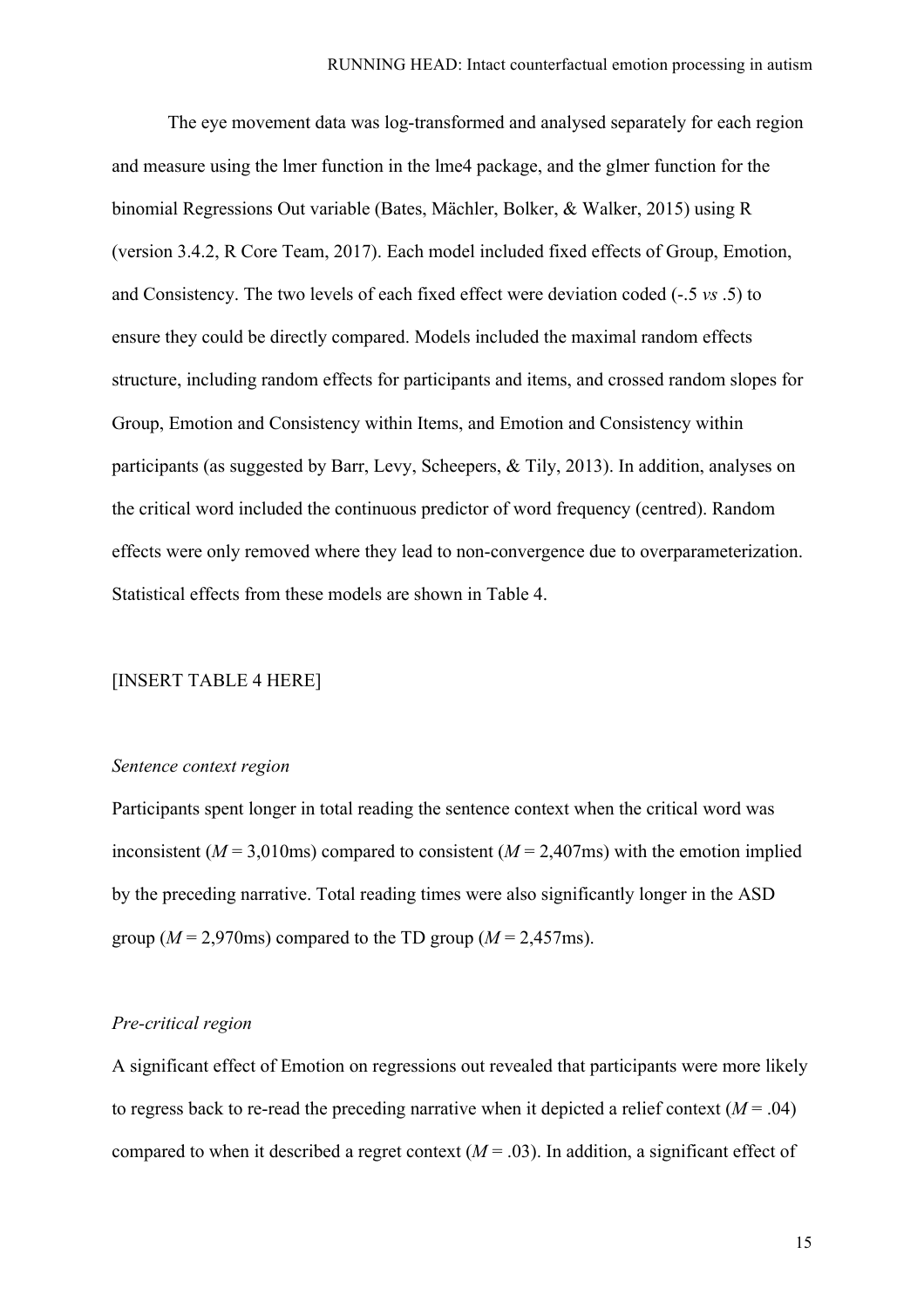The eye movement data was log-transformed and analysed separately for each region and measure using the lmer function in the lme4 package, and the glmer function for the binomial Regressions Out variable (Bates, Mächler, Bolker, & Walker, 2015) using R (version 3.4.2, R Core Team, 2017). Each model included fixed effects of Group, Emotion, and Consistency. The two levels of each fixed effect were deviation coded (-.5 *vs* .5) to ensure they could be directly compared. Models included the maximal random effects structure, including random effects for participants and items, and crossed random slopes for Group, Emotion and Consistency within Items, and Emotion and Consistency within participants (as suggested by Barr, Levy, Scheepers, & Tily, 2013). In addition, analyses on the critical word included the continuous predictor of word frequency (centred). Random effects were only removed where they lead to non-convergence due to overparameterization. Statistical effects from these models are shown in Table 4.

[INSERT TABLE 4 HERE]

*Sentence context region*

Participants spent longer in total reading the sentence context when the critical word was inconsistent ($M$ = 3,010ms) compared to consistent ($M$ = 2,407ms) with the emotion implied by the preceding narrative. Total reading times were also significantly longer in the ASD group ($M$ = 2,970ms) compared to the TD group ($M$ = 2,457ms).

*Pre-critical region*

A significant effect of Emotion on regressions out revealed that participants were more likely to regress back to re-read the preceding narrative when it depicted a relief context ($M$ = .04) compared to when it described a regret context ($M$ = .03). In addition, a significant effect of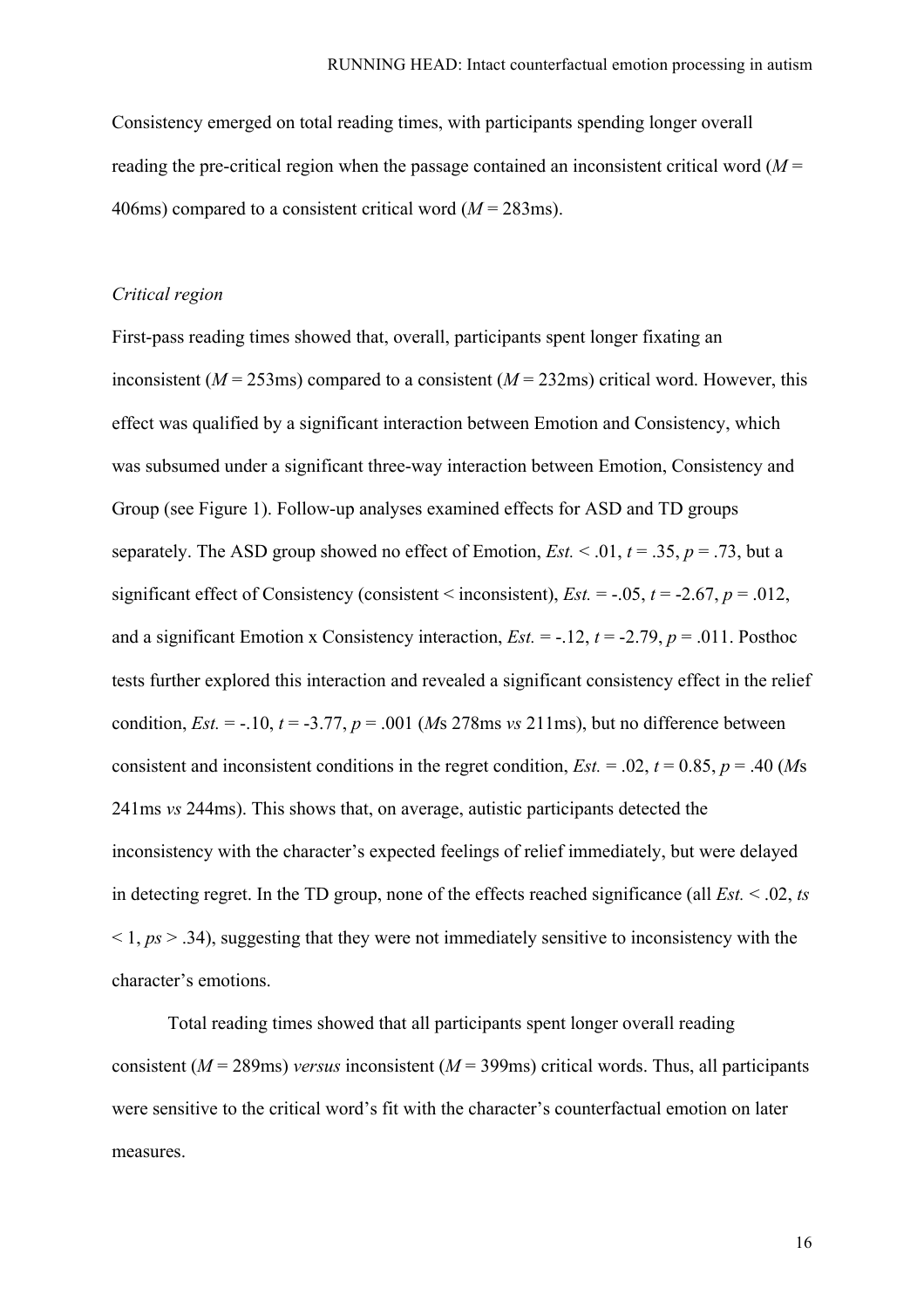Consistency emerged on total reading times, with participants spending longer overall reading the pre-critical region when the passage contained an inconsistent critical word (*M* = 406ms) compared to a consistent critical word (*M* = 283ms).

*Critical region*

First-pass reading times showed that, overall, participants spent longer fixating an inconsistent (*M* = 253ms) compared to a consistent (*M* = 232ms) critical word. However, this effect was qualified by a significant interaction between Emotion and Consistency, which was subsumed under a significant three-way interaction between Emotion, Consistency and Group (see Figure 1). Follow-up analyses examined effects for ASD and TD groups separately. The ASD group showed no effect of Emotion, *Est.* < .01, $t = .35$, $p = .73$, but a significant effect of Consistency (consistent < inconsistent), *Est.* = -.05, $t = -2.67$, $p = .012$, and a significant Emotion x Consistency interaction, *Est.* = -.12, $t = -2.79$, $p = .011$. Posthoc tests further explored this interaction and revealed a significant consistency effect in the relief condition, *Est.* = -.10, $t = -3.77$, $p = .001$ (*M*s 278ms *vs* 211ms), but no difference between consistent and inconsistent conditions in the regret condition, *Est.* = .02, $t = 0.85$, $p = .40$ (*M*s 241ms *vs* 244ms). This shows that, on average, autistic participants detected the inconsistency with the character's expected feelings of relief immediately, but were delayed in detecting regret. In the TD group, none of the effects reached significance (all *Est.* < .02, *ts* < 1, *ps* > .34), suggesting that they were not immediately sensitive to inconsistency with the character's emotions.

Total reading times showed that all participants spent longer overall reading consistent (*M* = 289ms) *versus* inconsistent (*M* = 399ms) critical words. Thus, all participants were sensitive to the critical word's fit with the character's counterfactual emotion on later measures.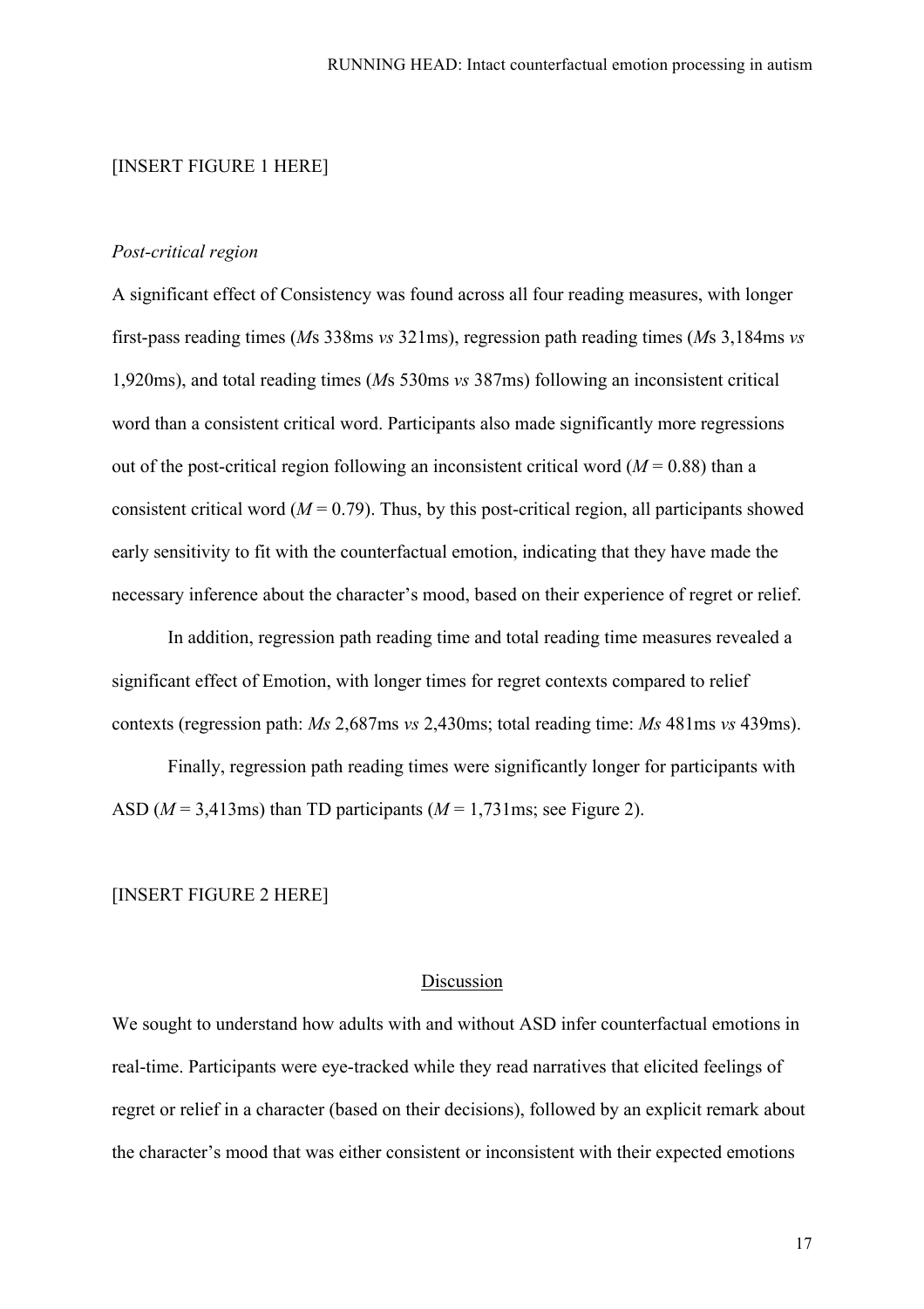[INSERT FIGURE 1 HERE]

*Post-critical region*

A significant effect of Consistency was found across all four reading measures, with longer first-pass reading times (*M*s 338ms *vs* 321ms), regression path reading times (*M*s 3,184ms *vs* 1,920ms), and total reading times (*M*s 530ms *vs* 387ms) following an inconsistent critical word than a consistent critical word. Participants also made significantly more regressions out of the post-critical region following an inconsistent critical word (*M* = 0.88) than a consistent critical word (*M* = 0.79). Thus, by this post-critical region, all participants showed early sensitivity to fit with the counterfactual emotion, indicating that they have made the necessary inference about the character's mood, based on their experience of regret or relief.

In addition, regression path reading time and total reading time measures revealed a significant effect of Emotion, with longer times for regret contexts compared to relief contexts (regression path: *Ms* 2,687ms *vs* 2,430ms; total reading time: *Ms* 481ms *vs* 439ms).

Finally, regression path reading times were significantly longer for participants with ASD (*M* = 3,413ms) than TD participants (*M* = 1,731ms; see Figure 2).

[INSERT FIGURE 2 HERE]

## Discussion

We sought to understand how adults with and without ASD infer counterfactual emotions in real-time. Participants were eye-tracked while they read narratives that elicited feelings of regret or relief in a character (based on their decisions), followed by an explicit remark about the character's mood that was either consistent or inconsistent with their expected emotions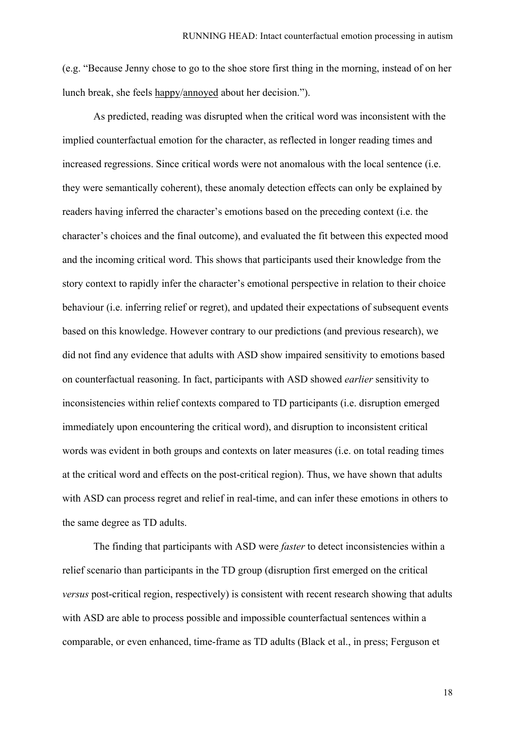(e.g. "Because Jenny chose to go to the shoe store first thing in the morning, instead of on her lunch break, she feels <u>happy</u>/<u>annoyed</u> about her decision.").

As predicted, reading was disrupted when the critical word was inconsistent with the implied counterfactual emotion for the character, as reflected in longer reading times and increased regressions. Since critical words were not anomalous with the local sentence (i.e. they were semantically coherent), these anomaly detection effects can only be explained by readers having inferred the character's emotions based on the preceding context (i.e. the character's choices and the final outcome), and evaluated the fit between this expected mood and the incoming critical word. This shows that participants used their knowledge from the story context to rapidly infer the character's emotional perspective in relation to their choice behaviour (i.e. inferring relief or regret), and updated their expectations of subsequent events based on this knowledge. However contrary to our predictions (and previous research), we did not find any evidence that adults with ASD show impaired sensitivity to emotions based on counterfactual reasoning. In fact, participants with ASD showed *earlier* sensitivity to inconsistencies within relief contexts compared to TD participants (i.e. disruption emerged immediately upon encountering the critical word), and disruption to inconsistent critical words was evident in both groups and contexts on later measures (i.e. on total reading times at the critical word and effects on the post-critical region). Thus, we have shown that adults with ASD can process regret and relief in real-time, and can infer these emotions in others to the same degree as TD adults.

The finding that participants with ASD were *faster* to detect inconsistencies within a relief scenario than participants in the TD group (disruption first emerged on the critical *versus* post-critical region, respectively) is consistent with recent research showing that adults with ASD are able to process possible and impossible counterfactual sentences within a comparable, or even enhanced, time-frame as TD adults (Black et al., in press; Ferguson et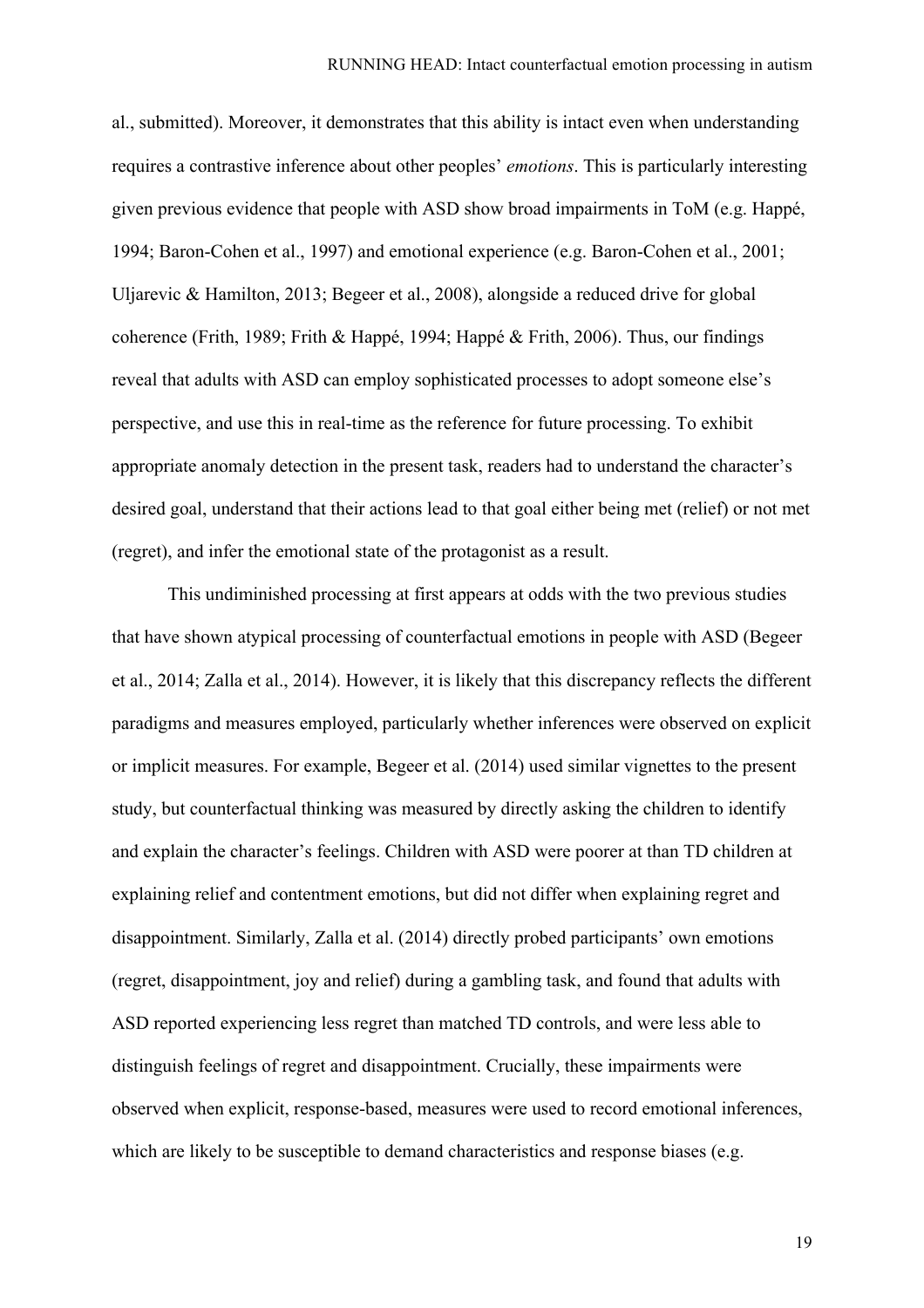al., submitted). Moreover, it demonstrates that this ability is intact even when understanding requires a contrastive inference about other peoples' *emotions*. This is particularly interesting given previous evidence that people with ASD show broad impairments in ToM (e.g. Happé, 1994; Baron-Cohen et al., 1997) and emotional experience (e.g. Baron-Cohen et al., 2001; Uljarevic & Hamilton, 2013; Begeer et al., 2008), alongside a reduced drive for global coherence (Frith, 1989; Frith & Happé, 1994; Happé & Frith, 2006). Thus, our findings reveal that adults with ASD can employ sophisticated processes to adopt someone else's perspective, and use this in real-time as the reference for future processing. To exhibit appropriate anomaly detection in the present task, readers had to understand the character's desired goal, understand that their actions lead to that goal either being met (relief) or not met (regret), and infer the emotional state of the protagonist as a result.

This undiminished processing at first appears at odds with the two previous studies that have shown atypical processing of counterfactual emotions in people with ASD (Begeer et al., 2014; Zalla et al., 2014). However, it is likely that this discrepancy reflects the different paradigms and measures employed, particularly whether inferences were observed on explicit or implicit measures. For example, Begeer et al. (2014) used similar vignettes to the present study, but counterfactual thinking was measured by directly asking the children to identify and explain the character's feelings. Children with ASD were poorer at than TD children at explaining relief and contentment emotions, but did not differ when explaining regret and disappointment. Similarly, Zalla et al. (2014) directly probed participants' own emotions (regret, disappointment, joy and relief) during a gambling task, and found that adults with ASD reported experiencing less regret than matched TD controls, and were less able to distinguish feelings of regret and disappointment. Crucially, these impairments were observed when explicit, response-based, measures were used to record emotional inferences, which are likely to be susceptible to demand characteristics and response biases (e.g.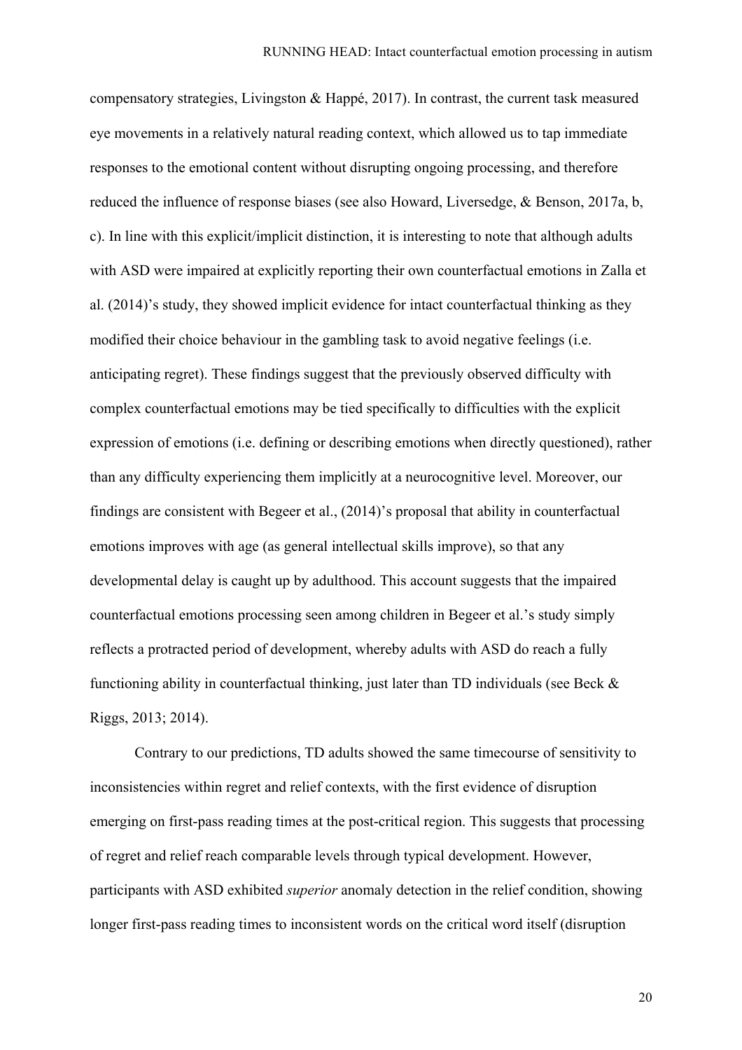compensatory strategies, Livingston & Happé, 2017). In contrast, the current task measured eye movements in a relatively natural reading context, which allowed us to tap immediate responses to the emotional content without disrupting ongoing processing, and therefore reduced the influence of response biases (see also Howard, Liversedge, & Benson, 2017a, b, c). In line with this explicit/implicit distinction, it is interesting to note that although adults with ASD were impaired at explicitly reporting their own counterfactual emotions in Zalla et al. (2014)'s study, they showed implicit evidence for intact counterfactual thinking as they modified their choice behaviour in the gambling task to avoid negative feelings (i.e. anticipating regret). These findings suggest that the previously observed difficulty with complex counterfactual emotions may be tied specifically to difficulties with the explicit expression of emotions (i.e. defining or describing emotions when directly questioned), rather than any difficulty experiencing them implicitly at a neurocognitive level. Moreover, our findings are consistent with Begeer et al., (2014)'s proposal that ability in counterfactual emotions improves with age (as general intellectual skills improve), so that any developmental delay is caught up by adulthood. This account suggests that the impaired counterfactual emotions processing seen among children in Begeer et al.'s study simply reflects a protracted period of development, whereby adults with ASD do reach a fully functioning ability in counterfactual thinking, just later than TD individuals (see Beck & Riggs, 2013; 2014).

Contrary to our predictions, TD adults showed the same timecourse of sensitivity to inconsistencies within regret and relief contexts, with the first evidence of disruption emerging on first-pass reading times at the post-critical region. This suggests that processing of regret and relief reach comparable levels through typical development. However, participants with ASD exhibited *superior* anomaly detection in the relief condition, showing longer first-pass reading times to inconsistent words on the critical word itself (disruption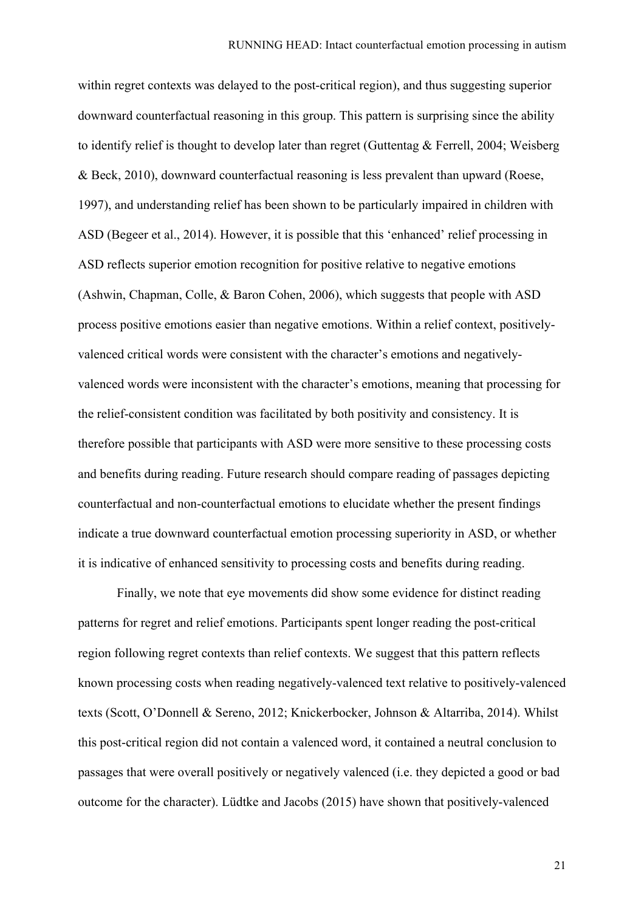within regret contexts was delayed to the post-critical region), and thus suggesting superior downward counterfactual reasoning in this group. This pattern is surprising since the ability to identify relief is thought to develop later than regret (Guttentag & Ferrell, 2004; Weisberg & Beck, 2010), downward counterfactual reasoning is less prevalent than upward (Roese, 1997), and understanding relief has been shown to be particularly impaired in children with ASD (Begeer et al., 2014). However, it is possible that this 'enhanced' relief processing in ASD reflects superior emotion recognition for positive relative to negative emotions (Ashwin, Chapman, Colle, & Baron Cohen, 2006), which suggests that people with ASD process positive emotions easier than negative emotions. Within a relief context, positively-valenced critical words were consistent with the character's emotions and negatively-valenced words were inconsistent with the character's emotions, meaning that processing for the relief-consistent condition was facilitated by both positivity and consistency. It is therefore possible that participants with ASD were more sensitive to these processing costs and benefits during reading. Future research should compare reading of passages depicting counterfactual and non-counterfactual emotions to elucidate whether the present findings indicate a true downward counterfactual emotion processing superiority in ASD, or whether it is indicative of enhanced sensitivity to processing costs and benefits during reading.

Finally, we note that eye movements did show some evidence for distinct reading patterns for regret and relief emotions. Participants spent longer reading the post-critical region following regret contexts than relief contexts. We suggest that this pattern reflects known processing costs when reading negatively-valenced text relative to positively-valenced texts (Scott, O'Donnell & Sereno, 2012; Knickerbocker, Johnson & Altarriba, 2014). Whilst this post-critical region did not contain a valenced word, it contained a neutral conclusion to passages that were overall positively or negatively valenced (i.e. they depicted a good or bad outcome for the character). Lüdtke and Jacobs (2015) have shown that positively-valenced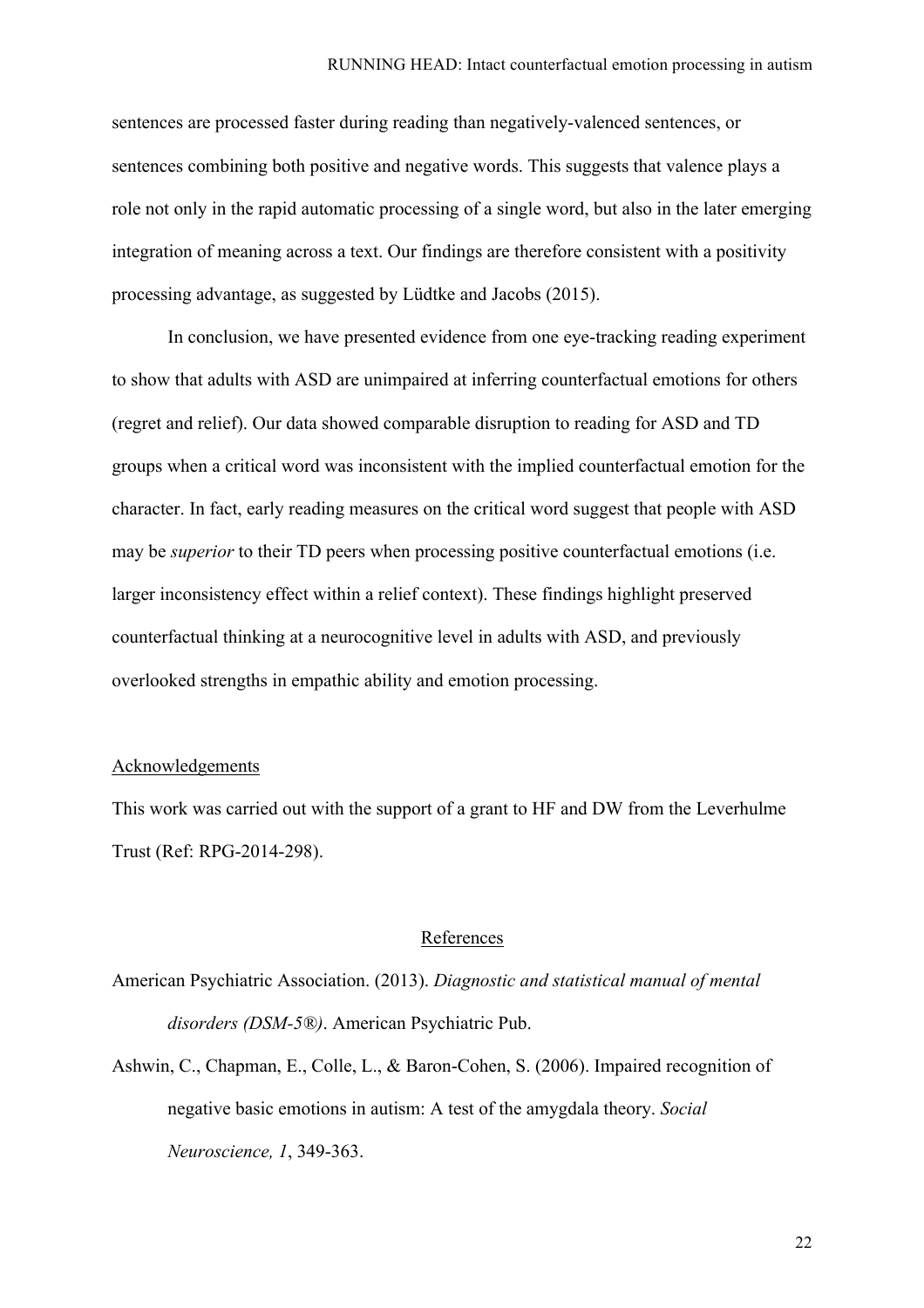sentences are processed faster during reading than negatively-valenced sentences, or sentences combining both positive and negative words. This suggests that valence plays a role not only in the rapid automatic processing of a single word, but also in the later emerging integration of meaning across a text. Our findings are therefore consistent with a positivity processing advantage, as suggested by Lüdtke and Jacobs (2015).

In conclusion, we have presented evidence from one eye-tracking reading experiment to show that adults with ASD are unimpaired at inferring counterfactual emotions for others (regret and relief). Our data showed comparable disruption to reading for ASD and TD groups when a critical word was inconsistent with the implied counterfactual emotion for the character. In fact, early reading measures on the critical word suggest that people with ASD may be *superior* to their TD peers when processing positive counterfactual emotions (i.e. larger inconsistency effect within a relief context). These findings highlight preserved counterfactual thinking at a neurocognitive level in adults with ASD, and previously overlooked strengths in empathic ability and emotion processing.

## Acknowledgements

This work was carried out with the support of a grant to HF and DW from the Leverhulme Trust (Ref: RPG-2014-298).

## References

American Psychiatric Association. (2013). *Diagnostic and statistical manual of mental disorders (DSM-5®)*. American Psychiatric Pub.

Ashwin, C., Chapman, E., Colle, L., & Baron-Cohen, S. (2006). Impaired recognition of negative basic emotions in autism: A test of the amygdala theory. *Social Neuroscience, 1*, 349-363.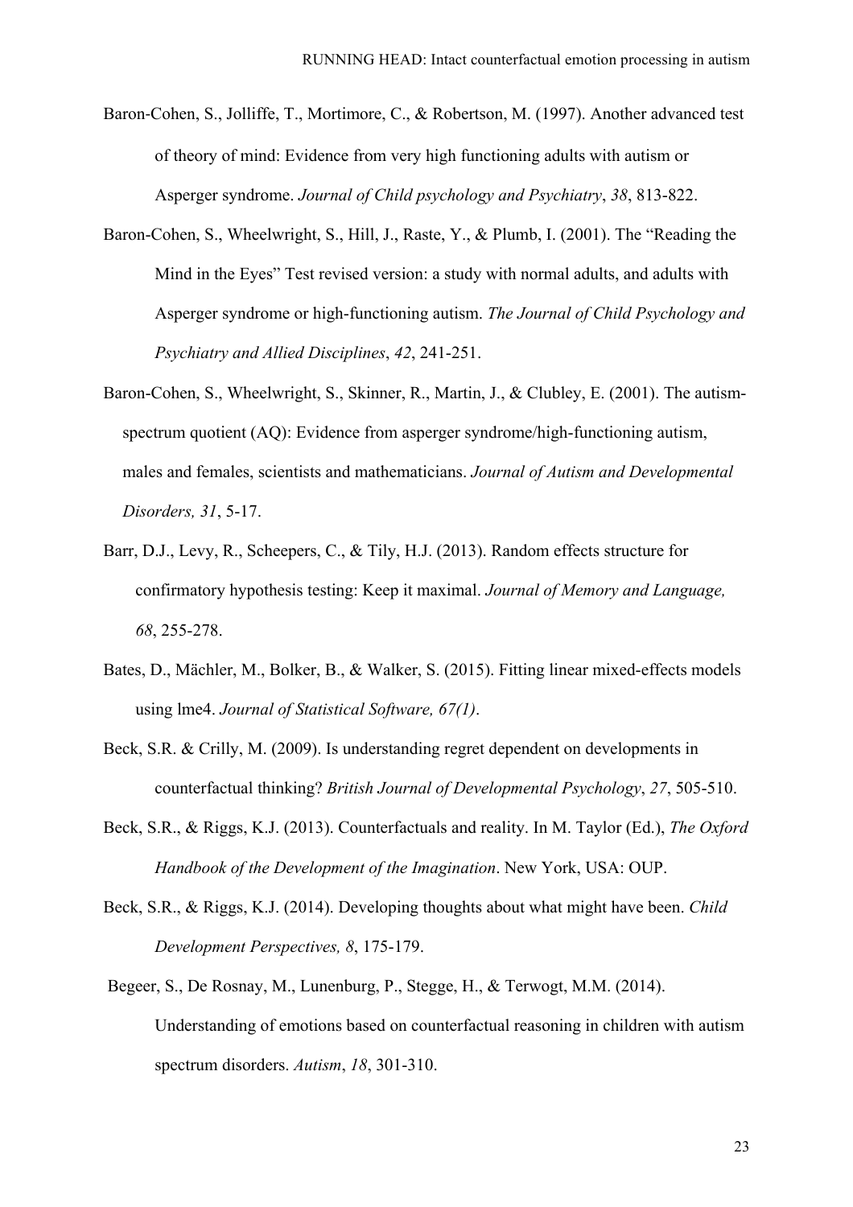Baron-Cohen, S., Jolliffe, T., Mortimore, C., & Robertson, M. (1997). Another advanced test of theory of mind: Evidence from very high functioning adults with autism or Asperger syndrome. *Journal of Child psychology and Psychiatry*, *38*, 813-822.

Baron-Cohen, S., Wheelwright, S., Hill, J., Raste, Y., & Plumb, I. (2001). The "Reading the Mind in the Eyes" Test revised version: a study with normal adults, and adults with Asperger syndrome or high-functioning autism. *The Journal of Child Psychology and Psychiatry and Allied Disciplines*, *42*, 241-251.

Baron-Cohen, S., Wheelwright, S., Skinner, R., Martin, J., & Clubley, E. (2001). The autism-spectrum quotient (AQ): Evidence from asperger syndrome/high-functioning autism, males and females, scientists and mathematicians. *Journal of Autism and Developmental Disorders, 31*, 5-17.

Barr, D.J., Levy, R., Scheepers, C., & Tily, H.J. (2013). Random effects structure for confirmatory hypothesis testing: Keep it maximal. *Journal of Memory and Language, 68*, 255-278.

Bates, D., Mächler, M., Bolker, B., & Walker, S. (2015). Fitting linear mixed-effects models using lme4. *Journal of Statistical Software, 67(1)*.

Beck, S.R. & Crilly, M. (2009). Is understanding regret dependent on developments in counterfactual thinking? *British Journal of Developmental Psychology*, *27*, 505-510.

Beck, S.R., & Riggs, K.J. (2013). Counterfactuals and reality. In M. Taylor (Ed.), *The Oxford Handbook of the Development of the Imagination*. New York, USA: OUP.

Beck, S.R., & Riggs, K.J. (2014). Developing thoughts about what might have been. *Child Development Perspectives, 8*, 175-179.

Begeer, S., De Rosnay, M., Lunenburg, P., Stegge, H., & Terwogt, M.M. (2014). Understanding of emotions based on counterfactual reasoning in children with autism spectrum disorders. *Autism*, *18*, 301-310.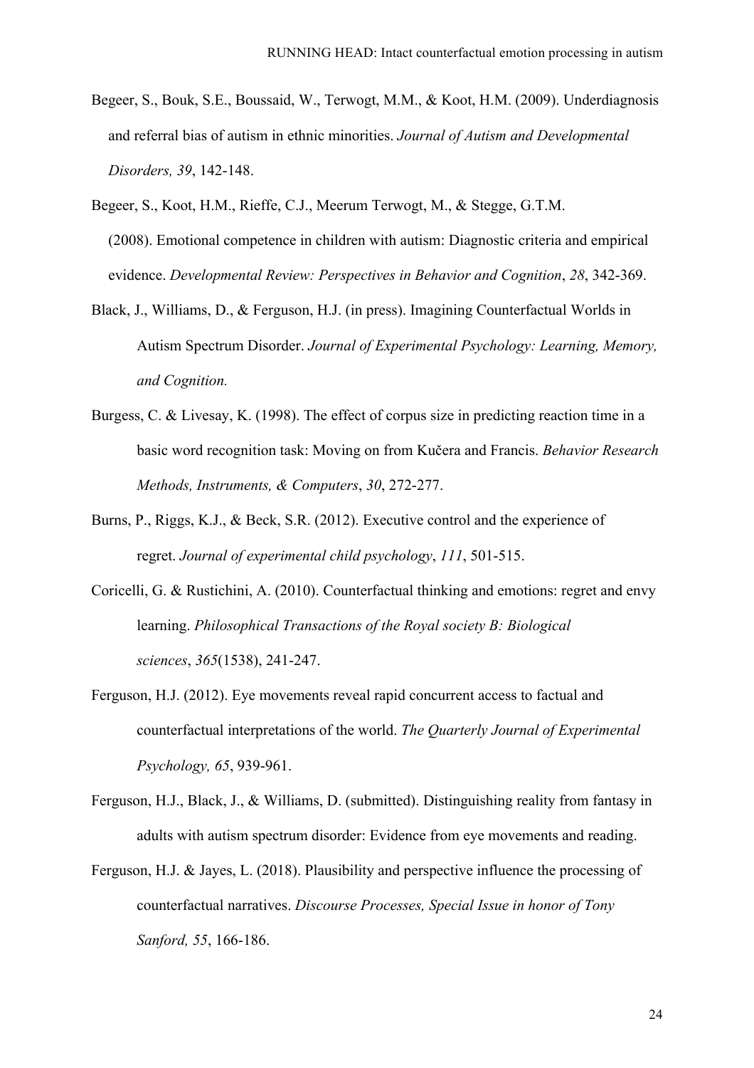Begeer, S., Bouk, S.E., Boussaid, W., Terwogt, M.M., & Koot, H.M. (2009). Underdiagnosis and referral bias of autism in ethnic minorities. *Journal of Autism and Developmental Disorders, 39*, 142-148.

Begeer, S., Koot, H.M., Rieffe, C.J., Meerum Terwogt, M., & Stegge, G.T.M. (2008). Emotional competence in children with autism: Diagnostic criteria and empirical evidence. *Developmental Review: Perspectives in Behavior and Cognition*, *28*, 342-369.

Black, J., Williams, D., & Ferguson, H.J. (in press). Imagining Counterfactual Worlds in Autism Spectrum Disorder. *Journal of Experimental Psychology: Learning, Memory, and Cognition.*

Burgess, C. & Livesay, K. (1998). The effect of corpus size in predicting reaction time in a basic word recognition task: Moving on from Kučera and Francis. *Behavior Research Methods, Instruments, & Computers*, *30*, 272-277.

Burns, P., Riggs, K.J., & Beck, S.R. (2012). Executive control and the experience of regret. *Journal of experimental child psychology*, *111*, 501-515.

Coricelli, G. & Rustichini, A. (2010). Counterfactual thinking and emotions: regret and envy learning. *Philosophical Transactions of the Royal society B: Biological sciences*, *365*(1538), 241-247.

Ferguson, H.J. (2012). Eye movements reveal rapid concurrent access to factual and counterfactual interpretations of the world. *The Quarterly Journal of Experimental Psychology, 65*, 939-961.

Ferguson, H.J., Black, J., & Williams, D. (submitted). Distinguishing reality from fantasy in adults with autism spectrum disorder: Evidence from eye movements and reading.

Ferguson, H.J. & Jayes, L. (2018). Plausibility and perspective influence the processing of counterfactual narratives. *Discourse Processes, Special Issue in honor of Tony Sanford, 55*, 166-186.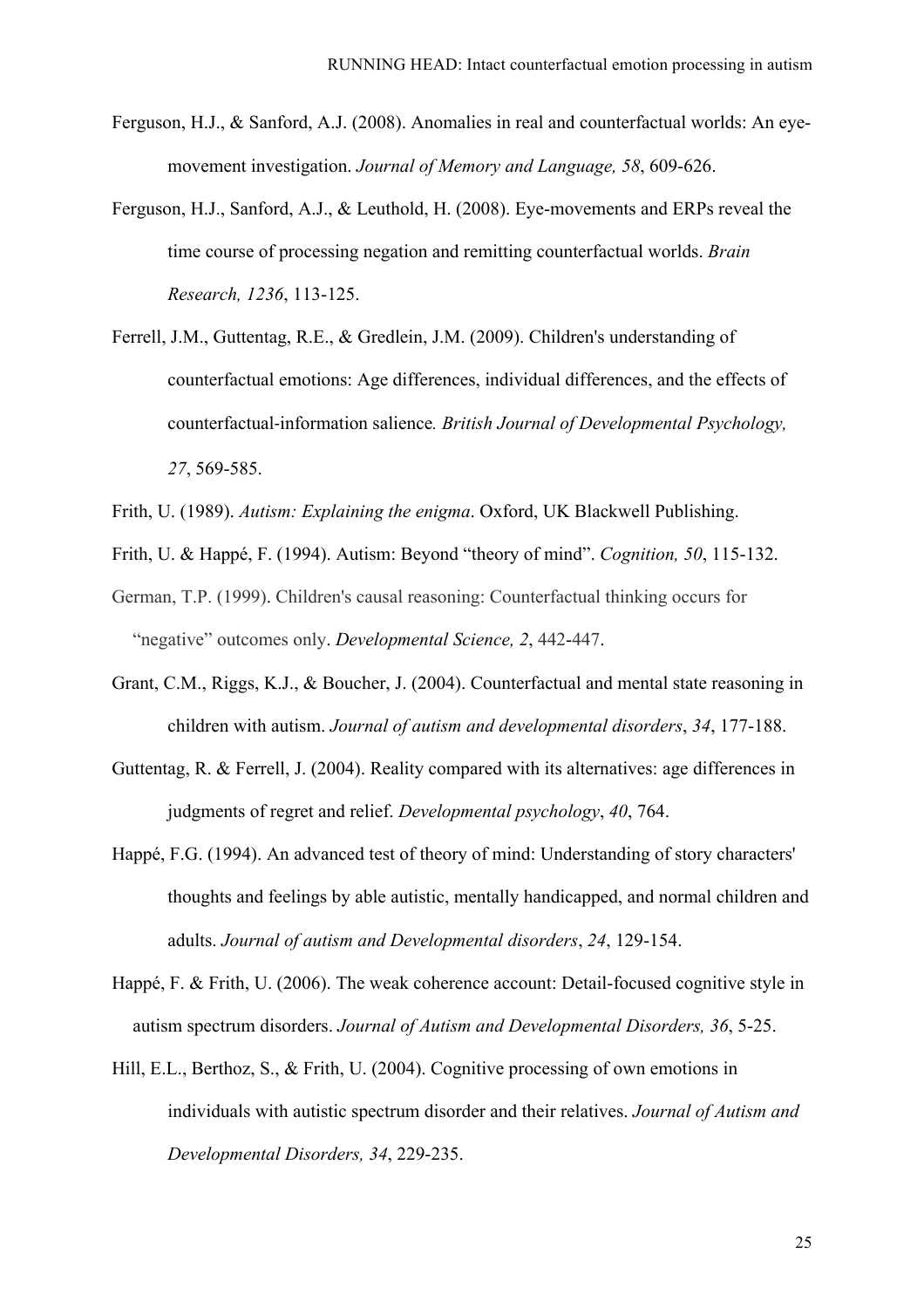Ferguson, H.J., & Sanford, A.J. (2008). Anomalies in real and counterfactual worlds: An eye-movement investigation. *Journal of Memory and Language, 58*, 609-626.

Ferguson, H.J., Sanford, A.J., & Leuthold, H. (2008). Eye-movements and ERPs reveal the time course of processing negation and remitting counterfactual worlds. *Brain Research, 1236*, 113-125.

Ferrell, J.M., Guttentag, R.E., & Gredlein, J.M. (2009). Children's understanding of counterfactual emotions: Age differences, individual differences, and the effects of counterfactual-information salience*. British Journal of Developmental Psychology, 27*, 569-585.

Frith, U. (1989). *Autism: Explaining the enigma*. Oxford, UK Blackwell Publishing.

Frith, U. & Happé, F. (1994). Autism: Beyond "theory of mind". *Cognition, 50*, 115-132.

German, T.P. (1999). Children's causal reasoning: Counterfactual thinking occurs for "negative" outcomes only. *Developmental Science, 2*, 442-447.

Grant, C.M., Riggs, K.J., & Boucher, J. (2004). Counterfactual and mental state reasoning in children with autism. *Journal of autism and developmental disorders*, *34*, 177-188.

Guttentag, R. & Ferrell, J. (2004). Reality compared with its alternatives: age differences in judgments of regret and relief. *Developmental psychology*, *40*, 764.

Happé, F.G. (1994). An advanced test of theory of mind: Understanding of story characters' thoughts and feelings by able autistic, mentally handicapped, and normal children and adults. *Journal of autism and Developmental disorders*, *24*, 129-154.

Happé, F. & Frith, U. (2006). The weak coherence account: Detail-focused cognitive style in autism spectrum disorders. *Journal of Autism and Developmental Disorders, 36*, 5-25.

Hill, E.L., Berthoz, S., & Frith, U. (2004). Cognitive processing of own emotions in individuals with autistic spectrum disorder and their relatives. *Journal of Autism and Developmental Disorders, 34*, 229-235.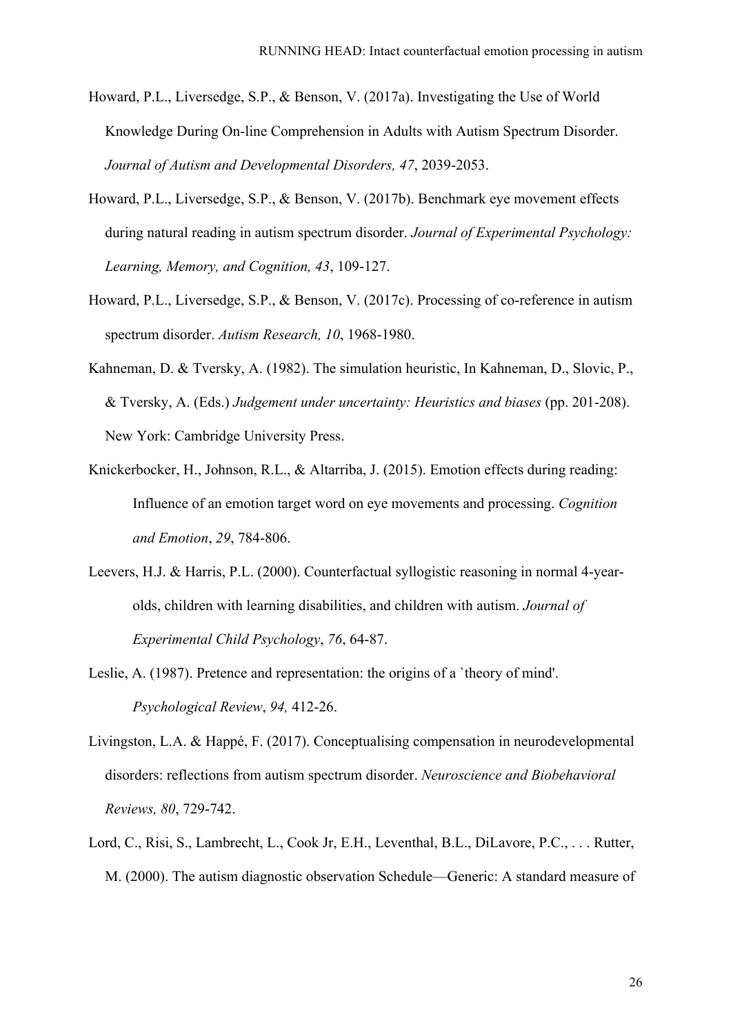Howard, P.L., Liversedge, S.P., & Benson, V. (2017a). Investigating the Use of World Knowledge During On-line Comprehension in Adults with Autism Spectrum Disorder. *Journal of Autism and Developmental Disorders, 47*, 2039-2053.

Howard, P.L., Liversedge, S.P., & Benson, V. (2017b). Benchmark eye movement effects during natural reading in autism spectrum disorder. *Journal of Experimental Psychology: Learning, Memory, and Cognition, 43*, 109-127.

Howard, P.L., Liversedge, S.P., & Benson, V. (2017c). Processing of co-reference in autism spectrum disorder. *Autism Research, 10*, 1968-1980.

Kahneman, D. & Tversky, A. (1982). The simulation heuristic, In Kahneman, D., Slovic, P., & Tversky, A. (Eds.) *Judgement under uncertainty: Heuristics and biases* (pp. 201-208). New York: Cambridge University Press.

Knickerbocker, H., Johnson, R.L., & Altarriba, J. (2015). Emotion effects during reading: Influence of an emotion target word on eye movements and processing. *Cognition and Emotion*, *29*, 784-806.

Leevers, H.J. & Harris, P.L. (2000). Counterfactual syllogistic reasoning in normal 4-year-olds, children with learning disabilities, and children with autism. *Journal of Experimental Child Psychology*, *76*, 64-87.

Leslie, A. (1987). Pretence and representation: the origins of a `theory of mind'. *Psychological Review*, *94,* 412-26.

Livingston, L.A. & Happé, F. (2017). Conceptualising compensation in neurodevelopmental disorders: reflections from autism spectrum disorder. *Neuroscience and Biobehavioral Reviews, 80*, 729-742.

Lord, C., Risi, S., Lambrecht, L., Cook Jr, E.H., Leventhal, B.L., DiLavore, P.C., . . . Rutter, M. (2000). The autism diagnostic observation Schedule—Generic: A standard measure of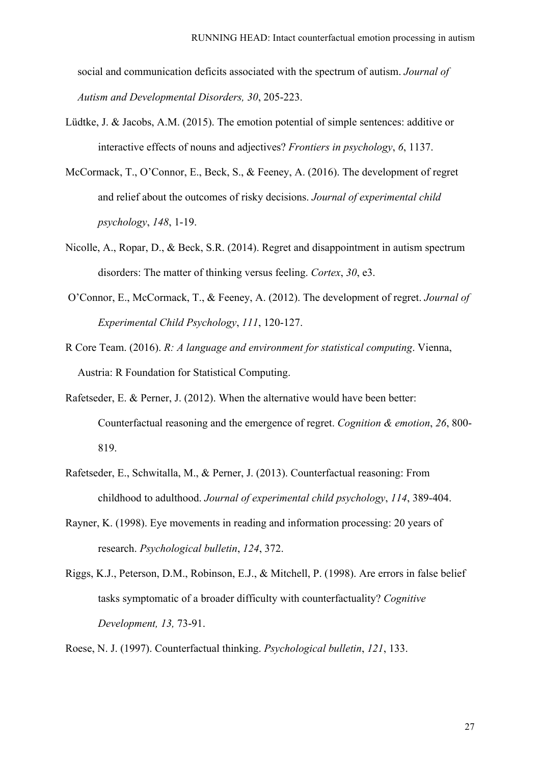social and communication deficits associated with the spectrum of autism. *Journal of Autism and Developmental Disorders, 30*, 205-223.

Lüdtke, J. & Jacobs, A.M. (2015). The emotion potential of simple sentences: additive or interactive effects of nouns and adjectives? *Frontiers in psychology*, *6*, 1137.

McCormack, T., O'Connor, E., Beck, S., & Feeney, A. (2016). The development of regret and relief about the outcomes of risky decisions. *Journal of experimental child psychology*, *148*, 1-19.

Nicolle, A., Ropar, D., & Beck, S.R. (2014). Regret and disappointment in autism spectrum disorders: The matter of thinking versus feeling. *Cortex*, *30*, e3.

O'Connor, E., McCormack, T., & Feeney, A. (2012). The development of regret. *Journal of Experimental Child Psychology*, *111*, 120-127.

R Core Team. (2016). *R: A language and environment for statistical computing*. Vienna, Austria: R Foundation for Statistical Computing.

Rafetseder, E. & Perner, J. (2012). When the alternative would have been better: Counterfactual reasoning and the emergence of regret. *Cognition & emotion*, *26*, 800-819.

Rafetseder, E., Schwitalla, M., & Perner, J. (2013). Counterfactual reasoning: From childhood to adulthood. *Journal of experimental child psychology*, *114*, 389-404.

Rayner, K. (1998). Eye movements in reading and information processing: 20 years of research. *Psychological bulletin*, *124*, 372.

Riggs, K.J., Peterson, D.M., Robinson, E.J., & Mitchell, P. (1998). Are errors in false belief tasks symptomatic of a broader difficulty with counterfactuality? *Cognitive Development, 13,* 73-91.

Roese, N. J. (1997). Counterfactual thinking. *Psychological bulletin*, *121*, 133.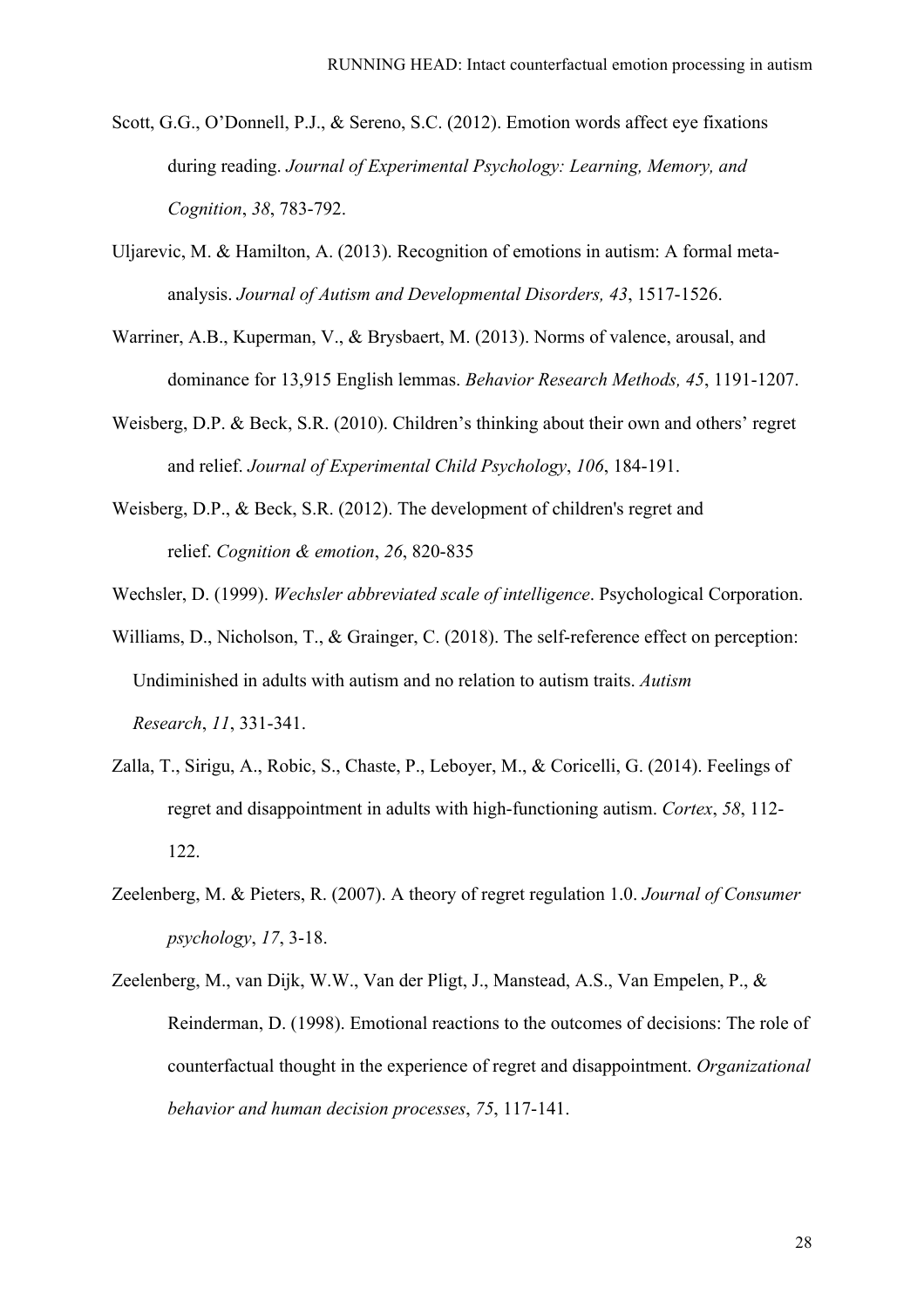Scott, G.G., O'Donnell, P.J., & Sereno, S.C. (2012). Emotion words affect eye fixations during reading. *Journal of Experimental Psychology: Learning, Memory, and Cognition*, *38*, 783-792.

Uljarevic, M. & Hamilton, A. (2013). Recognition of emotions in autism: A formal meta-analysis. *Journal of Autism and Developmental Disorders, 43*, 1517-1526.

Warriner, A.B., Kuperman, V., & Brysbaert, M. (2013). Norms of valence, arousal, and dominance for 13,915 English lemmas. *Behavior Research Methods, 45*, 1191-1207.

Weisberg, D.P. & Beck, S.R. (2010). Children's thinking about their own and others' regret and relief. *Journal of Experimental Child Psychology*, *106*, 184-191.

Weisberg, D.P., & Beck, S.R. (2012). The development of children's regret and relief. *Cognition & emotion*, *26*, 820-835

Wechsler, D. (1999). *Wechsler abbreviated scale of intelligence*. Psychological Corporation.

Williams, D., Nicholson, T., & Grainger, C. (2018). The self-reference effect on perception: Undiminished in adults with autism and no relation to autism traits. *Autism Research*, *11*, 331-341.

Zalla, T., Sirigu, A., Robic, S., Chaste, P., Leboyer, M., & Coricelli, G. (2014). Feelings of regret and disappointment in adults with high-functioning autism. *Cortex*, *58*, 112-122.

Zeelenberg, M. & Pieters, R. (2007). A theory of regret regulation 1.0. *Journal of Consumer psychology*, *17*, 3-18.

Zeelenberg, M., van Dijk, W.W., Van der Pligt, J., Manstead, A.S., Van Empelen, P., & Reinderman, D. (1998). Emotional reactions to the outcomes of decisions: The role of counterfactual thought in the experience of regret and disappointment. *Organizational behavior and human decision processes*, *75*, 117-141.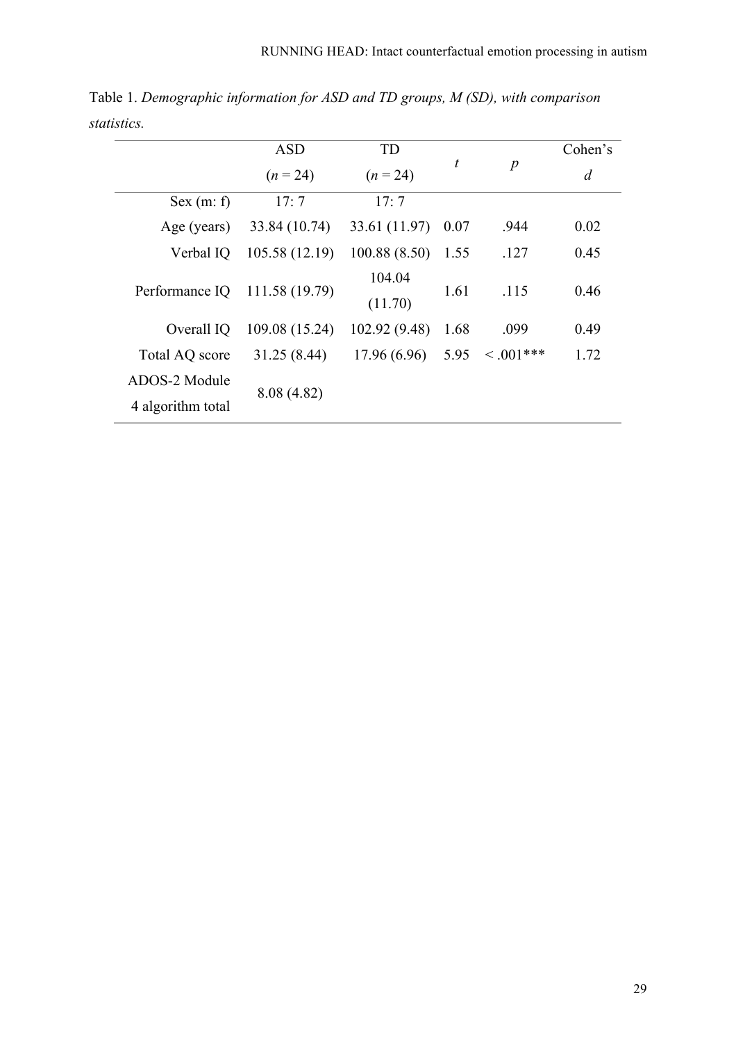Table 1. *Demographic information for ASD and TD groups, M (SD), with comparison statistics.*

| | ASD ($n$ = 24) | TD ($n$ = 24) | $t$ | $p$ | Cohen's $d$ |
|---|---|---|---|---|---|
| Sex (m: f) | 17: 7 | 17: 7 | | | |
| Age (years) | 33.84 (10.74) | 33.61 (11.97) | 0.07 | .944 | 0.02 |
| Verbal IQ | 105.58 (12.19) | 100.88 (8.50) | 1.55 | .127 | 0.45 |
| Performance IQ | 111.58 (19.79) | 104.04 (11.70) | 1.61 | .115 | 0.46 |
| Overall IQ | 109.08 (15.24) | 102.92 (9.48) | 1.68 | .099 | 0.49 |
| Total AQ score | 31.25 (8.44) | 17.96 (6.96) | 5.95 | < .001*** | 1.72 |
| ADOS-2 Module 4 algorithm total | 8.08 (4.82) | | | | |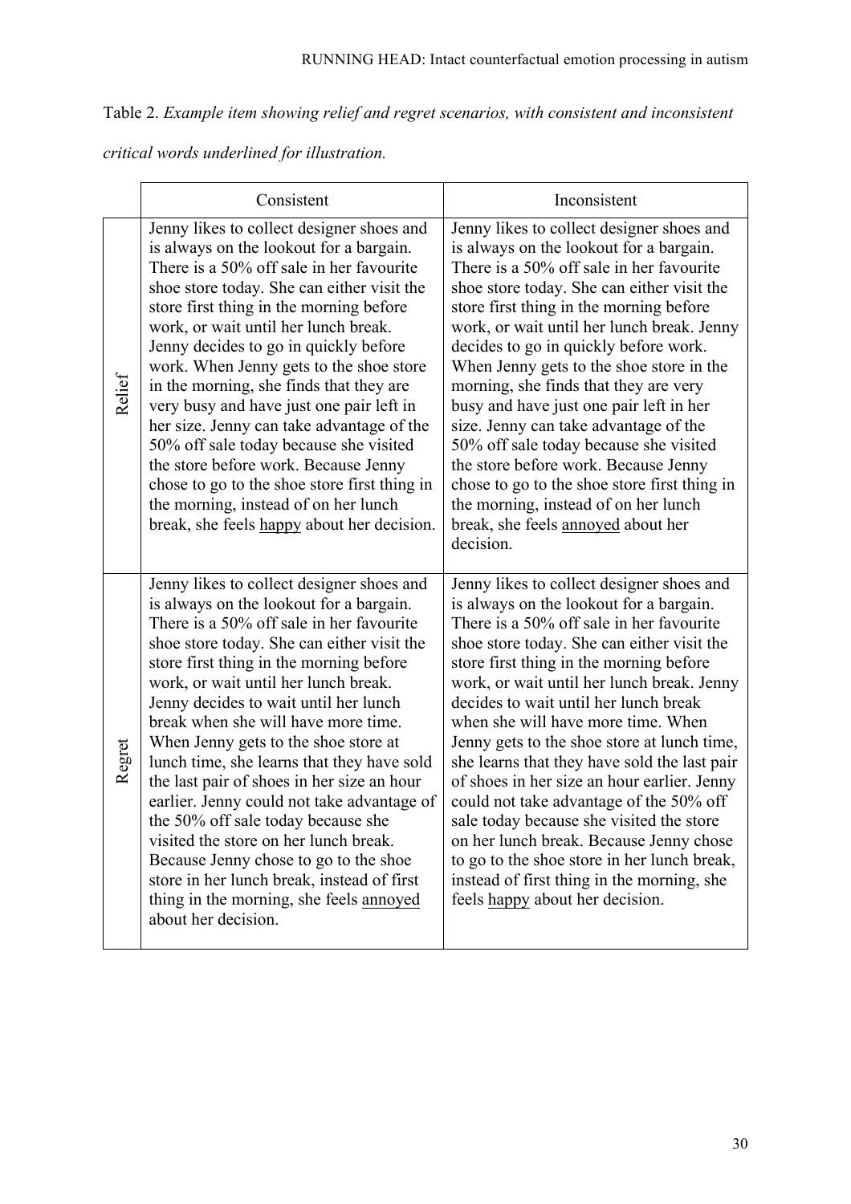Table 2. *Example item showing relief and regret scenarios, with consistent and inconsistent critical words underlined for illustration.*

| | Consistent | Inconsistent |
|---|---|---|
| Relief | Jenny likes to collect designer shoes and is always on the lookout for a bargain. There is a 50% off sale in her favourite shoe store today. She can either visit the store first thing in the morning before work, or wait until her lunch break. Jenny decides to go in quickly before work. When Jenny gets to the shoe store in the morning, she finds that they are very busy and have just one pair left in her size. Jenny can take advantage of the 50% off sale today because she visited the store before work. Because Jenny chose to go to the shoe store first thing in the morning, instead of on her lunch break, she feels <u>happy</u> about her decision. | Jenny likes to collect designer shoes and is always on the lookout for a bargain. There is a 50% off sale in her favourite shoe store today. She can either visit the store first thing in the morning before work, or wait until her lunch break. Jenny decides to go in quickly before work. When Jenny gets to the shoe store in the morning, she finds that they are very busy and have just one pair left in her size. Jenny can take advantage of the 50% off sale today because she visited the store before work. Because Jenny chose to go to the shoe store first thing in the morning, instead of on her lunch break, she feels <u>annoyed</u> about her decision. |
| Regret | Jenny likes to collect designer shoes and is always on the lookout for a bargain. There is a 50% off sale in her favourite shoe store today. She can either visit the store first thing in the morning before work, or wait until her lunch break. Jenny decides to wait until her lunch break when she will have more time. When Jenny gets to the shoe store at lunch time, she learns that they have sold the last pair of shoes in her size an hour earlier. Jenny could not take advantage of the 50% off sale today because she visited the store on her lunch break. Because Jenny chose to go to the shoe store in her lunch break, instead of first thing in the morning, she feels <u>annoyed</u> about her decision. | Jenny likes to collect designer shoes and is always on the lookout for a bargain. There is a 50% off sale in her favourite shoe store today. She can either visit the store first thing in the morning before work, or wait until her lunch break. Jenny decides to wait until her lunch break when she will have more time. When Jenny gets to the shoe store at lunch time, she learns that they have sold the last pair of shoes in her size an hour earlier. Jenny could not take advantage of the 50% off sale today because she visited the store on her lunch break. Because Jenny chose to go to the shoe store in her lunch break, instead of first thing in the morning, she feels <u>happy</u> about her decision. |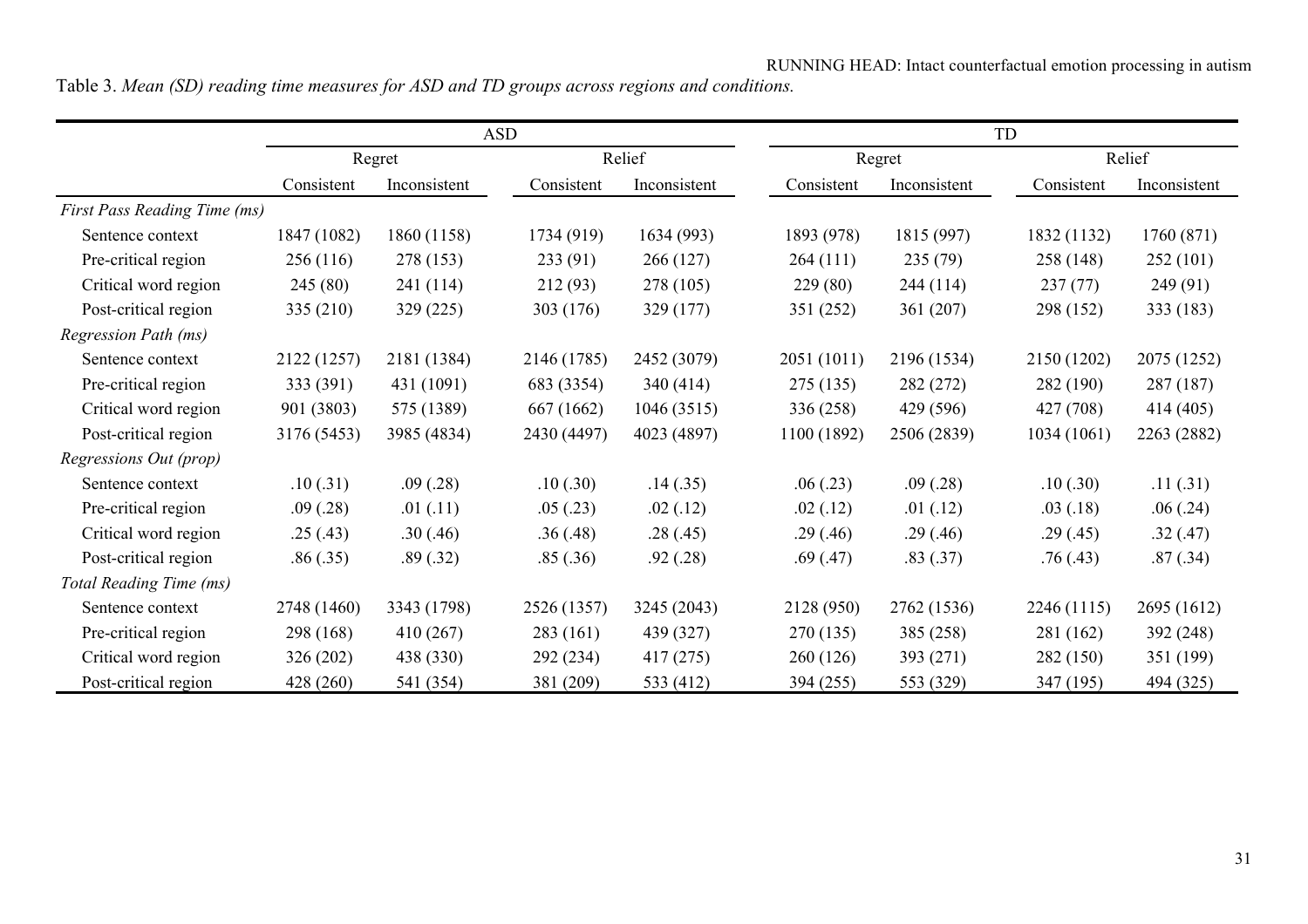Table 3. *Mean (SD) reading time measures for ASD and TD groups across regions and conditions.*

| | ASD | | | | TD | | | |
|---|---|---|---|---|---|---|---|---|
| | Regret | | Relief | | Regret | | Relief | |
| | Consistent | Inconsistent | Consistent | Inconsistent | Consistent | Inconsistent | Consistent | Inconsistent |
| *First Pass Reading Time (ms)* | | | | | | | | |
| Sentence context | 1847 (1082) | 1860 (1158) | 1734 (919) | 1634 (993) | 1893 (978) | 1815 (997) | 1832 (1132) | 1760 (871) |
| Pre-critical region | 256 (116) | 278 (153) | 233 (91) | 266 (127) | 264 (111) | 235 (79) | 258 (148) | 252 (101) |
| Critical word region | 245 (80) | 241 (114) | 212 (93) | 278 (105) | 229 (80) | 244 (114) | 237 (77) | 249 (91) |
| Post-critical region | 335 (210) | 329 (225) | 303 (176) | 329 (177) | 351 (252) | 361 (207) | 298 (152) | 333 (183) |
| *Regression Path (ms)* | | | | | | | | |
| Sentence context | 2122 (1257) | 2181 (1384) | 2146 (1785) | 2452 (3079) | 2051 (1011) | 2196 (1534) | 2150 (1202) | 2075 (1252) |
| Pre-critical region | 333 (391) | 431 (1091) | 683 (3354) | 340 (414) | 275 (135) | 282 (272) | 282 (190) | 287 (187) |
| Critical word region | 901 (3803) | 575 (1389) | 667 (1662) | 1046 (3515) | 336 (258) | 429 (596) | 427 (708) | 414 (405) |
| Post-critical region | 3176 (5453) | 3985 (4834) | 2430 (4497) | 4023 (4897) | 1100 (1892) | 2506 (2839) | 1034 (1061) | 2263 (2882) |
| *Regressions Out (prop)* | | | | | | | | |
| Sentence context | .10 (.31) | .09 (.28) | .10 (.30) | .14 (.35) | .06 (.23) | .09 (.28) | .10 (.30) | .11 (.31) |
| Pre-critical region | .09 (.28) | .01 (.11) | .05 (.23) | .02 (.12) | .02 (.12) | .01 (.12) | .03 (.18) | .06 (.24) |
| Critical word region | .25 (.43) | .30 (.46) | .36 (.48) | .28 (.45) | .29 (.46) | .29 (.46) | .29 (.45) | .32 (.47) |
| Post-critical region | .86 (.35) | .89 (.32) | .85 (.36) | .92 (.28) | .69 (.47) | .83 (.37) | .76 (.43) | .87 (.34) |
| *Total Reading Time (ms)* | | | | | | | | |
| Sentence context | 2748 (1460) | 3343 (1798) | 2526 (1357) | 3245 (2043) | 2128 (950) | 2762 (1536) | 2246 (1115) | 2695 (1612) |
| Pre-critical region | 298 (168) | 410 (267) | 283 (161) | 439 (327) | 270 (135) | 385 (258) | 281 (162) | 392 (248) |
| Critical word region | 326 (202) | 438 (330) | 292 (234) | 417 (275) | 260 (126) | 393 (271) | 282 (150) | 351 (199) |
| Post-critical region | 428 (260) | 541 (354) | 381 (209) | 533 (412) | 394 (255) | 553 (329) | 347 (195) | 494 (325) |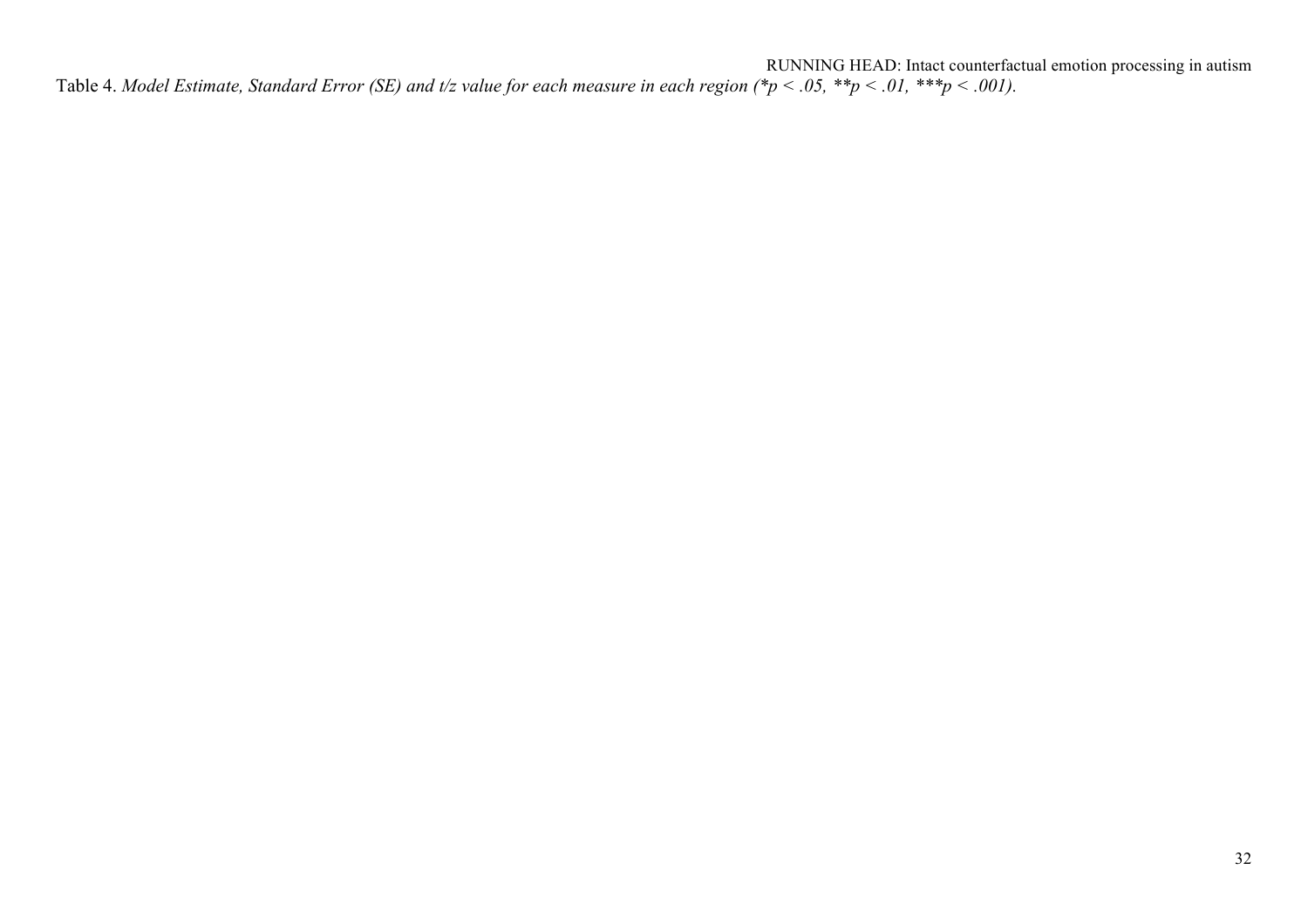Table 4. *Model Estimate, Standard Error (SE) and t/z value for each measure in each region (\*p < .05, \*\*p < .01, \*\*\*p < .001).*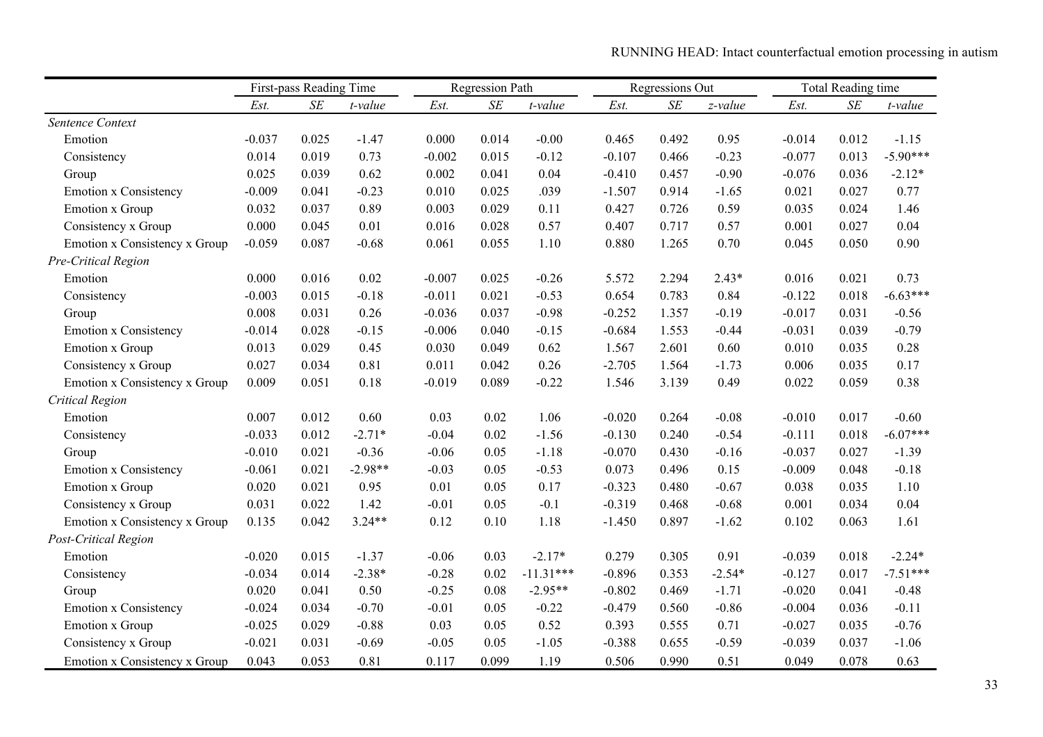| | First-pass Reading Time | | | Regression Path | | | Regressions Out | | | Total Reading time | | |
|---|---|---|---|---|---|---|---|---|---|---|---|---|
| | *Est.* | *SE* | *t-value* | *Est.* | *SE* | *t-value* | *Est.* | *SE* | *z-value* | *Est.* | *SE* | *t-value* |
| *Sentence Context* | | | | | | | | | | | | |
| Emotion | -0.037 | 0.025 | -1.47 | 0.000 | 0.014 | -0.00 | 0.465 | 0.492 | 0.95 | -0.014 | 0.012 | -1.15 |
| Consistency | 0.014 | 0.019 | 0.73 | -0.002 | 0.015 | -0.12 | -0.107 | 0.466 | -0.23 | -0.077 | 0.013 | -5.90*** |
| Group | 0.025 | 0.039 | 0.62 | 0.002 | 0.041 | 0.04 | -0.410 | 0.457 | -0.90 | -0.076 | 0.036 | -2.12* |
| Emotion x Consistency | -0.009 | 0.041 | -0.23 | 0.010 | 0.025 | .039 | -1.507 | 0.914 | -1.65 | 0.021 | 0.027 | 0.77 |
| Emotion x Group | 0.032 | 0.037 | 0.89 | 0.003 | 0.029 | 0.11 | 0.427 | 0.726 | 0.59 | 0.035 | 0.024 | 1.46 |
| Consistency x Group | 0.000 | 0.045 | 0.01 | 0.016 | 0.028 | 0.57 | 0.407 | 0.717 | 0.57 | 0.001 | 0.027 | 0.04 |
| Emotion x Consistency x Group | -0.059 | 0.087 | -0.68 | 0.061 | 0.055 | 1.10 | 0.880 | 1.265 | 0.70 | 0.045 | 0.050 | 0.90 |
| *Pre-Critical Region* | | | | | | | | | | | | |
| Emotion | 0.000 | 0.016 | 0.02 | -0.007 | 0.025 | -0.26 | 5.572 | 2.294 | 2.43* | 0.016 | 0.021 | 0.73 |
| Consistency | -0.003 | 0.015 | -0.18 | -0.011 | 0.021 | -0.53 | 0.654 | 0.783 | 0.84 | -0.122 | 0.018 | -6.63*** |
| Group | 0.008 | 0.031 | 0.26 | -0.036 | 0.037 | -0.98 | -0.252 | 1.357 | -0.19 | -0.017 | 0.031 | -0.56 |
| Emotion x Consistency | -0.014 | 0.028 | -0.15 | -0.006 | 0.040 | -0.15 | -0.684 | 1.553 | -0.44 | -0.031 | 0.039 | -0.79 |
| Emotion x Group | 0.013 | 0.029 | 0.45 | 0.030 | 0.049 | 0.62 | 1.567 | 2.601 | 0.60 | 0.010 | 0.035 | 0.28 |
| Consistency x Group | 0.027 | 0.034 | 0.81 | 0.011 | 0.042 | 0.26 | -2.705 | 1.564 | -1.73 | 0.006 | 0.035 | 0.17 |
| Emotion x Consistency x Group | 0.009 | 0.051 | 0.18 | -0.019 | 0.089 | -0.22 | 1.546 | 3.139 | 0.49 | 0.022 | 0.059 | 0.38 |
| *Critical Region* | | | | | | | | | | | | |
| Emotion | 0.007 | 0.012 | 0.60 | 0.03 | 0.02 | 1.06 | -0.020 | 0.264 | -0.08 | -0.010 | 0.017 | -0.60 |
| Consistency | -0.033 | 0.012 | -2.71* | -0.04 | 0.02 | -1.56 | -0.130 | 0.240 | -0.54 | -0.111 | 0.018 | -6.07*** |
| Group | -0.010 | 0.021 | -0.36 | -0.06 | 0.05 | -1.18 | -0.070 | 0.430 | -0.16 | -0.037 | 0.027 | -1.39 |
| Emotion x Consistency | -0.061 | 0.021 | -2.98** | -0.03 | 0.05 | -0.53 | 0.073 | 0.496 | 0.15 | -0.009 | 0.048 | -0.18 |
| Emotion x Group | 0.020 | 0.021 | 0.95 | 0.01 | 0.05 | 0.17 | -0.323 | 0.480 | -0.67 | 0.038 | 0.035 | 1.10 |
| Consistency x Group | 0.031 | 0.022 | 1.42 | -0.01 | 0.05 | -0.1 | -0.319 | 0.468 | -0.68 | 0.001 | 0.034 | 0.04 |
| Emotion x Consistency x Group | 0.135 | 0.042 | 3.24** | 0.12 | 0.10 | 1.18 | -1.450 | 0.897 | -1.62 | 0.102 | 0.063 | 1.61 |
| *Post-Critical Region* | | | | | | | | | | | | |
| Emotion | -0.020 | 0.015 | -1.37 | -0.06 | 0.03 | -2.17* | 0.279 | 0.305 | 0.91 | -0.039 | 0.018 | -2.24* |
| Consistency | -0.034 | 0.014 | -2.38* | -0.28 | 0.02 | -11.31*** | -0.896 | 0.353 | -2.54* | -0.127 | 0.017 | -7.51*** |
| Group | 0.020 | 0.041 | 0.50 | -0.25 | 0.08 | -2.95** | -0.802 | 0.469 | -1.71 | -0.020 | 0.041 | -0.48 |
| Emotion x Consistency | -0.024 | 0.034 | -0.70 | -0.01 | 0.05 | -0.22 | -0.479 | 0.560 | -0.86 | -0.004 | 0.036 | -0.11 |
| Emotion x Group | -0.025 | 0.029 | -0.88 | 0.03 | 0.05 | 0.52 | 0.393 | 0.555 | 0.71 | -0.027 | 0.035 | -0.76 |
| Consistency x Group | -0.021 | 0.031 | -0.69 | -0.05 | 0.05 | -1.05 | -0.388 | 0.655 | -0.59 | -0.039 | 0.037 | -1.06 |
| Emotion x Consistency x Group | 0.043 | 0.053 | 0.81 | 0.117 | 0.099 | 1.19 | 0.506 | 0.990 | 0.51 | 0.049 | 0.078 | 0.63 |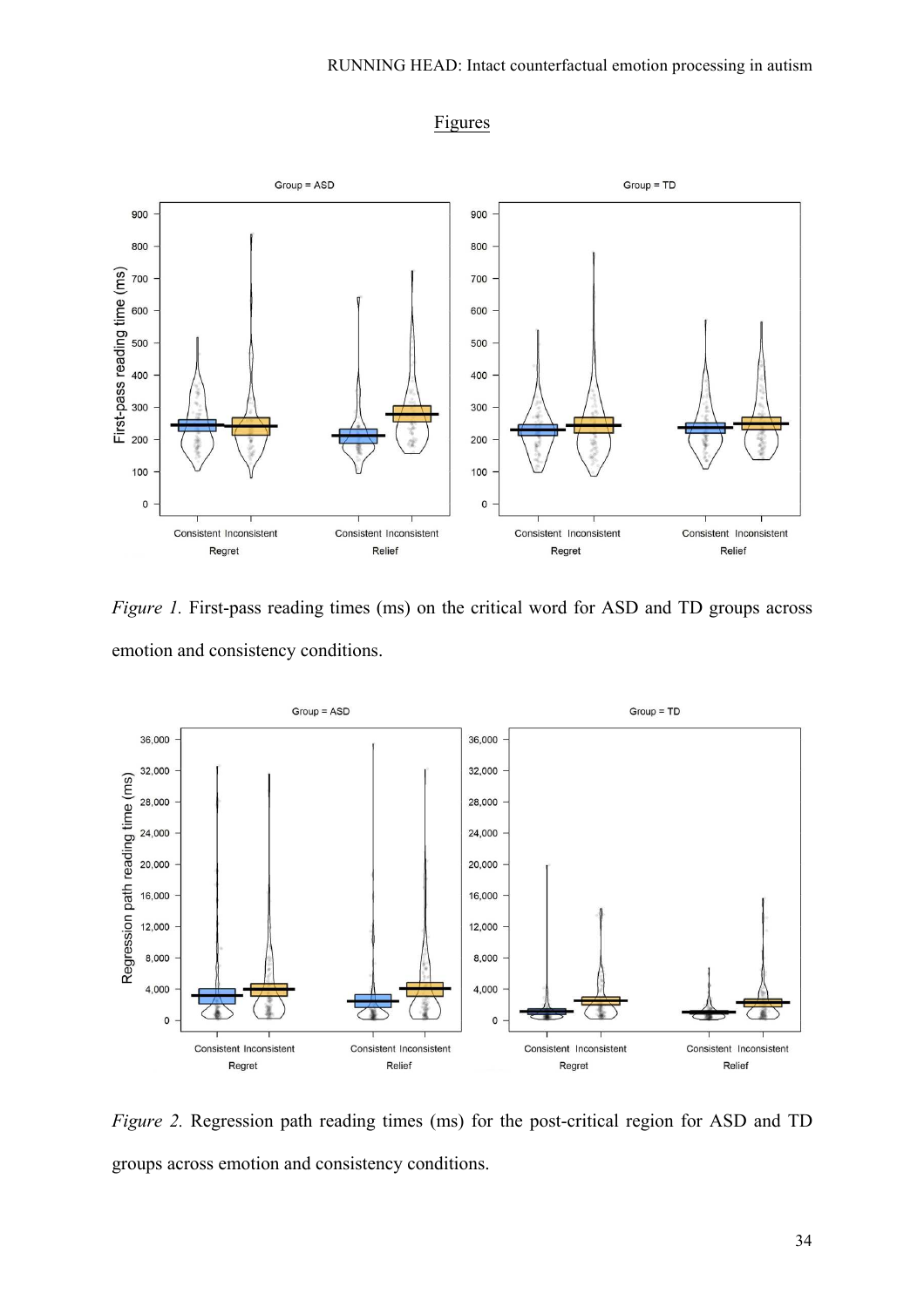## Figures

*Figure 1.* First-pass reading times (ms) on the critical word for ASD and TD groups across emotion and consistency conditions.

*Figure 2.* Regression path reading times (ms) for the post-critical region for ASD and TD groups across emotion and consistency conditions.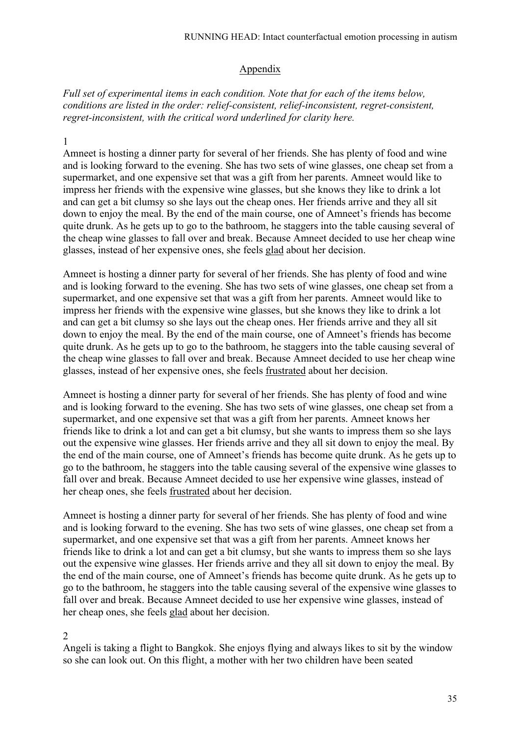## Appendix

*Full set of experimental items in each condition. Note that for each of the items below, conditions are listed in the order: relief-consistent, relief-inconsistent, regret-consistent, regret-inconsistent, with the critical word underlined for clarity here.*

1

Amneet is hosting a dinner party for several of her friends. She has plenty of food and wine and is looking forward to the evening. She has two sets of wine glasses, one cheap set from a supermarket, and one expensive set that was a gift from her parents. Amneet would like to impress her friends with the expensive wine glasses, but she knows they like to drink a lot and can get a bit clumsy so she lays out the cheap ones. Her friends arrive and they all sit down to enjoy the meal. By the end of the main course, one of Amneet's friends has become quite drunk. As he gets up to go to the bathroom, he staggers into the table causing several of the cheap wine glasses to fall over and break. Because Amneet decided to use her cheap wine glasses, instead of her expensive ones, she feels <u>glad</u> about her decision.

Amneet is hosting a dinner party for several of her friends. She has plenty of food and wine and is looking forward to the evening. She has two sets of wine glasses, one cheap set from a supermarket, and one expensive set that was a gift from her parents. Amneet would like to impress her friends with the expensive wine glasses, but she knows they like to drink a lot and can get a bit clumsy so she lays out the cheap ones. Her friends arrive and they all sit down to enjoy the meal. By the end of the main course, one of Amneet's friends has become quite drunk. As he gets up to go to the bathroom, he staggers into the table causing several of the cheap wine glasses to fall over and break. Because Amneet decided to use her cheap wine glasses, instead of her expensive ones, she feels <u>frustrated</u> about her decision.

Amneet is hosting a dinner party for several of her friends. She has plenty of food and wine and is looking forward to the evening. She has two sets of wine glasses, one cheap set from a supermarket, and one expensive set that was a gift from her parents. Amneet knows her friends like to drink a lot and can get a bit clumsy, but she wants to impress them so she lays out the expensive wine glasses. Her friends arrive and they all sit down to enjoy the meal. By the end of the main course, one of Amneet's friends has become quite drunk. As he gets up to go to the bathroom, he staggers into the table causing several of the expensive wine glasses to fall over and break. Because Amneet decided to use her expensive wine glasses, instead of her cheap ones, she feels <u>frustrated</u> about her decision.

Amneet is hosting a dinner party for several of her friends. She has plenty of food and wine and is looking forward to the evening. She has two sets of wine glasses, one cheap set from a supermarket, and one expensive set that was a gift from her parents. Amneet knows her friends like to drink a lot and can get a bit clumsy, but she wants to impress them so she lays out the expensive wine glasses. Her friends arrive and they all sit down to enjoy the meal. By the end of the main course, one of Amneet's friends has become quite drunk. As he gets up to go to the bathroom, he staggers into the table causing several of the expensive wine glasses to fall over and break. Because Amneet decided to use her expensive wine glasses, instead of her cheap ones, she feels <u>glad</u> about her decision.

2

Angeli is taking a flight to Bangkok. She enjoys flying and always likes to sit by the window so she can look out. On this flight, a mother with her two children have been seated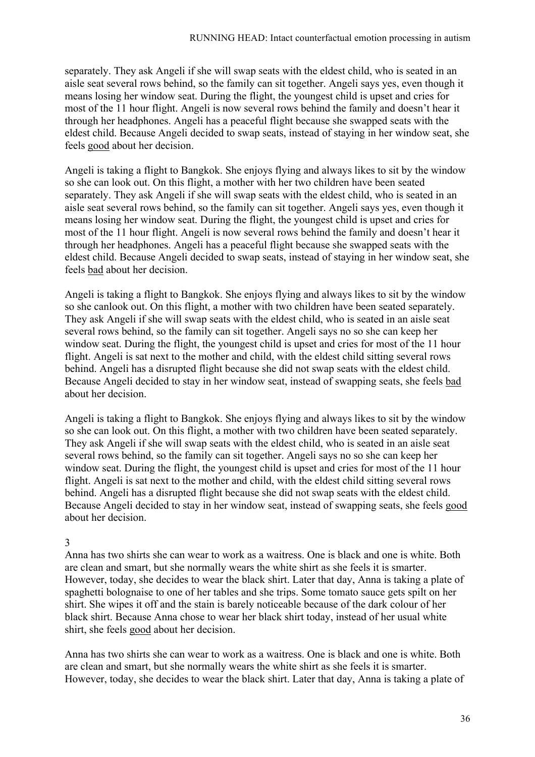separately. They ask Angeli if she will swap seats with the eldest child, who is seated in an aisle seat several rows behind, so the family can sit together. Angeli says yes, even though it means losing her window seat. During the flight, the youngest child is upset and cries for most of the 11 hour flight. Angeli is now several rows behind the family and doesn't hear it through her headphones. Angeli has a peaceful flight because she swapped seats with the eldest child. Because Angeli decided to swap seats, instead of staying in her window seat, she feels <u>good</u> about her decision.

Angeli is taking a flight to Bangkok. She enjoys flying and always likes to sit by the window so she can look out. On this flight, a mother with her two children have been seated separately. They ask Angeli if she will swap seats with the eldest child, who is seated in an aisle seat several rows behind, so the family can sit together. Angeli says yes, even though it means losing her window seat. During the flight, the youngest child is upset and cries for most of the 11 hour flight. Angeli is now several rows behind the family and doesn't hear it through her headphones. Angeli has a peaceful flight because she swapped seats with the eldest child. Because Angeli decided to swap seats, instead of staying in her window seat, she feels <u>bad</u> about her decision.

Angeli is taking a flight to Bangkok. She enjoys flying and always likes to sit by the window so she canlook out. On this flight, a mother with two children have been seated separately. They ask Angeli if she will swap seats with the eldest child, who is seated in an aisle seat several rows behind, so the family can sit together. Angeli says no so she can keep her window seat. During the flight, the youngest child is upset and cries for most of the 11 hour flight. Angeli is sat next to the mother and child, with the eldest child sitting several rows behind. Angeli has a disrupted flight because she did not swap seats with the eldest child. Because Angeli decided to stay in her window seat, instead of swapping seats, she feels <u>bad</u> about her decision.

Angeli is taking a flight to Bangkok. She enjoys flying and always likes to sit by the window so she can look out. On this flight, a mother with two children have been seated separately. They ask Angeli if she will swap seats with the eldest child, who is seated in an aisle seat several rows behind, so the family can sit together. Angeli says no so she can keep her window seat. During the flight, the youngest child is upset and cries for most of the 11 hour flight. Angeli is sat next to the mother and child, with the eldest child sitting several rows behind. Angeli has a disrupted flight because she did not swap seats with the eldest child. Because Angeli decided to stay in her window seat, instead of swapping seats, she feels <u>good</u> about her decision.

3

Anna has two shirts she can wear to work as a waitress. One is black and one is white. Both are clean and smart, but she normally wears the white shirt as she feels it is smarter. However, today, she decides to wear the black shirt. Later that day, Anna is taking a plate of spaghetti bolognaise to one of her tables and she trips. Some tomato sauce gets spilt on her shirt. She wipes it off and the stain is barely noticeable because of the dark colour of her black shirt. Because Anna chose to wear her black shirt today, instead of her usual white shirt, she feels <u>good</u> about her decision.

Anna has two shirts she can wear to work as a waitress. One is black and one is white. Both are clean and smart, but she normally wears the white shirt as she feels it is smarter. However, today, she decides to wear the black shirt. Later that day, Anna is taking a plate of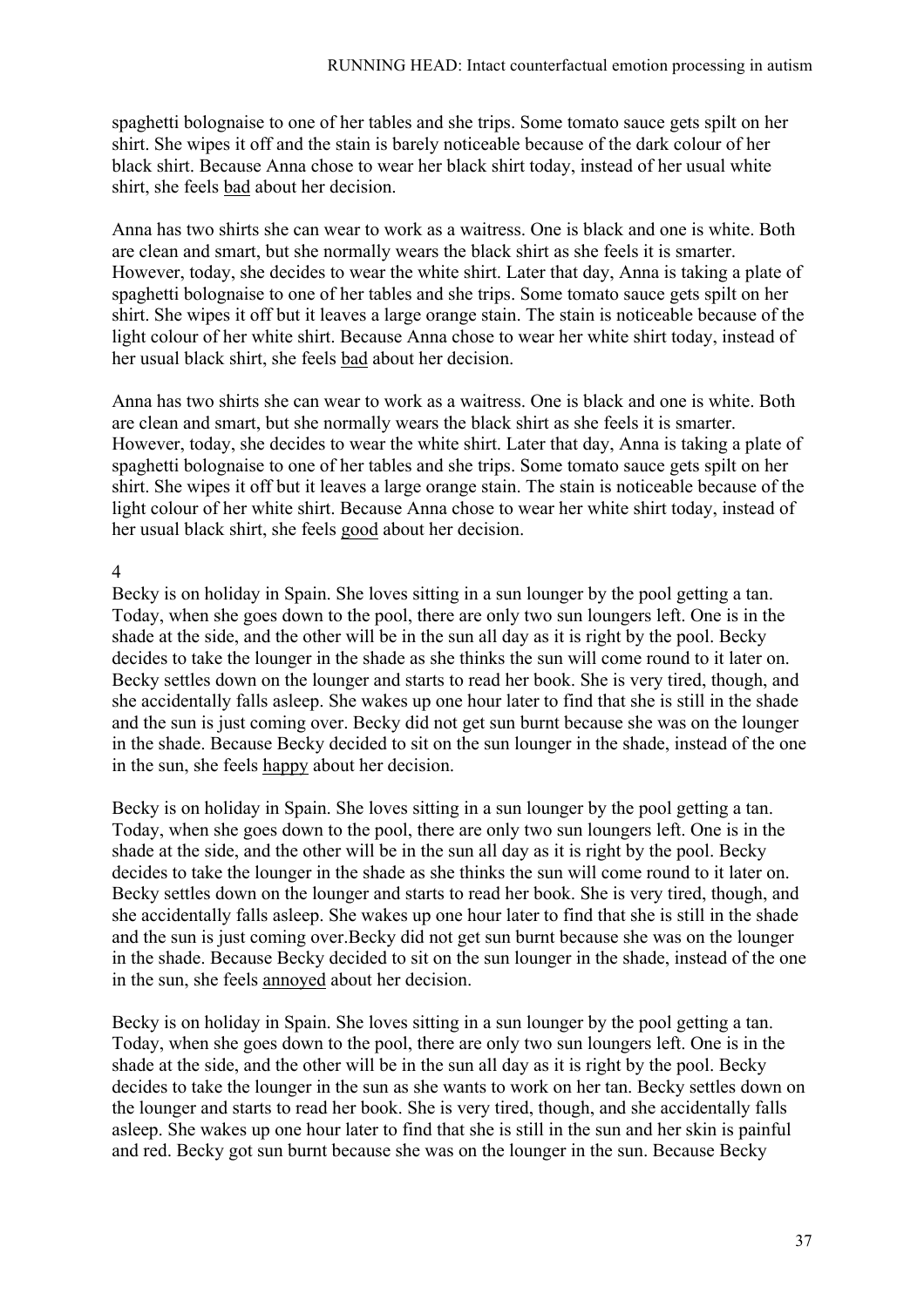spaghetti bolognaise to one of her tables and she trips. Some tomato sauce gets spilt on her shirt. She wipes it off and the stain is barely noticeable because of the dark colour of her black shirt. Because Anna chose to wear her black shirt today, instead of her usual white shirt, she feels <u>bad</u> about her decision.

Anna has two shirts she can wear to work as a waitress. One is black and one is white. Both are clean and smart, but she normally wears the black shirt as she feels it is smarter. However, today, she decides to wear the white shirt. Later that day, Anna is taking a plate of spaghetti bolognaise to one of her tables and she trips. Some tomato sauce gets spilt on her shirt. She wipes it off but it leaves a large orange stain. The stain is noticeable because of the light colour of her white shirt. Because Anna chose to wear her white shirt today, instead of her usual black shirt, she feels <u>bad</u> about her decision.

Anna has two shirts she can wear to work as a waitress. One is black and one is white. Both are clean and smart, but she normally wears the black shirt as she feels it is smarter. However, today, she decides to wear the white shirt. Later that day, Anna is taking a plate of spaghetti bolognaise to one of her tables and she trips. Some tomato sauce gets spilt on her shirt. She wipes it off but it leaves a large orange stain. The stain is noticeable because of the light colour of her white shirt. Because Anna chose to wear her white shirt today, instead of her usual black shirt, she feels <u>good</u> about her decision.

4

Becky is on holiday in Spain. She loves sitting in a sun lounger by the pool getting a tan. Today, when she goes down to the pool, there are only two sun loungers left. One is in the shade at the side, and the other will be in the sun all day as it is right by the pool. Becky decides to take the lounger in the shade as she thinks the sun will come round to it later on. Becky settles down on the lounger and starts to read her book. She is very tired, though, and she accidentally falls asleep. She wakes up one hour later to find that she is still in the shade and the sun is just coming over. Becky did not get sun burnt because she was on the lounger in the shade. Because Becky decided to sit on the sun lounger in the shade, instead of the one in the sun, she feels <u>happy</u> about her decision.

Becky is on holiday in Spain. She loves sitting in a sun lounger by the pool getting a tan. Today, when she goes down to the pool, there are only two sun loungers left. One is in the shade at the side, and the other will be in the sun all day as it is right by the pool. Becky decides to take the lounger in the shade as she thinks the sun will come round to it later on. Becky settles down on the lounger and starts to read her book. She is very tired, though, and she accidentally falls asleep. She wakes up one hour later to find that she is still in the shade and the sun is just coming over.Becky did not get sun burnt because she was on the lounger in the shade. Because Becky decided to sit on the sun lounger in the shade, instead of the one in the sun, she feels <u>annoyed</u> about her decision.

Becky is on holiday in Spain. She loves sitting in a sun lounger by the pool getting a tan. Today, when she goes down to the pool, there are only two sun loungers left. One is in the shade at the side, and the other will be in the sun all day as it is right by the pool. Becky decides to take the lounger in the sun as she wants to work on her tan. Becky settles down on the lounger and starts to read her book. She is very tired, though, and she accidentally falls asleep. She wakes up one hour later to find that she is still in the sun and her skin is painful and red. Becky got sun burnt because she was on the lounger in the sun. Because Becky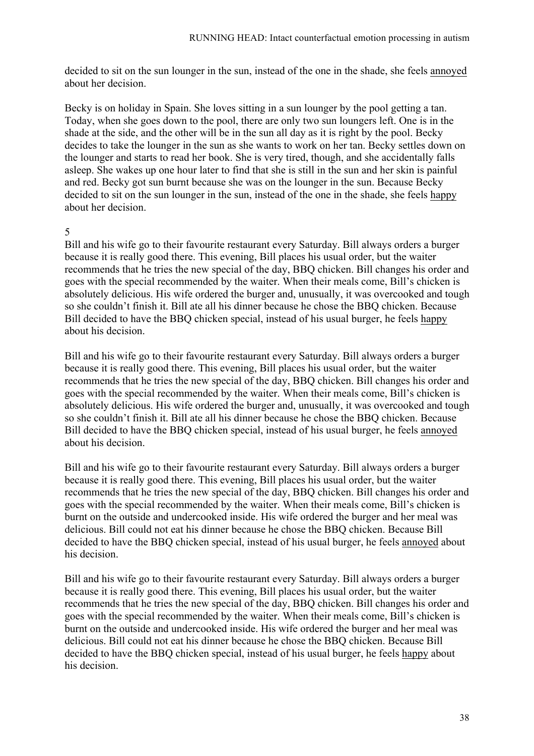decided to sit on the sun lounger in the sun, instead of the one in the shade, she feels annoyed about her decision.

Becky is on holiday in Spain. She loves sitting in a sun lounger by the pool getting a tan. Today, when she goes down to the pool, there are only two sun loungers left. One is in the shade at the side, and the other will be in the sun all day as it is right by the pool. Becky decides to take the lounger in the sun as she wants to work on her tan. Becky settles down on the lounger and starts to read her book. She is very tired, though, and she accidentally falls asleep. She wakes up one hour later to find that she is still in the sun and her skin is painful and red. Becky got sun burnt because she was on the lounger in the sun. Because Becky decided to sit on the sun lounger in the sun, instead of the one in the shade, she feels happy about her decision.

5

Bill and his wife go to their favourite restaurant every Saturday. Bill always orders a burger because it is really good there. This evening, Bill places his usual order, but the waiter recommends that he tries the new special of the day, BBQ chicken. Bill changes his order and goes with the special recommended by the waiter. When their meals come, Bill's chicken is absolutely delicious. His wife ordered the burger and, unusually, it was overcooked and tough so she couldn't finish it. Bill ate all his dinner because he chose the BBQ chicken. Because Bill decided to have the BBQ chicken special, instead of his usual burger, he feels happy about his decision.

Bill and his wife go to their favourite restaurant every Saturday. Bill always orders a burger because it is really good there. This evening, Bill places his usual order, but the waiter recommends that he tries the new special of the day, BBQ chicken. Bill changes his order and goes with the special recommended by the waiter. When their meals come, Bill's chicken is absolutely delicious. His wife ordered the burger and, unusually, it was overcooked and tough so she couldn't finish it. Bill ate all his dinner because he chose the BBQ chicken. Because Bill decided to have the BBQ chicken special, instead of his usual burger, he feels annoyed about his decision.

Bill and his wife go to their favourite restaurant every Saturday. Bill always orders a burger because it is really good there. This evening, Bill places his usual order, but the waiter recommends that he tries the new special of the day, BBQ chicken. Bill changes his order and goes with the special recommended by the waiter. When their meals come, Bill's chicken is burnt on the outside and undercooked inside. His wife ordered the burger and her meal was delicious. Bill could not eat his dinner because he chose the BBQ chicken. Because Bill decided to have the BBQ chicken special, instead of his usual burger, he feels annoyed about his decision.

Bill and his wife go to their favourite restaurant every Saturday. Bill always orders a burger because it is really good there. This evening, Bill places his usual order, but the waiter recommends that he tries the new special of the day, BBQ chicken. Bill changes his order and goes with the special recommended by the waiter. When their meals come, Bill's chicken is burnt on the outside and undercooked inside. His wife ordered the burger and her meal was delicious. Bill could not eat his dinner because he chose the BBQ chicken. Because Bill decided to have the BBQ chicken special, instead of his usual burger, he feels happy about his decision.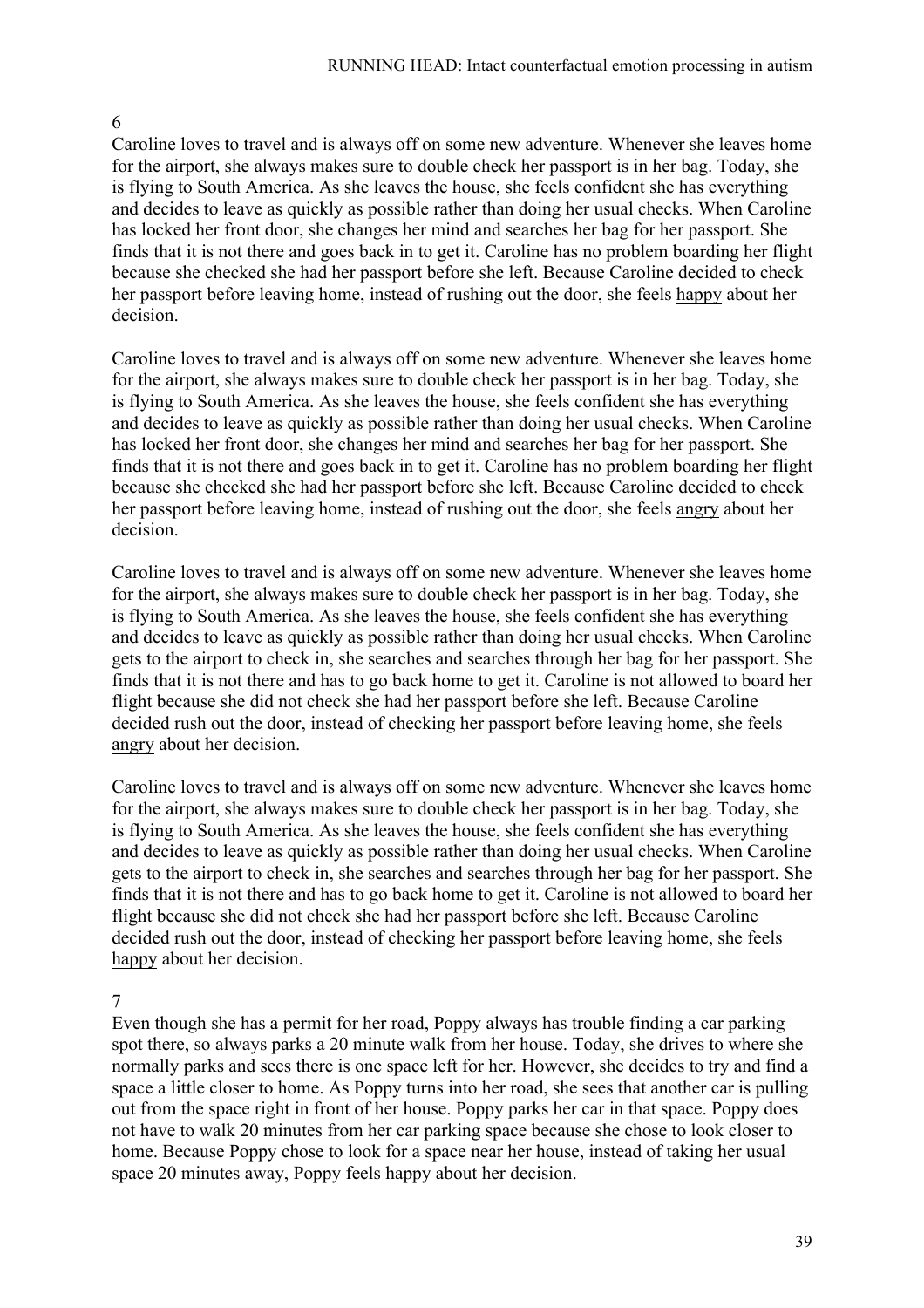6

Caroline loves to travel and is always off on some new adventure. Whenever she leaves home for the airport, she always makes sure to double check her passport is in her bag. Today, she is flying to South America. As she leaves the house, she feels confident she has everything and decides to leave as quickly as possible rather than doing her usual checks. When Caroline has locked her front door, she changes her mind and searches her bag for her passport. She finds that it is not there and goes back in to get it. Caroline has no problem boarding her flight because she checked she had her passport before she left. Because Caroline decided to check her passport before leaving home, instead of rushing out the door, she feels <u>happy</u> about her decision.

Caroline loves to travel and is always off on some new adventure. Whenever she leaves home for the airport, she always makes sure to double check her passport is in her bag. Today, she is flying to South America. As she leaves the house, she feels confident she has everything and decides to leave as quickly as possible rather than doing her usual checks. When Caroline has locked her front door, she changes her mind and searches her bag for her passport. She finds that it is not there and goes back in to get it. Caroline has no problem boarding her flight because she checked she had her passport before she left. Because Caroline decided to check her passport before leaving home, instead of rushing out the door, she feels <u>angry</u> about her decision.

Caroline loves to travel and is always off on some new adventure. Whenever she leaves home for the airport, she always makes sure to double check her passport is in her bag. Today, she is flying to South America. As she leaves the house, she feels confident she has everything and decides to leave as quickly as possible rather than doing her usual checks. When Caroline gets to the airport to check in, she searches and searches through her bag for her passport. She finds that it is not there and has to go back home to get it. Caroline is not allowed to board her flight because she did not check she had her passport before she left. Because Caroline decided rush out the door, instead of checking her passport before leaving home, she feels <u>angry</u> about her decision.

Caroline loves to travel and is always off on some new adventure. Whenever she leaves home for the airport, she always makes sure to double check her passport is in her bag. Today, she is flying to South America. As she leaves the house, she feels confident she has everything and decides to leave as quickly as possible rather than doing her usual checks. When Caroline gets to the airport to check in, she searches and searches through her bag for her passport. She finds that it is not there and has to go back home to get it. Caroline is not allowed to board her flight because she did not check she had her passport before she left. Because Caroline decided rush out the door, instead of checking her passport before leaving home, she feels <u>happy</u> about her decision.

7

Even though she has a permit for her road, Poppy always has trouble finding a car parking spot there, so always parks a 20 minute walk from her house. Today, she drives to where she normally parks and sees there is one space left for her. However, she decides to try and find a space a little closer to home. As Poppy turns into her road, she sees that another car is pulling out from the space right in front of her house. Poppy parks her car in that space. Poppy does not have to walk 20 minutes from her car parking space because she chose to look closer to home. Because Poppy chose to look for a space near her house, instead of taking her usual space 20 minutes away, Poppy feels <u>happy</u> about her decision.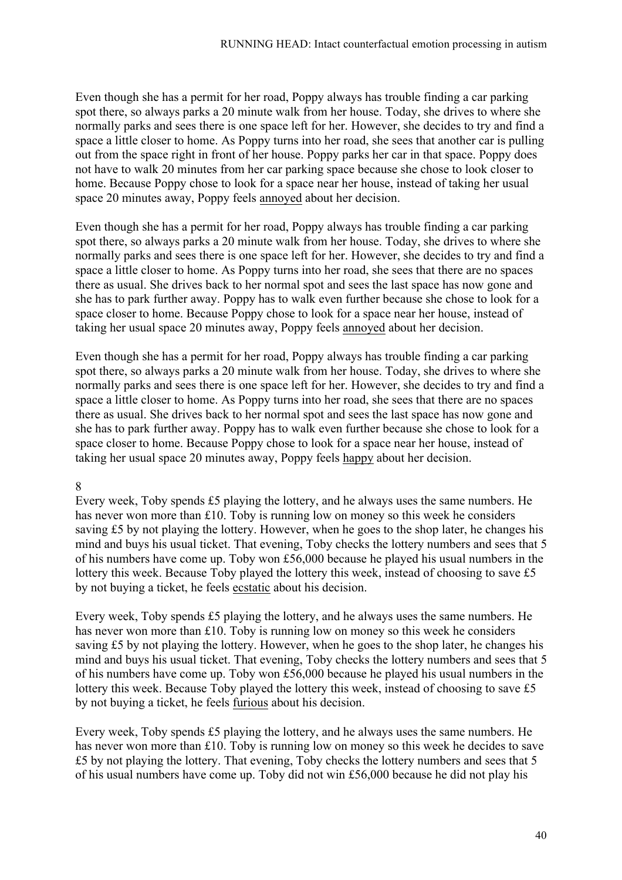Even though she has a permit for her road, Poppy always has trouble finding a car parking spot there, so always parks a 20 minute walk from her house. Today, she drives to where she normally parks and sees there is one space left for her. However, she decides to try and find a space a little closer to home. As Poppy turns into her road, she sees that another car is pulling out from the space right in front of her house. Poppy parks her car in that space. Poppy does not have to walk 20 minutes from her car parking space because she chose to look closer to home. Because Poppy chose to look for a space near her house, instead of taking her usual space 20 minutes away, Poppy feels <u>annoyed</u> about her decision.

Even though she has a permit for her road, Poppy always has trouble finding a car parking spot there, so always parks a 20 minute walk from her house. Today, she drives to where she normally parks and sees there is one space left for her. However, she decides to try and find a space a little closer to home. As Poppy turns into her road, she sees that there are no spaces there as usual. She drives back to her normal spot and sees the last space has now gone and she has to park further away. Poppy has to walk even further because she chose to look for a space closer to home. Because Poppy chose to look for a space near her house, instead of taking her usual space 20 minutes away, Poppy feels <u>annoyed</u> about her decision.

Even though she has a permit for her road, Poppy always has trouble finding a car parking spot there, so always parks a 20 minute walk from her house. Today, she drives to where she normally parks and sees there is one space left for her. However, she decides to try and find a space a little closer to home. As Poppy turns into her road, she sees that there are no spaces there as usual. She drives back to her normal spot and sees the last space has now gone and she has to park further away. Poppy has to walk even further because she chose to look for a space closer to home. Because Poppy chose to look for a space near her house, instead of taking her usual space 20 minutes away, Poppy feels <u>happy</u> about her decision.

8

Every week, Toby spends £5 playing the lottery, and he always uses the same numbers. He has never won more than £10. Toby is running low on money so this week he considers saving £5 by not playing the lottery. However, when he goes to the shop later, he changes his mind and buys his usual ticket. That evening, Toby checks the lottery numbers and sees that 5 of his numbers have come up. Toby won £56,000 because he played his usual numbers in the lottery this week. Because Toby played the lottery this week, instead of choosing to save £5 by not buying a ticket, he feels <u>ecstatic</u> about his decision.

Every week, Toby spends £5 playing the lottery, and he always uses the same numbers. He has never won more than £10. Toby is running low on money so this week he considers saving £5 by not playing the lottery. However, when he goes to the shop later, he changes his mind and buys his usual ticket. That evening, Toby checks the lottery numbers and sees that 5 of his numbers have come up. Toby won £56,000 because he played his usual numbers in the lottery this week. Because Toby played the lottery this week, instead of choosing to save £5 by not buying a ticket, he feels <u>furious</u> about his decision.

Every week, Toby spends £5 playing the lottery, and he always uses the same numbers. He has never won more than £10. Toby is running low on money so this week he decides to save £5 by not playing the lottery. That evening, Toby checks the lottery numbers and sees that 5 of his usual numbers have come up. Toby did not win £56,000 because he did not play his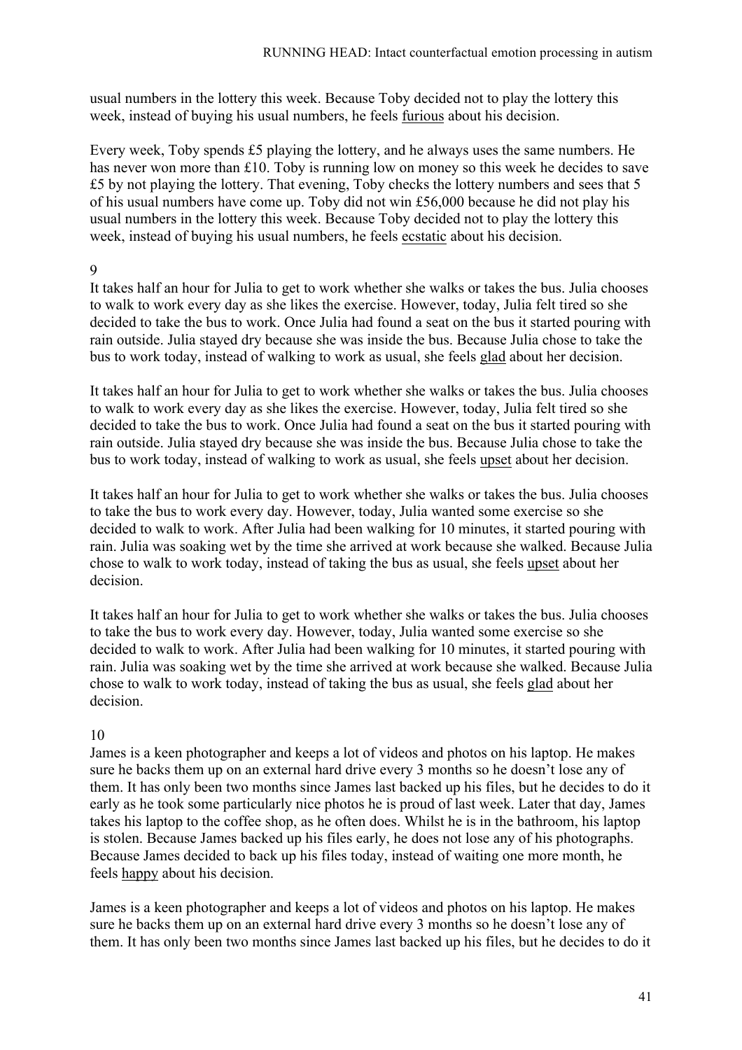usual numbers in the lottery this week. Because Toby decided not to play the lottery this week, instead of buying his usual numbers, he feels <u>furious</u> about his decision.

Every week, Toby spends £5 playing the lottery, and he always uses the same numbers. He has never won more than £10. Toby is running low on money so this week he decides to save £5 by not playing the lottery. That evening, Toby checks the lottery numbers and sees that 5 of his usual numbers have come up. Toby did not win £56,000 because he did not play his usual numbers in the lottery this week. Because Toby decided not to play the lottery this week, instead of buying his usual numbers, he feels <u>ecstatic</u> about his decision.

9

It takes half an hour for Julia to get to work whether she walks or takes the bus. Julia chooses to walk to work every day as she likes the exercise. However, today, Julia felt tired so she decided to take the bus to work. Once Julia had found a seat on the bus it started pouring with rain outside. Julia stayed dry because she was inside the bus. Because Julia chose to take the bus to work today, instead of walking to work as usual, she feels <u>glad</u> about her decision.

It takes half an hour for Julia to get to work whether she walks or takes the bus. Julia chooses to walk to work every day as she likes the exercise. However, today, Julia felt tired so she decided to take the bus to work. Once Julia had found a seat on the bus it started pouring with rain outside. Julia stayed dry because she was inside the bus. Because Julia chose to take the bus to work today, instead of walking to work as usual, she feels <u>upset</u> about her decision.

It takes half an hour for Julia to get to work whether she walks or takes the bus. Julia chooses to take the bus to work every day. However, today, Julia wanted some exercise so she decided to walk to work. After Julia had been walking for 10 minutes, it started pouring with rain. Julia was soaking wet by the time she arrived at work because she walked. Because Julia chose to walk to work today, instead of taking the bus as usual, she feels <u>upset</u> about her decision.

It takes half an hour for Julia to get to work whether she walks or takes the bus. Julia chooses to take the bus to work every day. However, today, Julia wanted some exercise so she decided to walk to work. After Julia had been walking for 10 minutes, it started pouring with rain. Julia was soaking wet by the time she arrived at work because she walked. Because Julia chose to walk to work today, instead of taking the bus as usual, she feels <u>glad</u> about her decision.

10

James is a keen photographer and keeps a lot of videos and photos on his laptop. He makes sure he backs them up on an external hard drive every 3 months so he doesn't lose any of them. It has only been two months since James last backed up his files, but he decides to do it early as he took some particularly nice photos he is proud of last week. Later that day, James takes his laptop to the coffee shop, as he often does. Whilst he is in the bathroom, his laptop is stolen. Because James backed up his files early, he does not lose any of his photographs. Because James decided to back up his files today, instead of waiting one more month, he feels <u>happy</u> about his decision.

James is a keen photographer and keeps a lot of videos and photos on his laptop. He makes sure he backs them up on an external hard drive every 3 months so he doesn't lose any of them. It has only been two months since James last backed up his files, but he decides to do it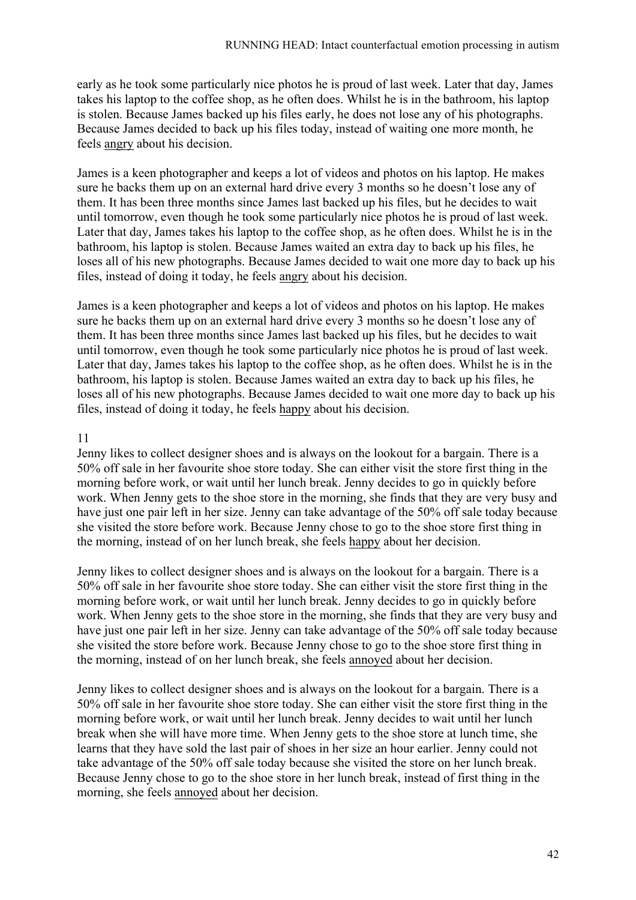early as he took some particularly nice photos he is proud of last week. Later that day, James takes his laptop to the coffee shop, as he often does. Whilst he is in the bathroom, his laptop is stolen. Because James backed up his files early, he does not lose any of his photographs. Because James decided to back up his files today, instead of waiting one more month, he feels <u>angry</u> about his decision.

James is a keen photographer and keeps a lot of videos and photos on his laptop. He makes sure he backs them up on an external hard drive every 3 months so he doesn't lose any of them. It has been three months since James last backed up his files, but he decides to wait until tomorrow, even though he took some particularly nice photos he is proud of last week. Later that day, James takes his laptop to the coffee shop, as he often does. Whilst he is in the bathroom, his laptop is stolen. Because James waited an extra day to back up his files, he loses all of his new photographs. Because James decided to wait one more day to back up his files, instead of doing it today, he feels <u>angry</u> about his decision.

James is a keen photographer and keeps a lot of videos and photos on his laptop. He makes sure he backs them up on an external hard drive every 3 months so he doesn't lose any of them. It has been three months since James last backed up his files, but he decides to wait until tomorrow, even though he took some particularly nice photos he is proud of last week. Later that day, James takes his laptop to the coffee shop, as he often does. Whilst he is in the bathroom, his laptop is stolen. Because James waited an extra day to back up his files, he loses all of his new photographs. Because James decided to wait one more day to back up his files, instead of doing it today, he feels <u>happy</u> about his decision.

11

Jenny likes to collect designer shoes and is always on the lookout for a bargain. There is a 50% off sale in her favourite shoe store today. She can either visit the store first thing in the morning before work, or wait until her lunch break. Jenny decides to go in quickly before work. When Jenny gets to the shoe store in the morning, she finds that they are very busy and have just one pair left in her size. Jenny can take advantage of the 50% off sale today because she visited the store before work. Because Jenny chose to go to the shoe store first thing in the morning, instead of on her lunch break, she feels <u>happy</u> about her decision.

Jenny likes to collect designer shoes and is always on the lookout for a bargain. There is a 50% off sale in her favourite shoe store today. She can either visit the store first thing in the morning before work, or wait until her lunch break. Jenny decides to go in quickly before work. When Jenny gets to the shoe store in the morning, she finds that they are very busy and have just one pair left in her size. Jenny can take advantage of the 50% off sale today because she visited the store before work. Because Jenny chose to go to the shoe store first thing in the morning, instead of on her lunch break, she feels <u>annoyed</u> about her decision.

Jenny likes to collect designer shoes and is always on the lookout for a bargain. There is a 50% off sale in her favourite shoe store today. She can either visit the store first thing in the morning before work, or wait until her lunch break. Jenny decides to wait until her lunch break when she will have more time. When Jenny gets to the shoe store at lunch time, she learns that they have sold the last pair of shoes in her size an hour earlier. Jenny could not take advantage of the 50% off sale today because she visited the store on her lunch break. Because Jenny chose to go to the shoe store in her lunch break, instead of first thing in the morning, she feels <u>annoyed</u> about her decision.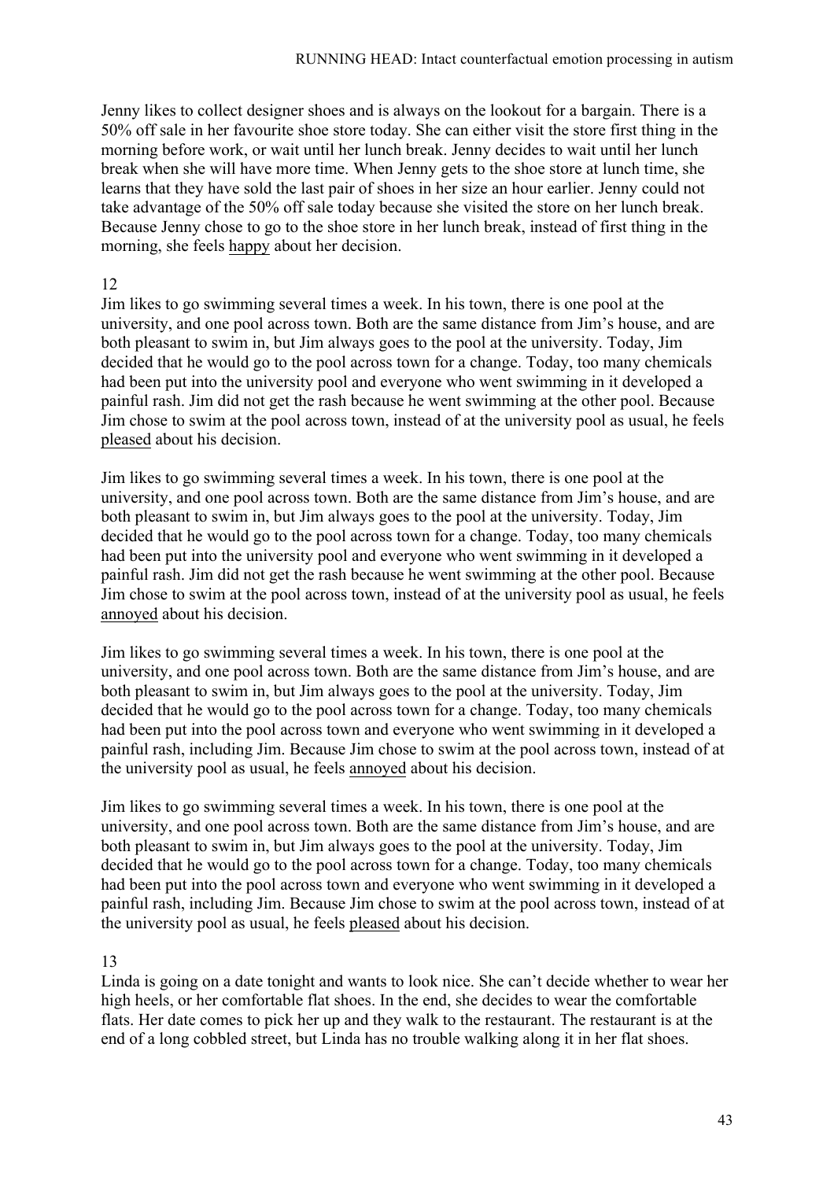Jenny likes to collect designer shoes and is always on the lookout for a bargain. There is a 50% off sale in her favourite shoe store today. She can either visit the store first thing in the morning before work, or wait until her lunch break. Jenny decides to wait until her lunch break when she will have more time. When Jenny gets to the shoe store at lunch time, she learns that they have sold the last pair of shoes in her size an hour earlier. Jenny could not take advantage of the 50% off sale today because she visited the store on her lunch break. Because Jenny chose to go to the shoe store in her lunch break, instead of first thing in the morning, she feels <u>happy</u> about her decision.

12

Jim likes to go swimming several times a week. In his town, there is one pool at the university, and one pool across town. Both are the same distance from Jim's house, and are both pleasant to swim in, but Jim always goes to the pool at the university. Today, Jim decided that he would go to the pool across town for a change. Today, too many chemicals had been put into the university pool and everyone who went swimming in it developed a painful rash. Jim did not get the rash because he went swimming at the other pool. Because Jim chose to swim at the pool across town, instead of at the university pool as usual, he feels <u>pleased</u> about his decision.

Jim likes to go swimming several times a week. In his town, there is one pool at the university, and one pool across town. Both are the same distance from Jim's house, and are both pleasant to swim in, but Jim always goes to the pool at the university. Today, Jim decided that he would go to the pool across town for a change. Today, too many chemicals had been put into the university pool and everyone who went swimming in it developed a painful rash. Jim did not get the rash because he went swimming at the other pool. Because Jim chose to swim at the pool across town, instead of at the university pool as usual, he feels <u>annoyed</u> about his decision.

Jim likes to go swimming several times a week. In his town, there is one pool at the university, and one pool across town. Both are the same distance from Jim's house, and are both pleasant to swim in, but Jim always goes to the pool at the university. Today, Jim decided that he would go to the pool across town for a change. Today, too many chemicals had been put into the pool across town and everyone who went swimming in it developed a painful rash, including Jim. Because Jim chose to swim at the pool across town, instead of at the university pool as usual, he feels <u>annoyed</u> about his decision.

Jim likes to go swimming several times a week. In his town, there is one pool at the university, and one pool across town. Both are the same distance from Jim's house, and are both pleasant to swim in, but Jim always goes to the pool at the university. Today, Jim decided that he would go to the pool across town for a change. Today, too many chemicals had been put into the pool across town and everyone who went swimming in it developed a painful rash, including Jim. Because Jim chose to swim at the pool across town, instead of at the university pool as usual, he feels <u>pleased</u> about his decision.

13

Linda is going on a date tonight and wants to look nice. She can't decide whether to wear her high heels, or her comfortable flat shoes. In the end, she decides to wear the comfortable flats. Her date comes to pick her up and they walk to the restaurant. The restaurant is at the end of a long cobbled street, but Linda has no trouble walking along it in her flat shoes.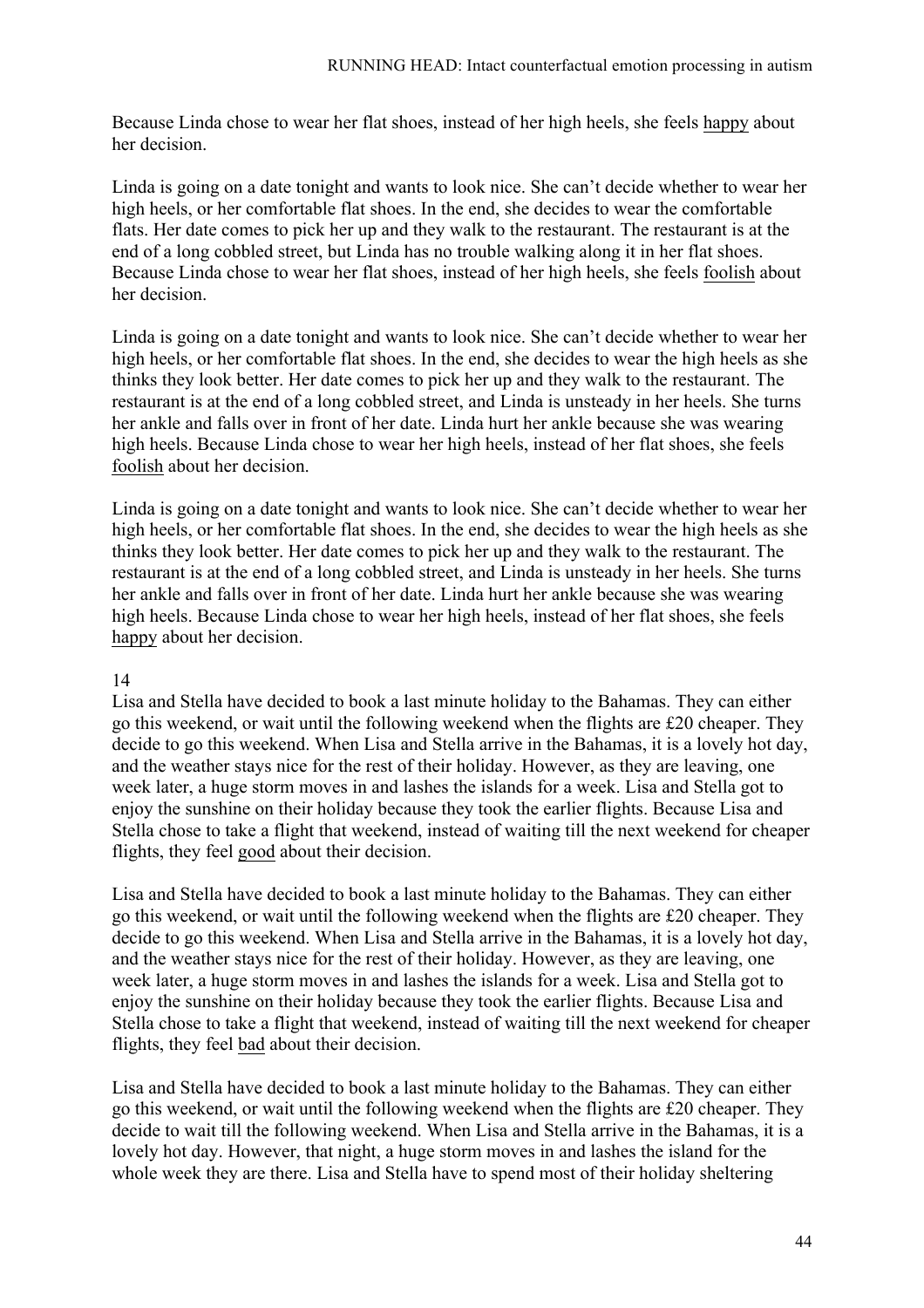Because Linda chose to wear her flat shoes, instead of her high heels, she feels <u>happy</u> about her decision.

Linda is going on a date tonight and wants to look nice. She can't decide whether to wear her high heels, or her comfortable flat shoes. In the end, she decides to wear the comfortable flats. Her date comes to pick her up and they walk to the restaurant. The restaurant is at the end of a long cobbled street, but Linda has no trouble walking along it in her flat shoes. Because Linda chose to wear her flat shoes, instead of her high heels, she feels <u>foolish</u> about her decision.

Linda is going on a date tonight and wants to look nice. She can't decide whether to wear her high heels, or her comfortable flat shoes. In the end, she decides to wear the high heels as she thinks they look better. Her date comes to pick her up and they walk to the restaurant. The restaurant is at the end of a long cobbled street, and Linda is unsteady in her heels. She turns her ankle and falls over in front of her date. Linda hurt her ankle because she was wearing high heels. Because Linda chose to wear her high heels, instead of her flat shoes, she feels <u>foolish</u> about her decision.

Linda is going on a date tonight and wants to look nice. She can't decide whether to wear her high heels, or her comfortable flat shoes. In the end, she decides to wear the high heels as she thinks they look better. Her date comes to pick her up and they walk to the restaurant. The restaurant is at the end of a long cobbled street, and Linda is unsteady in her heels. She turns her ankle and falls over in front of her date. Linda hurt her ankle because she was wearing high heels. Because Linda chose to wear her high heels, instead of her flat shoes, she feels <u>happy</u> about her decision.

14

Lisa and Stella have decided to book a last minute holiday to the Bahamas. They can either go this weekend, or wait until the following weekend when the flights are £20 cheaper. They decide to go this weekend. When Lisa and Stella arrive in the Bahamas, it is a lovely hot day, and the weather stays nice for the rest of their holiday. However, as they are leaving, one week later, a huge storm moves in and lashes the islands for a week. Lisa and Stella got to enjoy the sunshine on their holiday because they took the earlier flights. Because Lisa and Stella chose to take a flight that weekend, instead of waiting till the next weekend for cheaper flights, they feel <u>good</u> about their decision.

Lisa and Stella have decided to book a last minute holiday to the Bahamas. They can either go this weekend, or wait until the following weekend when the flights are £20 cheaper. They decide to go this weekend. When Lisa and Stella arrive in the Bahamas, it is a lovely hot day, and the weather stays nice for the rest of their holiday. However, as they are leaving, one week later, a huge storm moves in and lashes the islands for a week. Lisa and Stella got to enjoy the sunshine on their holiday because they took the earlier flights. Because Lisa and Stella chose to take a flight that weekend, instead of waiting till the next weekend for cheaper flights, they feel <u>bad</u> about their decision.

Lisa and Stella have decided to book a last minute holiday to the Bahamas. They can either go this weekend, or wait until the following weekend when the flights are £20 cheaper. They decide to wait till the following weekend. When Lisa and Stella arrive in the Bahamas, it is a lovely hot day. However, that night, a huge storm moves in and lashes the island for the whole week they are there. Lisa and Stella have to spend most of their holiday sheltering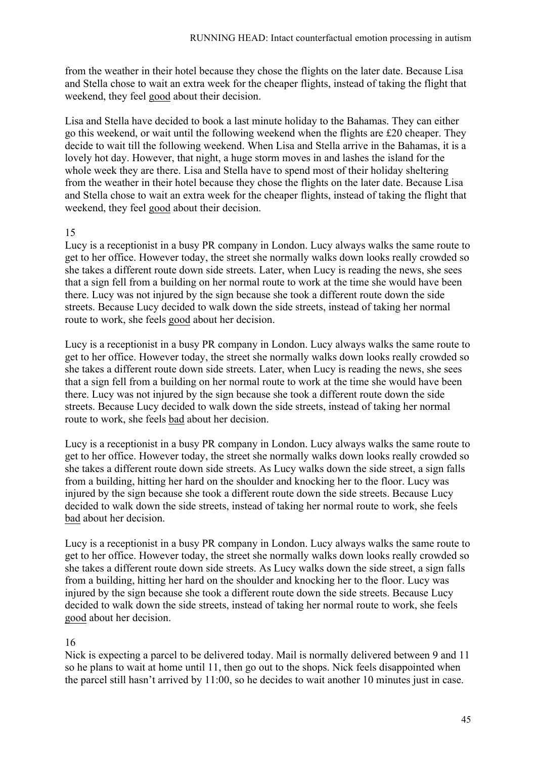from the weather in their hotel because they chose the flights on the later date. Because Lisa and Stella chose to wait an extra week for the cheaper flights, instead of taking the flight that weekend, they feel <u>good</u> about their decision.

Lisa and Stella have decided to book a last minute holiday to the Bahamas. They can either go this weekend, or wait until the following weekend when the flights are £20 cheaper. They decide to wait till the following weekend. When Lisa and Stella arrive in the Bahamas, it is a lovely hot day. However, that night, a huge storm moves in and lashes the island for the whole week they are there. Lisa and Stella have to spend most of their holiday sheltering from the weather in their hotel because they chose the flights on the later date. Because Lisa and Stella chose to wait an extra week for the cheaper flights, instead of taking the flight that weekend, they feel <u>good</u> about their decision.

15

Lucy is a receptionist in a busy PR company in London. Lucy always walks the same route to get to her office. However today, the street she normally walks down looks really crowded so she takes a different route down side streets. Later, when Lucy is reading the news, she sees that a sign fell from a building on her normal route to work at the time she would have been there. Lucy was not injured by the sign because she took a different route down the side streets. Because Lucy decided to walk down the side streets, instead of taking her normal route to work, she feels <u>good</u> about her decision.

Lucy is a receptionist in a busy PR company in London. Lucy always walks the same route to get to her office. However today, the street she normally walks down looks really crowded so she takes a different route down side streets. Later, when Lucy is reading the news, she sees that a sign fell from a building on her normal route to work at the time she would have been there. Lucy was not injured by the sign because she took a different route down the side streets. Because Lucy decided to walk down the side streets, instead of taking her normal route to work, she feels <u>bad</u> about her decision.

Lucy is a receptionist in a busy PR company in London. Lucy always walks the same route to get to her office. However today, the street she normally walks down looks really crowded so she takes a different route down side streets. As Lucy walks down the side street, a sign falls from a building, hitting her hard on the shoulder and knocking her to the floor. Lucy was injured by the sign because she took a different route down the side streets. Because Lucy decided to walk down the side streets, instead of taking her normal route to work, she feels <u>bad</u> about her decision.

Lucy is a receptionist in a busy PR company in London. Lucy always walks the same route to get to her office. However today, the street she normally walks down looks really crowded so she takes a different route down side streets. As Lucy walks down the side street, a sign falls from a building, hitting her hard on the shoulder and knocking her to the floor. Lucy was injured by the sign because she took a different route down the side streets. Because Lucy decided to walk down the side streets, instead of taking her normal route to work, she feels <u>good</u> about her decision.

16

Nick is expecting a parcel to be delivered today. Mail is normally delivered between 9 and 11 so he plans to wait at home until 11, then go out to the shops. Nick feels disappointed when the parcel still hasn't arrived by 11:00, so he decides to wait another 10 minutes just in case.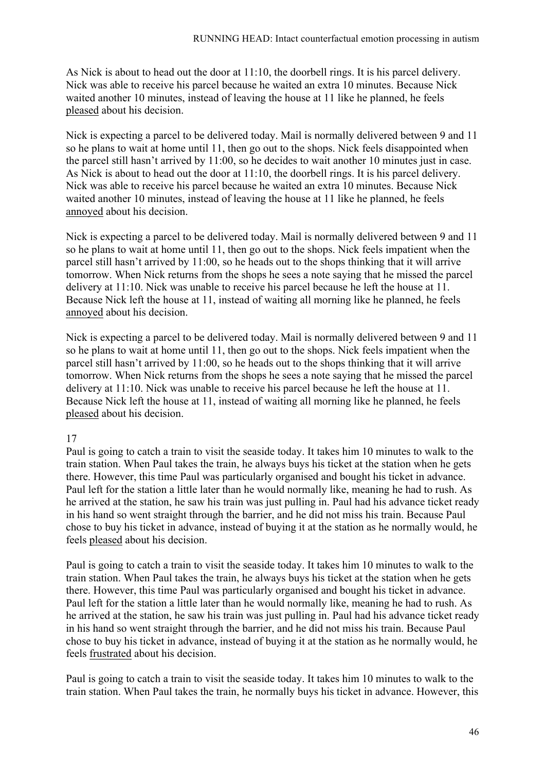As Nick is about to head out the door at 11:10, the doorbell rings. It is his parcel delivery. Nick was able to receive his parcel because he waited an extra 10 minutes. Because Nick waited another 10 minutes, instead of leaving the house at 11 like he planned, he feels pleased about his decision.

Nick is expecting a parcel to be delivered today. Mail is normally delivered between 9 and 11 so he plans to wait at home until 11, then go out to the shops. Nick feels disappointed when the parcel still hasn't arrived by 11:00, so he decides to wait another 10 minutes just in case. As Nick is about to head out the door at 11:10, the doorbell rings. It is his parcel delivery. Nick was able to receive his parcel because he waited an extra 10 minutes. Because Nick waited another 10 minutes, instead of leaving the house at 11 like he planned, he feels annoyed about his decision.

Nick is expecting a parcel to be delivered today. Mail is normally delivered between 9 and 11 so he plans to wait at home until 11, then go out to the shops. Nick feels impatient when the parcel still hasn't arrived by 11:00, so he heads out to the shops thinking that it will arrive tomorrow. When Nick returns from the shops he sees a note saying that he missed the parcel delivery at 11:10. Nick was unable to receive his parcel because he left the house at 11. Because Nick left the house at 11, instead of waiting all morning like he planned, he feels annoyed about his decision.

Nick is expecting a parcel to be delivered today. Mail is normally delivered between 9 and 11 so he plans to wait at home until 11, then go out to the shops. Nick feels impatient when the parcel still hasn't arrived by 11:00, so he heads out to the shops thinking that it will arrive tomorrow. When Nick returns from the shops he sees a note saying that he missed the parcel delivery at 11:10. Nick was unable to receive his parcel because he left the house at 11. Because Nick left the house at 11, instead of waiting all morning like he planned, he feels pleased about his decision.

17

Paul is going to catch a train to visit the seaside today. It takes him 10 minutes to walk to the train station. When Paul takes the train, he always buys his ticket at the station when he gets there. However, this time Paul was particularly organised and bought his ticket in advance. Paul left for the station a little later than he would normally like, meaning he had to rush. As he arrived at the station, he saw his train was just pulling in. Paul had his advance ticket ready in his hand so went straight through the barrier, and he did not miss his train. Because Paul chose to buy his ticket in advance, instead of buying it at the station as he normally would, he feels pleased about his decision.

Paul is going to catch a train to visit the seaside today. It takes him 10 minutes to walk to the train station. When Paul takes the train, he always buys his ticket at the station when he gets there. However, this time Paul was particularly organised and bought his ticket in advance. Paul left for the station a little later than he would normally like, meaning he had to rush. As he arrived at the station, he saw his train was just pulling in. Paul had his advance ticket ready in his hand so went straight through the barrier, and he did not miss his train. Because Paul chose to buy his ticket in advance, instead of buying it at the station as he normally would, he feels frustrated about his decision.

Paul is going to catch a train to visit the seaside today. It takes him 10 minutes to walk to the train station. When Paul takes the train, he normally buys his ticket in advance. However, this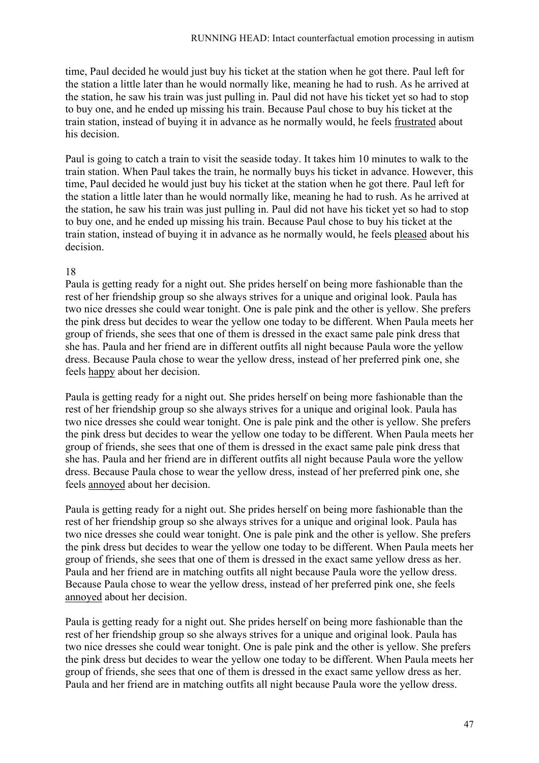time, Paul decided he would just buy his ticket at the station when he got there. Paul left for the station a little later than he would normally like, meaning he had to rush. As he arrived at the station, he saw his train was just pulling in. Paul did not have his ticket yet so had to stop to buy one, and he ended up missing his train. Because Paul chose to buy his ticket at the train station, instead of buying it in advance as he normally would, he feels <u>frustrated</u> about his decision.

Paul is going to catch a train to visit the seaside today. It takes him 10 minutes to walk to the train station. When Paul takes the train, he normally buys his ticket in advance. However, this time, Paul decided he would just buy his ticket at the station when he got there. Paul left for the station a little later than he would normally like, meaning he had to rush. As he arrived at the station, he saw his train was just pulling in. Paul did not have his ticket yet so had to stop to buy one, and he ended up missing his train. Because Paul chose to buy his ticket at the train station, instead of buying it in advance as he normally would, he feels <u>pleased</u> about his decision.

18

Paula is getting ready for a night out. She prides herself on being more fashionable than the rest of her friendship group so she always strives for a unique and original look. Paula has two nice dresses she could wear tonight. One is pale pink and the other is yellow. She prefers the pink dress but decides to wear the yellow one today to be different. When Paula meets her group of friends, she sees that one of them is dressed in the exact same pale pink dress that she has. Paula and her friend are in different outfits all night because Paula wore the yellow dress. Because Paula chose to wear the yellow dress, instead of her preferred pink one, she feels <u>happy</u> about her decision.

Paula is getting ready for a night out. She prides herself on being more fashionable than the rest of her friendship group so she always strives for a unique and original look. Paula has two nice dresses she could wear tonight. One is pale pink and the other is yellow. She prefers the pink dress but decides to wear the yellow one today to be different. When Paula meets her group of friends, she sees that one of them is dressed in the exact same pale pink dress that she has. Paula and her friend are in different outfits all night because Paula wore the yellow dress. Because Paula chose to wear the yellow dress, instead of her preferred pink one, she feels <u>annoyed</u> about her decision.

Paula is getting ready for a night out. She prides herself on being more fashionable than the rest of her friendship group so she always strives for a unique and original look. Paula has two nice dresses she could wear tonight. One is pale pink and the other is yellow. She prefers the pink dress but decides to wear the yellow one today to be different. When Paula meets her group of friends, she sees that one of them is dressed in the exact same yellow dress as her. Paula and her friend are in matching outfits all night because Paula wore the yellow dress. Because Paula chose to wear the yellow dress, instead of her preferred pink one, she feels <u>annoyed</u> about her decision.

Paula is getting ready for a night out. She prides herself on being more fashionable than the rest of her friendship group so she always strives for a unique and original look. Paula has two nice dresses she could wear tonight. One is pale pink and the other is yellow. She prefers the pink dress but decides to wear the yellow one today to be different. When Paula meets her group of friends, she sees that one of them is dressed in the exact same yellow dress as her. Paula and her friend are in matching outfits all night because Paula wore the yellow dress.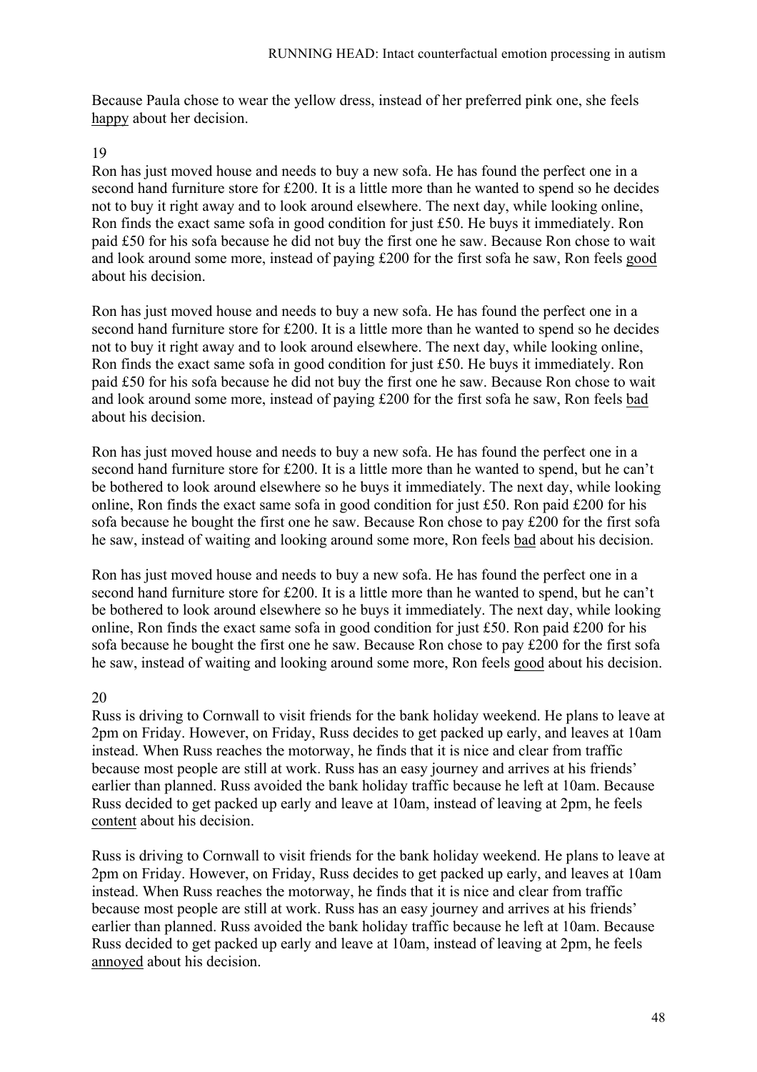Because Paula chose to wear the yellow dress, instead of her preferred pink one, she feels <u>happy</u> about her decision.

19

Ron has just moved house and needs to buy a new sofa. He has found the perfect one in a second hand furniture store for £200. It is a little more than he wanted to spend so he decides not to buy it right away and to look around elsewhere. The next day, while looking online, Ron finds the exact same sofa in good condition for just £50. He buys it immediately. Ron paid £50 for his sofa because he did not buy the first one he saw. Because Ron chose to wait and look around some more, instead of paying £200 for the first sofa he saw, Ron feels <u>good</u> about his decision.

Ron has just moved house and needs to buy a new sofa. He has found the perfect one in a second hand furniture store for £200. It is a little more than he wanted to spend so he decides not to buy it right away and to look around elsewhere. The next day, while looking online, Ron finds the exact same sofa in good condition for just £50. He buys it immediately. Ron paid £50 for his sofa because he did not buy the first one he saw. Because Ron chose to wait and look around some more, instead of paying £200 for the first sofa he saw, Ron feels <u>bad</u> about his decision.

Ron has just moved house and needs to buy a new sofa. He has found the perfect one in a second hand furniture store for £200. It is a little more than he wanted to spend, but he can't be bothered to look around elsewhere so he buys it immediately. The next day, while looking online, Ron finds the exact same sofa in good condition for just £50. Ron paid £200 for his sofa because he bought the first one he saw. Because Ron chose to pay £200 for the first sofa he saw, instead of waiting and looking around some more, Ron feels <u>bad</u> about his decision.

Ron has just moved house and needs to buy a new sofa. He has found the perfect one in a second hand furniture store for £200. It is a little more than he wanted to spend, but he can't be bothered to look around elsewhere so he buys it immediately. The next day, while looking online, Ron finds the exact same sofa in good condition for just £50. Ron paid £200 for his sofa because he bought the first one he saw. Because Ron chose to pay £200 for the first sofa he saw, instead of waiting and looking around some more, Ron feels <u>good</u> about his decision.

20

Russ is driving to Cornwall to visit friends for the bank holiday weekend. He plans to leave at 2pm on Friday. However, on Friday, Russ decides to get packed up early, and leaves at 10am instead. When Russ reaches the motorway, he finds that it is nice and clear from traffic because most people are still at work. Russ has an easy journey and arrives at his friends' earlier than planned. Russ avoided the bank holiday traffic because he left at 10am. Because Russ decided to get packed up early and leave at 10am, instead of leaving at 2pm, he feels <u>content</u> about his decision.

Russ is driving to Cornwall to visit friends for the bank holiday weekend. He plans to leave at 2pm on Friday. However, on Friday, Russ decides to get packed up early, and leaves at 10am instead. When Russ reaches the motorway, he finds that it is nice and clear from traffic because most people are still at work. Russ has an easy journey and arrives at his friends' earlier than planned. Russ avoided the bank holiday traffic because he left at 10am. Because Russ decided to get packed up early and leave at 10am, instead of leaving at 2pm, he feels <u>annoyed</u> about his decision.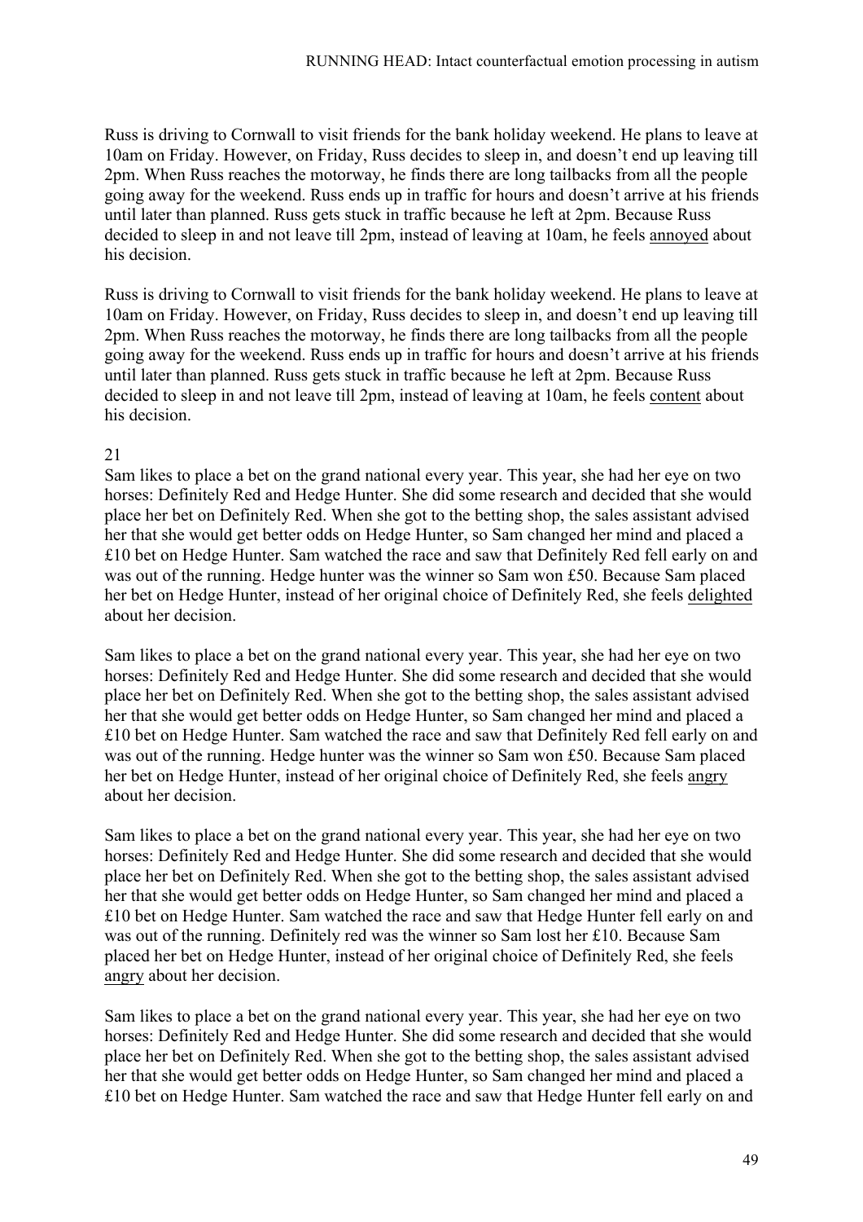Russ is driving to Cornwall to visit friends for the bank holiday weekend. He plans to leave at 10am on Friday. However, on Friday, Russ decides to sleep in, and doesn't end up leaving till 2pm. When Russ reaches the motorway, he finds there are long tailbacks from all the people going away for the weekend. Russ ends up in traffic for hours and doesn't arrive at his friends until later than planned. Russ gets stuck in traffic because he left at 2pm. Because Russ decided to sleep in and not leave till 2pm, instead of leaving at 10am, he feels <u>annoyed</u> about his decision.

Russ is driving to Cornwall to visit friends for the bank holiday weekend. He plans to leave at 10am on Friday. However, on Friday, Russ decides to sleep in, and doesn't end up leaving till 2pm. When Russ reaches the motorway, he finds there are long tailbacks from all the people going away for the weekend. Russ ends up in traffic for hours and doesn't arrive at his friends until later than planned. Russ gets stuck in traffic because he left at 2pm. Because Russ decided to sleep in and not leave till 2pm, instead of leaving at 10am, he feels <u>content</u> about his decision.

21

Sam likes to place a bet on the grand national every year. This year, she had her eye on two horses: Definitely Red and Hedge Hunter. She did some research and decided that she would place her bet on Definitely Red. When she got to the betting shop, the sales assistant advised her that she would get better odds on Hedge Hunter, so Sam changed her mind and placed a £10 bet on Hedge Hunter. Sam watched the race and saw that Definitely Red fell early on and was out of the running. Hedge hunter was the winner so Sam won £50. Because Sam placed her bet on Hedge Hunter, instead of her original choice of Definitely Red, she feels <u>delighted</u> about her decision.

Sam likes to place a bet on the grand national every year. This year, she had her eye on two horses: Definitely Red and Hedge Hunter. She did some research and decided that she would place her bet on Definitely Red. When she got to the betting shop, the sales assistant advised her that she would get better odds on Hedge Hunter, so Sam changed her mind and placed a £10 bet on Hedge Hunter. Sam watched the race and saw that Definitely Red fell early on and was out of the running. Hedge hunter was the winner so Sam won £50. Because Sam placed her bet on Hedge Hunter, instead of her original choice of Definitely Red, she feels <u>angry</u> about her decision.

Sam likes to place a bet on the grand national every year. This year, she had her eye on two horses: Definitely Red and Hedge Hunter. She did some research and decided that she would place her bet on Definitely Red. When she got to the betting shop, the sales assistant advised her that she would get better odds on Hedge Hunter, so Sam changed her mind and placed a £10 bet on Hedge Hunter. Sam watched the race and saw that Hedge Hunter fell early on and was out of the running. Definitely red was the winner so Sam lost her £10. Because Sam placed her bet on Hedge Hunter, instead of her original choice of Definitely Red, she feels <u>angry</u> about her decision.

Sam likes to place a bet on the grand national every year. This year, she had her eye on two horses: Definitely Red and Hedge Hunter. She did some research and decided that she would place her bet on Definitely Red. When she got to the betting shop, the sales assistant advised her that she would get better odds on Hedge Hunter, so Sam changed her mind and placed a £10 bet on Hedge Hunter. Sam watched the race and saw that Hedge Hunter fell early on and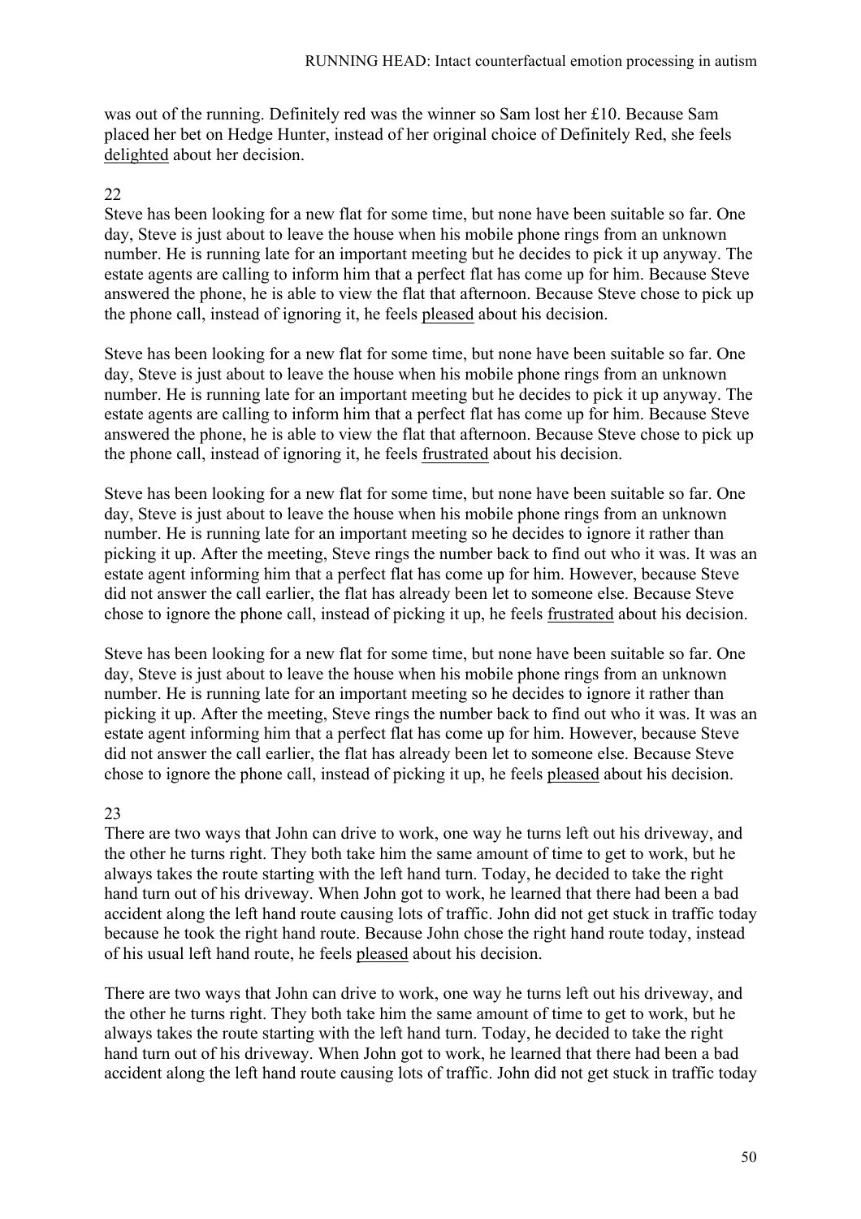was out of the running. Definitely red was the winner so Sam lost her £10. Because Sam placed her bet on Hedge Hunter, instead of her original choice of Definitely Red, she feels <u>delighted</u> about her decision.

22

Steve has been looking for a new flat for some time, but none have been suitable so far. One day, Steve is just about to leave the house when his mobile phone rings from an unknown number. He is running late for an important meeting but he decides to pick it up anyway. The estate agents are calling to inform him that a perfect flat has come up for him. Because Steve answered the phone, he is able to view the flat that afternoon. Because Steve chose to pick up the phone call, instead of ignoring it, he feels <u>pleased</u> about his decision.

Steve has been looking for a new flat for some time, but none have been suitable so far. One day, Steve is just about to leave the house when his mobile phone rings from an unknown number. He is running late for an important meeting but he decides to pick it up anyway. The estate agents are calling to inform him that a perfect flat has come up for him. Because Steve answered the phone, he is able to view the flat that afternoon. Because Steve chose to pick up the phone call, instead of ignoring it, he feels <u>frustrated</u> about his decision.

Steve has been looking for a new flat for some time, but none have been suitable so far. One day, Steve is just about to leave the house when his mobile phone rings from an unknown number. He is running late for an important meeting so he decides to ignore it rather than picking it up. After the meeting, Steve rings the number back to find out who it was. It was an estate agent informing him that a perfect flat has come up for him. However, because Steve did not answer the call earlier, the flat has already been let to someone else. Because Steve chose to ignore the phone call, instead of picking it up, he feels <u>frustrated</u> about his decision.

Steve has been looking for a new flat for some time, but none have been suitable so far. One day, Steve is just about to leave the house when his mobile phone rings from an unknown number. He is running late for an important meeting so he decides to ignore it rather than picking it up. After the meeting, Steve rings the number back to find out who it was. It was an estate agent informing him that a perfect flat has come up for him. However, because Steve did not answer the call earlier, the flat has already been let to someone else. Because Steve chose to ignore the phone call, instead of picking it up, he feels <u>pleased</u> about his decision.

23

There are two ways that John can drive to work, one way he turns left out his driveway, and the other he turns right. They both take him the same amount of time to get to work, but he always takes the route starting with the left hand turn. Today, he decided to take the right hand turn out of his driveway. When John got to work, he learned that there had been a bad accident along the left hand route causing lots of traffic. John did not get stuck in traffic today because he took the right hand route. Because John chose the right hand route today, instead of his usual left hand route, he feels <u>pleased</u> about his decision.

There are two ways that John can drive to work, one way he turns left out his driveway, and the other he turns right. They both take him the same amount of time to get to work, but he always takes the route starting with the left hand turn. Today, he decided to take the right hand turn out of his driveway. When John got to work, he learned that there had been a bad accident along the left hand route causing lots of traffic. John did not get stuck in traffic today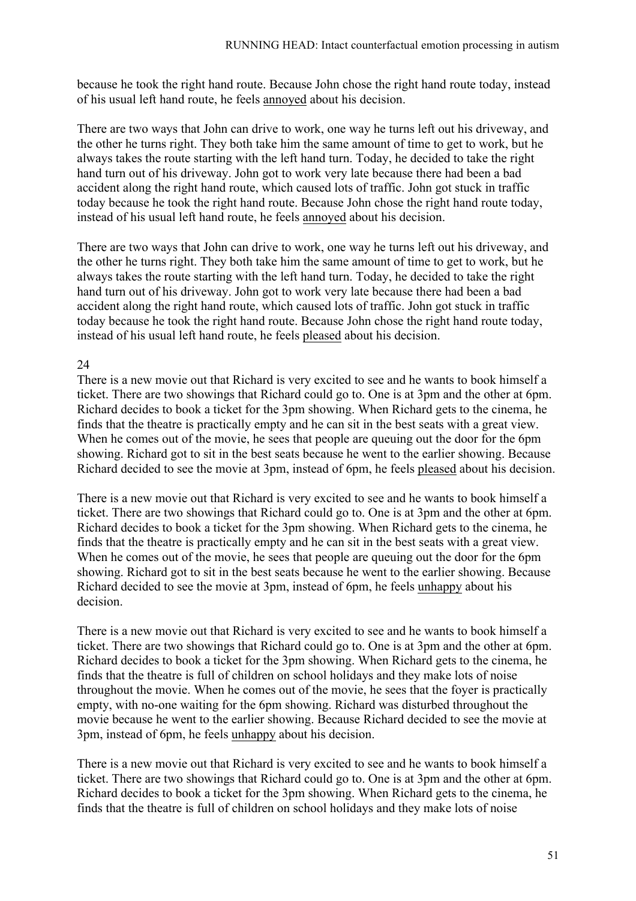because he took the right hand route. Because John chose the right hand route today, instead of his usual left hand route, he feels annoyed about his decision.

There are two ways that John can drive to work, one way he turns left out his driveway, and the other he turns right. They both take him the same amount of time to get to work, but he always takes the route starting with the left hand turn. Today, he decided to take the right hand turn out of his driveway. John got to work very late because there had been a bad accident along the right hand route, which caused lots of traffic. John got stuck in traffic today because he took the right hand route. Because John chose the right hand route today, instead of his usual left hand route, he feels annoyed about his decision.

There are two ways that John can drive to work, one way he turns left out his driveway, and the other he turns right. They both take him the same amount of time to get to work, but he always takes the route starting with the left hand turn. Today, he decided to take the right hand turn out of his driveway. John got to work very late because there had been a bad accident along the right hand route, which caused lots of traffic. John got stuck in traffic today because he took the right hand route. Because John chose the right hand route today, instead of his usual left hand route, he feels pleased about his decision.

24

There is a new movie out that Richard is very excited to see and he wants to book himself a ticket. There are two showings that Richard could go to. One is at 3pm and the other at 6pm. Richard decides to book a ticket for the 3pm showing. When Richard gets to the cinema, he finds that the theatre is practically empty and he can sit in the best seats with a great view. When he comes out of the movie, he sees that people are queuing out the door for the 6pm showing. Richard got to sit in the best seats because he went to the earlier showing. Because Richard decided to see the movie at 3pm, instead of 6pm, he feels pleased about his decision.

There is a new movie out that Richard is very excited to see and he wants to book himself a ticket. There are two showings that Richard could go to. One is at 3pm and the other at 6pm. Richard decides to book a ticket for the 3pm showing. When Richard gets to the cinema, he finds that the theatre is practically empty and he can sit in the best seats with a great view. When he comes out of the movie, he sees that people are queuing out the door for the 6pm showing. Richard got to sit in the best seats because he went to the earlier showing. Because Richard decided to see the movie at 3pm, instead of 6pm, he feels unhappy about his decision.

There is a new movie out that Richard is very excited to see and he wants to book himself a ticket. There are two showings that Richard could go to. One is at 3pm and the other at 6pm. Richard decides to book a ticket for the 3pm showing. When Richard gets to the cinema, he finds that the theatre is full of children on school holidays and they make lots of noise throughout the movie. When he comes out of the movie, he sees that the foyer is practically empty, with no-one waiting for the 6pm showing. Richard was disturbed throughout the movie because he went to the earlier showing. Because Richard decided to see the movie at 3pm, instead of 6pm, he feels unhappy about his decision.

There is a new movie out that Richard is very excited to see and he wants to book himself a ticket. There are two showings that Richard could go to. One is at 3pm and the other at 6pm. Richard decides to book a ticket for the 3pm showing. When Richard gets to the cinema, he finds that the theatre is full of children on school holidays and they make lots of noise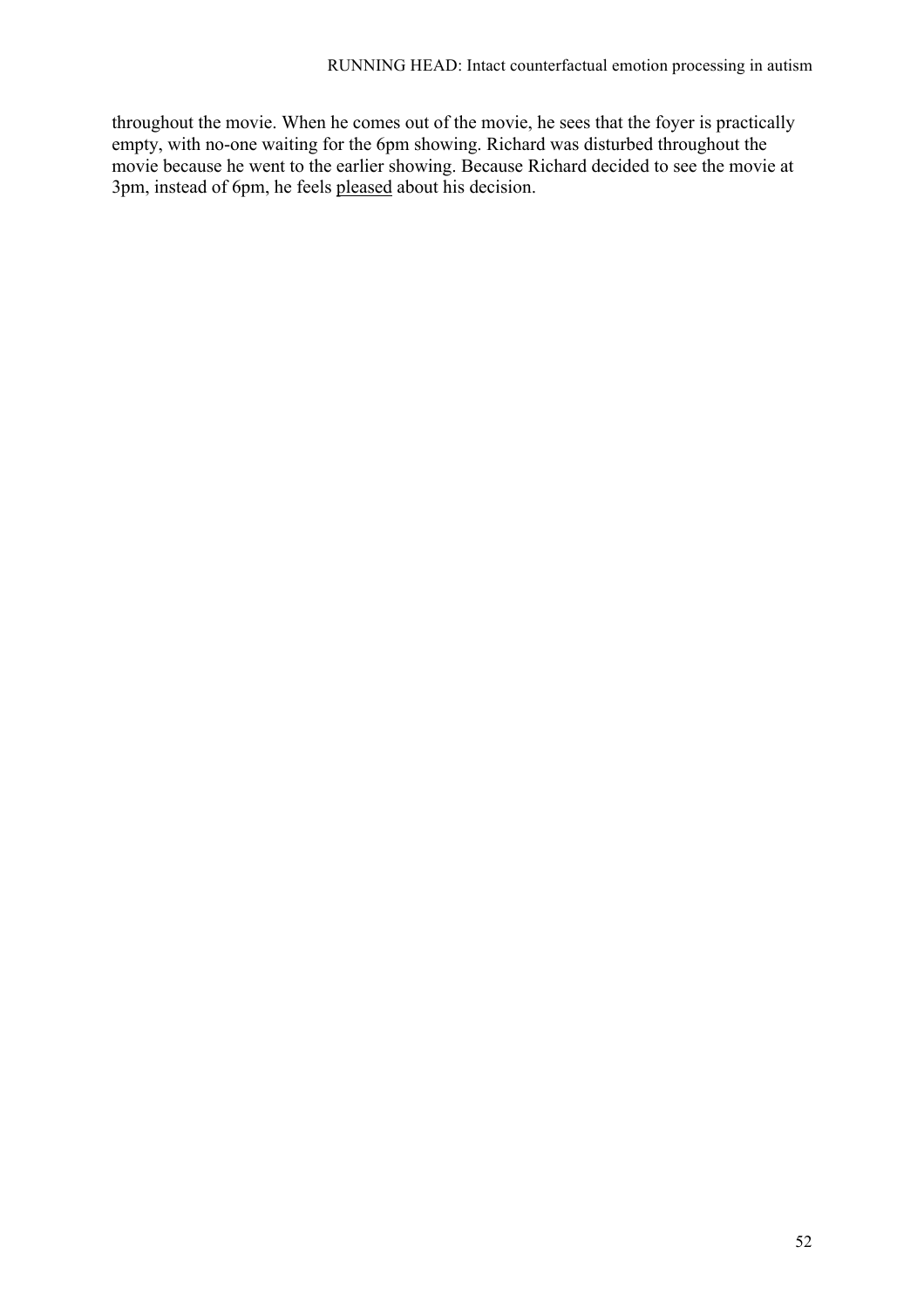throughout the movie. When he comes out of the movie, he sees that the foyer is practically empty, with no-one waiting for the 6pm showing. Richard was disturbed throughout the movie because he went to the earlier showing. Because Richard decided to see the movie at 3pm, instead of 6pm, he feels <u>pleased</u> about his decision.